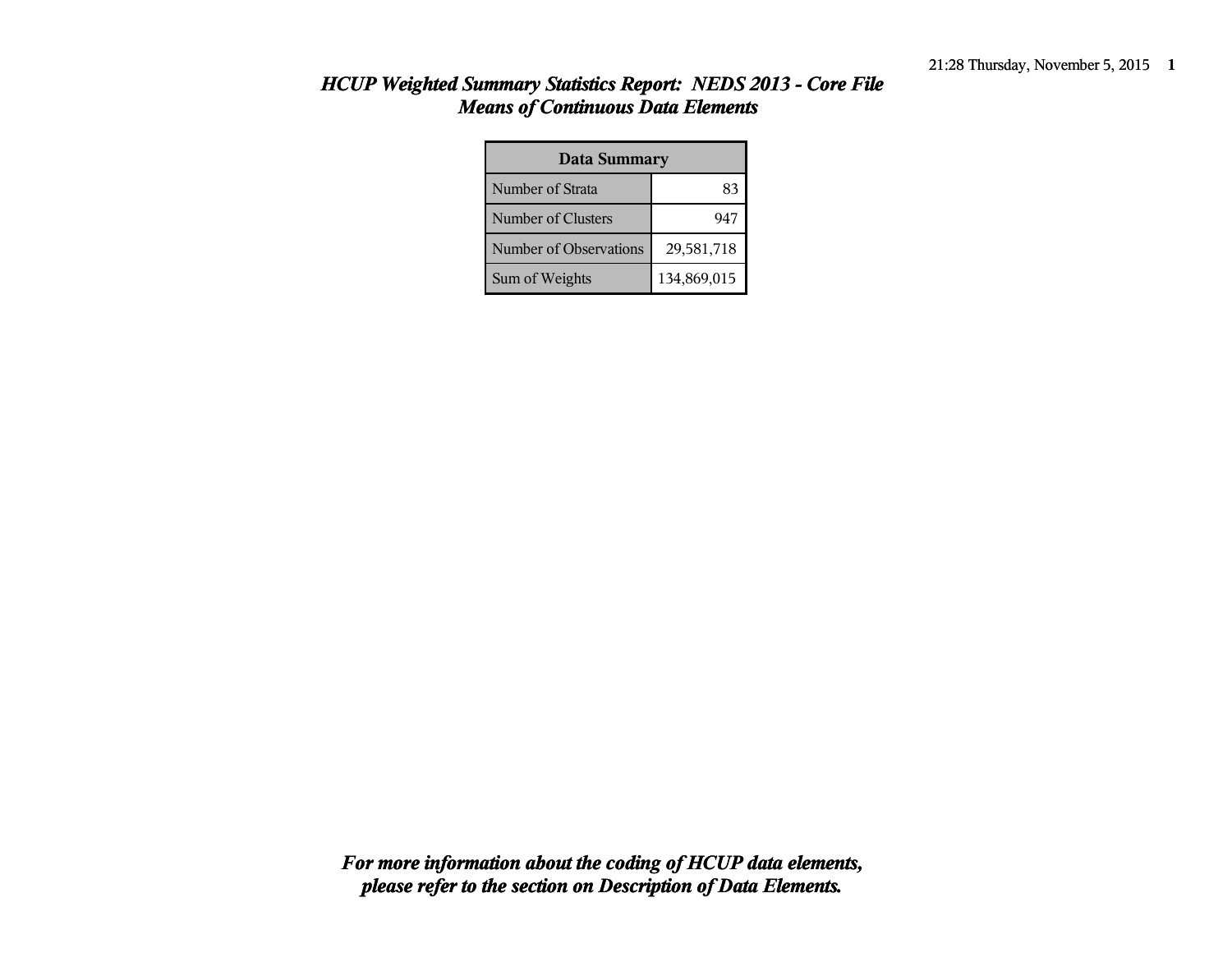# *HCUP Weighted Summary Statistics Report: NEDS 2013 - Core File*
## *Means of Continuous Data Elements*

| Data Summary | |
|---|---|
| Number of Strata | 83 |
| Number of Clusters | 947 |
| Number of Observations | 29,581,718 |
| Sum of Weights | 134,869,015 |

***For more information about the coding of HCUP data elements, please refer to the section on Description of Data Elements.***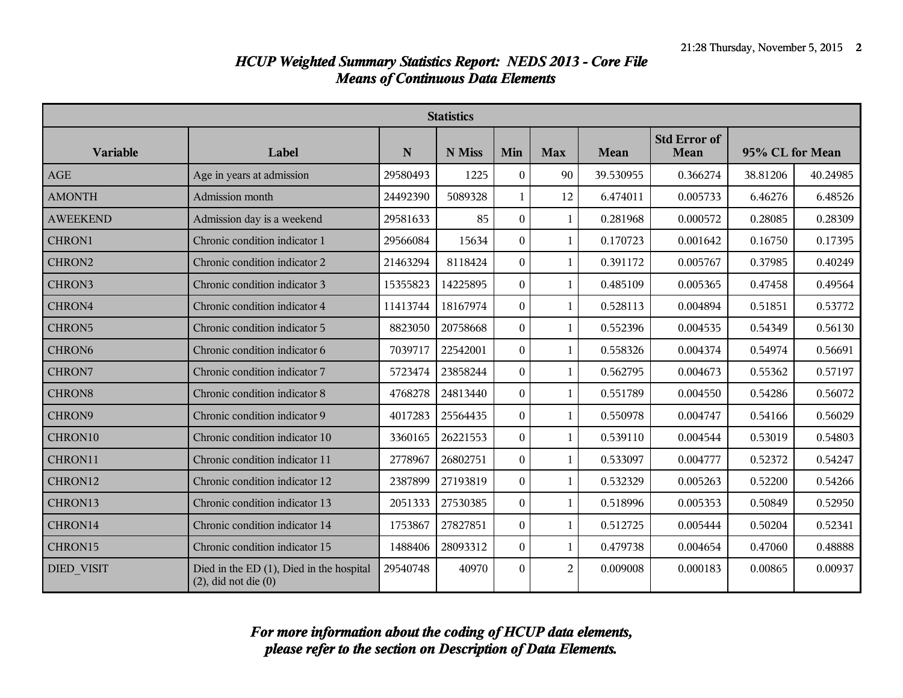# *HCUP Weighted Summary Statistics Report: NEDS 2013 - Core File*
## *Means of Continuous Data Elements*

| Statistics | | | | | | | | | |
|---|---|---|---|---|---|---|---|---|---|
| **Variable** | **Label** | **N** | **N Miss** | **Min** | **Max** | **Mean** | **Std Error of Mean** | **95% CL for Mean** | |
| AGE | Age in years at admission | 29580493 | 1225 | 0 | 90 | 39.530955 | 0.366274 | 38.81206 | 40.24985 |
| AMONTH | Admission month | 24492390 | 5089328 | 1 | 12 | 6.474011 | 0.005733 | 6.46276 | 6.48526 |
| AWEEKEND | Admission day is a weekend | 29581633 | 85 | 0 | 1 | 0.281968 | 0.000572 | 0.28085 | 0.28309 |
| CHRON1 | Chronic condition indicator 1 | 29566084 | 15634 | 0 | 1 | 0.170723 | 0.001642 | 0.16750 | 0.17395 |
| CHRON2 | Chronic condition indicator 2 | 21463294 | 8118424 | 0 | 1 | 0.391172 | 0.005767 | 0.37985 | 0.40249 |
| CHRON3 | Chronic condition indicator 3 | 15355823 | 14225895 | 0 | 1 | 0.485109 | 0.005365 | 0.47458 | 0.49564 |
| CHRON4 | Chronic condition indicator 4 | 11413744 | 18167974 | 0 | 1 | 0.528113 | 0.004894 | 0.51851 | 0.53772 |
| CHRON5 | Chronic condition indicator 5 | 8823050 | 20758668 | 0 | 1 | 0.552396 | 0.004535 | 0.54349 | 0.56130 |
| CHRON6 | Chronic condition indicator 6 | 7039717 | 22542001 | 0 | 1 | 0.558326 | 0.004374 | 0.54974 | 0.56691 |
| CHRON7 | Chronic condition indicator 7 | 5723474 | 23858244 | 0 | 1 | 0.562795 | 0.004673 | 0.55362 | 0.57197 |
| CHRON8 | Chronic condition indicator 8 | 4768278 | 24813440 | 0 | 1 | 0.551789 | 0.004550 | 0.54286 | 0.56072 |
| CHRON9 | Chronic condition indicator 9 | 4017283 | 25564435 | 0 | 1 | 0.550978 | 0.004747 | 0.54166 | 0.56029 |
| CHRON10 | Chronic condition indicator 10 | 3360165 | 26221553 | 0 | 1 | 0.539110 | 0.004544 | 0.53019 | 0.54803 |
| CHRON11 | Chronic condition indicator 11 | 2778967 | 26802751 | 0 | 1 | 0.533097 | 0.004777 | 0.52372 | 0.54247 |
| CHRON12 | Chronic condition indicator 12 | 2387899 | 27193819 | 0 | 1 | 0.532329 | 0.005263 | 0.52200 | 0.54266 |
| CHRON13 | Chronic condition indicator 13 | 2051333 | 27530385 | 0 | 1 | 0.518996 | 0.005353 | 0.50849 | 0.52950 |
| CHRON14 | Chronic condition indicator 14 | 1753867 | 27827851 | 0 | 1 | 0.512725 | 0.005444 | 0.50204 | 0.52341 |
| CHRON15 | Chronic condition indicator 15 | 1488406 | 28093312 | 0 | 1 | 0.479738 | 0.004654 | 0.47060 | 0.48888 |
| DIED_VISIT | Died in the ED (1), Died in the hospital (2), did not die (0) | 29540748 | 40970 | 0 | 2 | 0.009008 | 0.000183 | 0.00865 | 0.00937 |

***For more information about the coding of HCUP data elements, please refer to the section on Description of Data Elements.***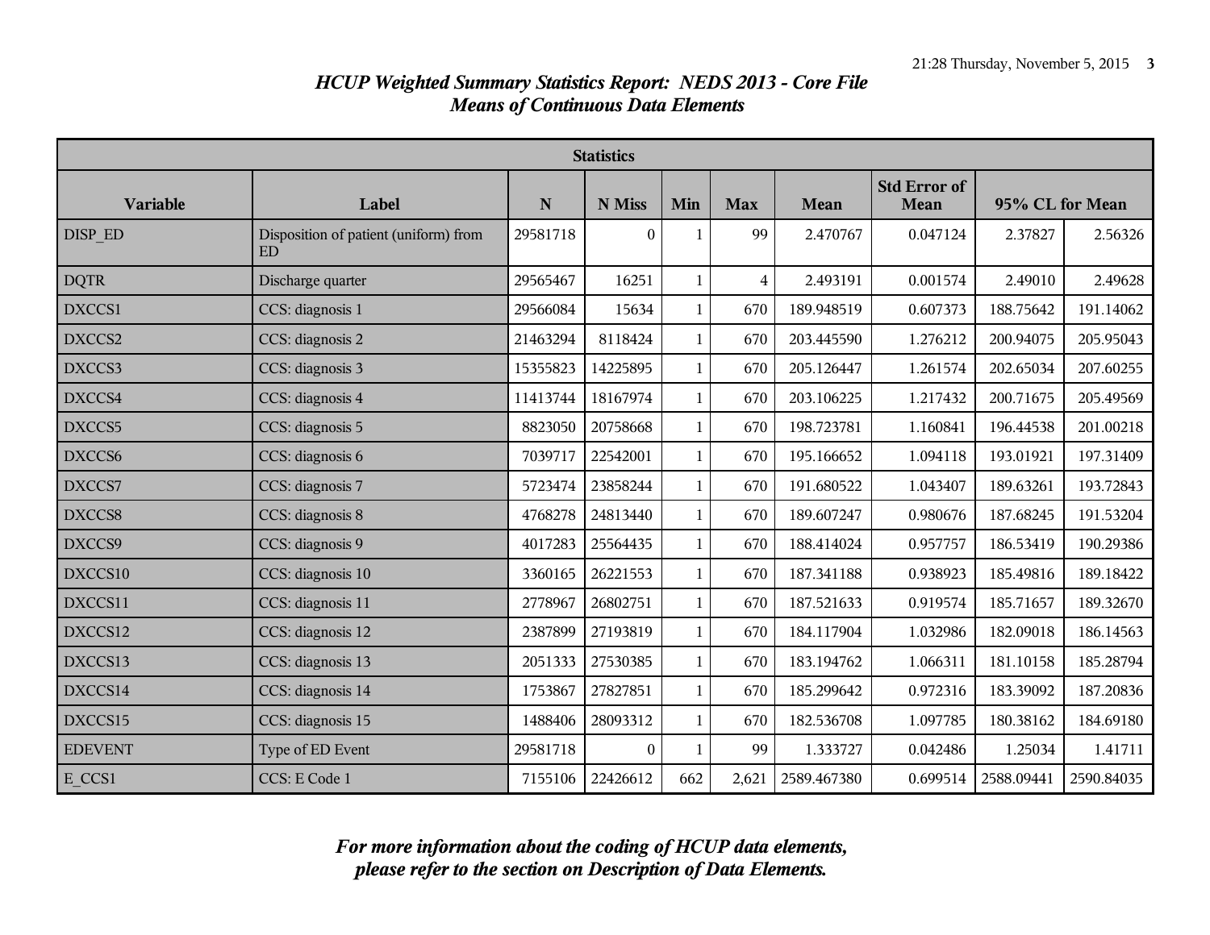# *HCUP Weighted Summary Statistics Report: NEDS 2013 - Core File*
## *Means of Continuous Data Elements*

| Statistics | | | | | | | | | |
|---|---|---|---|---|---|---|---|---|---|
| **Variable** | **Label** | **N** | **N Miss** | **Min** | **Max** | **Mean** | **Std Error of Mean** | **95% CL for Mean** | |
| DISP_ED | Disposition of patient (uniform) from ED | 29581718 | 0 | 1 | 99 | 2.470767 | 0.047124 | 2.37827 | 2.56326 |
| DQTR | Discharge quarter | 29565467 | 16251 | 1 | 4 | 2.493191 | 0.001574 | 2.49010 | 2.49628 |
| DXCCS1 | CCS: diagnosis 1 | 29566084 | 15634 | 1 | 670 | 189.948519 | 0.607373 | 188.75642 | 191.14062 |
| DXCCS2 | CCS: diagnosis 2 | 21463294 | 8118424 | 1 | 670 | 203.445590 | 1.276212 | 200.94075 | 205.95043 |
| DXCCS3 | CCS: diagnosis 3 | 15355823 | 14225895 | 1 | 670 | 205.126447 | 1.261574 | 202.65034 | 207.60255 |
| DXCCS4 | CCS: diagnosis 4 | 11413744 | 18167974 | 1 | 670 | 203.106225 | 1.217432 | 200.71675 | 205.49569 |
| DXCCS5 | CCS: diagnosis 5 | 8823050 | 20758668 | 1 | 670 | 198.723781 | 1.160841 | 196.44538 | 201.00218 |
| DXCCS6 | CCS: diagnosis 6 | 7039717 | 22542001 | 1 | 670 | 195.166652 | 1.094118 | 193.01921 | 197.31409 |
| DXCCS7 | CCS: diagnosis 7 | 5723474 | 23858244 | 1 | 670 | 191.680522 | 1.043407 | 189.63261 | 193.72843 |
| DXCCS8 | CCS: diagnosis 8 | 4768278 | 24813440 | 1 | 670 | 189.607247 | 0.980676 | 187.68245 | 191.53204 |
| DXCCS9 | CCS: diagnosis 9 | 4017283 | 25564435 | 1 | 670 | 188.414024 | 0.957757 | 186.53419 | 190.29386 |
| DXCCS10 | CCS: diagnosis 10 | 3360165 | 26221553 | 1 | 670 | 187.341188 | 0.938923 | 185.49816 | 189.18422 |
| DXCCS11 | CCS: diagnosis 11 | 2778967 | 26802751 | 1 | 670 | 187.521633 | 0.919574 | 185.71657 | 189.32670 |
| DXCCS12 | CCS: diagnosis 12 | 2387899 | 27193819 | 1 | 670 | 184.117904 | 1.032986 | 182.09018 | 186.14563 |
| DXCCS13 | CCS: diagnosis 13 | 2051333 | 27530385 | 1 | 670 | 183.194762 | 1.066311 | 181.10158 | 185.28794 |
| DXCCS14 | CCS: diagnosis 14 | 1753867 | 27827851 | 1 | 670 | 185.299642 | 0.972316 | 183.39092 | 187.20836 |
| DXCCS15 | CCS: diagnosis 15 | 1488406 | 28093312 | 1 | 670 | 182.536708 | 1.097785 | 180.38162 | 184.69180 |
| EDEVENT | Type of ED Event | 29581718 | 0 | 1 | 99 | 1.333727 | 0.042486 | 1.25034 | 1.41711 |
| E_CCS1 | CCS: E Code 1 | 7155106 | 22426612 | 662 | 2,621 | 2589.467380 | 0.699514 | 2588.09441 | 2590.84035 |

***For more information about the coding of HCUP data elements, please refer to the section on Description of Data Elements.***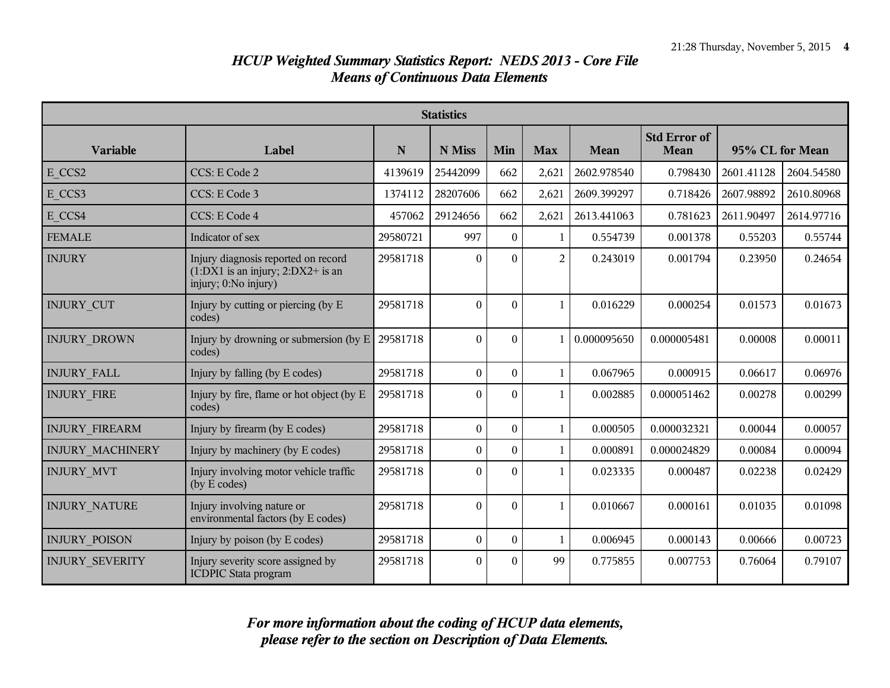## *HCUP Weighted Summary Statistics Report: NEDS 2013 - Core File*
## *Means of Continuous Data Elements*

| Statistics | | | | | | | | | |
|---|---|---|---|---|---|---|---|---|---|
| **Variable** | **Label** | **N** | **N Miss** | **Min** | **Max** | **Mean** | **Std Error of Mean** | **95% CL for Mean** | |
| E_CCS2 | CCS: E Code 2 | 4139619 | 25442099 | 662 | 2,621 | 2602.978540 | 0.798430 | 2601.41128 | 2604.54580 |
| E_CCS3 | CCS: E Code 3 | 1374112 | 28207606 | 662 | 2,621 | 2609.399297 | 0.718426 | 2607.98892 | 2610.80968 |
| E_CCS4 | CCS: E Code 4 | 457062 | 29124656 | 662 | 2,621 | 2613.441063 | 0.781623 | 2611.90497 | 2614.97716 |
| FEMALE | Indicator of sex | 29580721 | 997 | 0 | 1 | 0.554739 | 0.001378 | 0.55203 | 0.55744 |
| INJURY | Injury diagnosis reported on record (1:DX1 is an injury; 2:DX2+ is an injury; 0:No injury) | 29581718 | 0 | 0 | 2 | 0.243019 | 0.001794 | 0.23950 | 0.24654 |
| INJURY_CUT | Injury by cutting or piercing (by E codes) | 29581718 | 0 | 0 | 1 | 0.016229 | 0.000254 | 0.01573 | 0.01673 |
| INJURY_DROWN | Injury by drowning or submersion (by E codes) | 29581718 | 0 | 0 | 1 | 0.000095650 | 0.000005481 | 0.00008 | 0.00011 |
| INJURY_FALL | Injury by falling (by E codes) | 29581718 | 0 | 0 | 1 | 0.067965 | 0.000915 | 0.06617 | 0.06976 |
| INJURY_FIRE | Injury by fire, flame or hot object (by E codes) | 29581718 | 0 | 0 | 1 | 0.002885 | 0.000051462 | 0.00278 | 0.00299 |
| INJURY_FIREARM | Injury by firearm (by E codes) | 29581718 | 0 | 0 | 1 | 0.000505 | 0.000032321 | 0.00044 | 0.00057 |
| INJURY_MACHINERY | Injury by machinery (by E codes) | 29581718 | 0 | 0 | 1 | 0.000891 | 0.000024829 | 0.00084 | 0.00094 |
| INJURY_MVT | Injury involving motor vehicle traffic (by E codes) | 29581718 | 0 | 0 | 1 | 0.023335 | 0.000487 | 0.02238 | 0.02429 |
| INJURY_NATURE | Injury involving nature or environmental factors (by E codes) | 29581718 | 0 | 0 | 1 | 0.010667 | 0.000161 | 0.01035 | 0.01098 |
| INJURY_POISON | Injury by poison (by E codes) | 29581718 | 0 | 0 | 1 | 0.006945 | 0.000143 | 0.00666 | 0.00723 |
| INJURY_SEVERITY | Injury severity score assigned by ICDPIC Stata program | 29581718 | 0 | 0 | 99 | 0.775855 | 0.007753 | 0.76064 | 0.79107 |

***For more information about the coding of HCUP data elements, please refer to the section on Description of Data Elements.***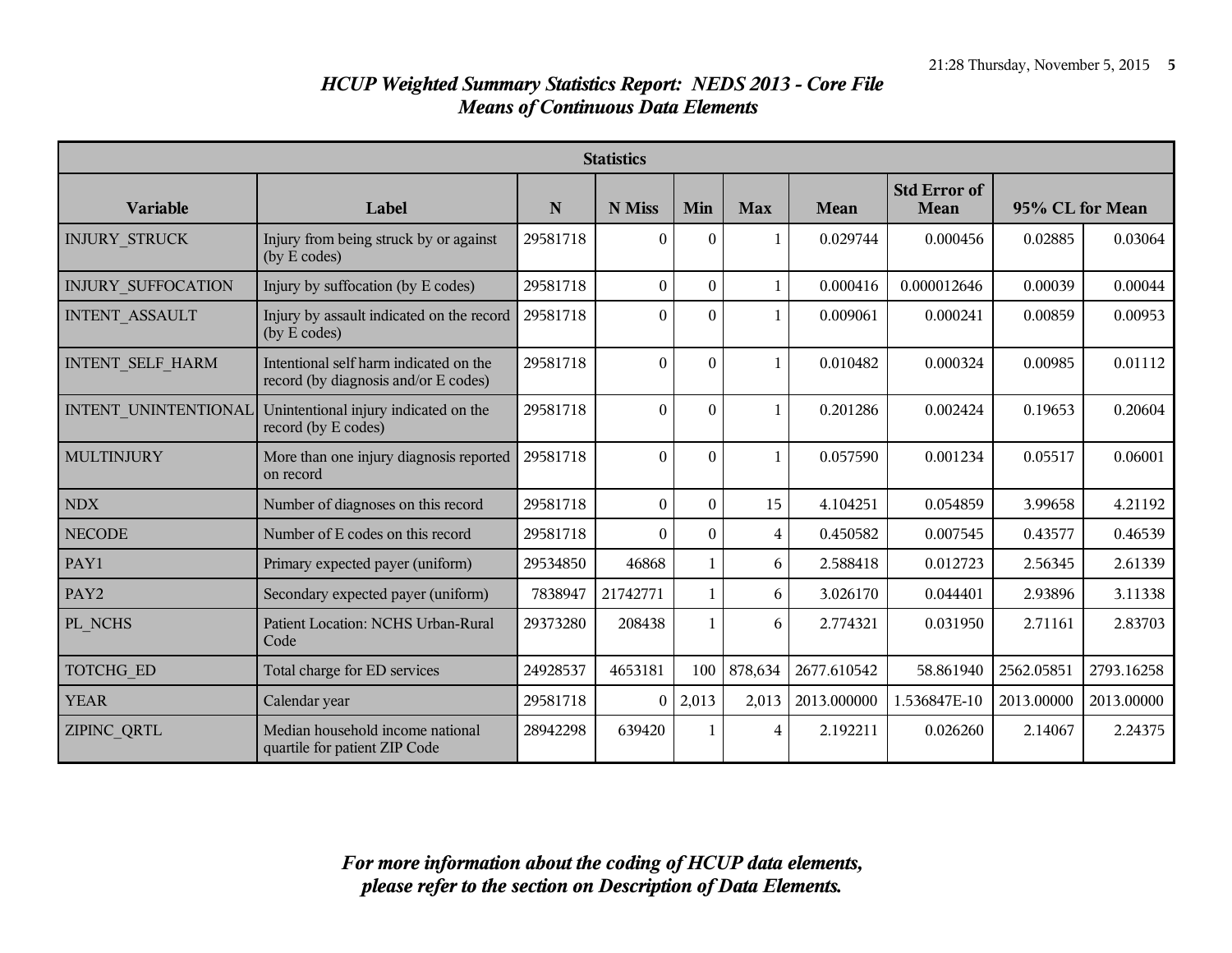## *HCUP Weighted Summary Statistics Report: NEDS 2013 - Core File*
## *Means of Continuous Data Elements*

| Statistics | | | | | | | | | |
|---|---|---|---|---|---|---|---|---|---|
| **Variable** | **Label** | **N** | **N Miss** | **Min** | **Max** | **Mean** | **Std Error of Mean** | **95% CL for Mean** | |
| INJURY_STRUCK | Injury from being struck by or against (by E codes) | 29581718 | 0 | 0 | 1 | 0.029744 | 0.000456 | 0.02885 | 0.03064 |
| INJURY_SUFFOCATION | Injury by suffocation (by E codes) | 29581718 | 0 | 0 | 1 | 0.000416 | 0.000012646 | 0.00039 | 0.00044 |
| INTENT_ASSAULT | Injury by assault indicated on the record (by E codes) | 29581718 | 0 | 0 | 1 | 0.009061 | 0.000241 | 0.00859 | 0.00953 |
| INTENT_SELF_HARM | Intentional self harm indicated on the record (by diagnosis and/or E codes) | 29581718 | 0 | 0 | 1 | 0.010482 | 0.000324 | 0.00985 | 0.01112 |
| INTENT_UNINTENTIONAL | Unintentional injury indicated on the record (by E codes) | 29581718 | 0 | 0 | 1 | 0.201286 | 0.002424 | 0.19653 | 0.20604 |
| MULTINJURY | More than one injury diagnosis reported on record | 29581718 | 0 | 0 | 1 | 0.057590 | 0.001234 | 0.05517 | 0.06001 |
| NDX | Number of diagnoses on this record | 29581718 | 0 | 0 | 15 | 4.104251 | 0.054859 | 3.99658 | 4.21192 |
| NECODE | Number of E codes on this record | 29581718 | 0 | 0 | 4 | 0.450582 | 0.007545 | 0.43577 | 0.46539 |
| PAY1 | Primary expected payer (uniform) | 29534850 | 46868 | 1 | 6 | 2.588418 | 0.012723 | 2.56345 | 2.61339 |
| PAY2 | Secondary expected payer (uniform) | 7838947 | 21742771 | 1 | 6 | 3.026170 | 0.044401 | 2.93896 | 3.11338 |
| PL_NCHS | Patient Location: NCHS Urban-Rural Code | 29373280 | 208438 | 1 | 6 | 2.774321 | 0.031950 | 2.71161 | 2.83703 |
| TOTCHG_ED | Total charge for ED services | 24928537 | 4653181 | 100 | 878,634 | 2677.610542 | 58.861940 | 2562.05851 | 2793.16258 |
| YEAR | Calendar year | 29581718 | 0 | 2,013 | 2,013 | 2013.000000 | 1.536847E-10 | 2013.00000 | 2013.00000 |
| ZIPINC_QRTL | Median household income national quartile for patient ZIP Code | 28942298 | 639420 | 1 | 4 | 2.192211 | 0.026260 | 2.14067 | 2.24375 |

***For more information about the coding of HCUP data elements, please refer to the section on Description of Data Elements.***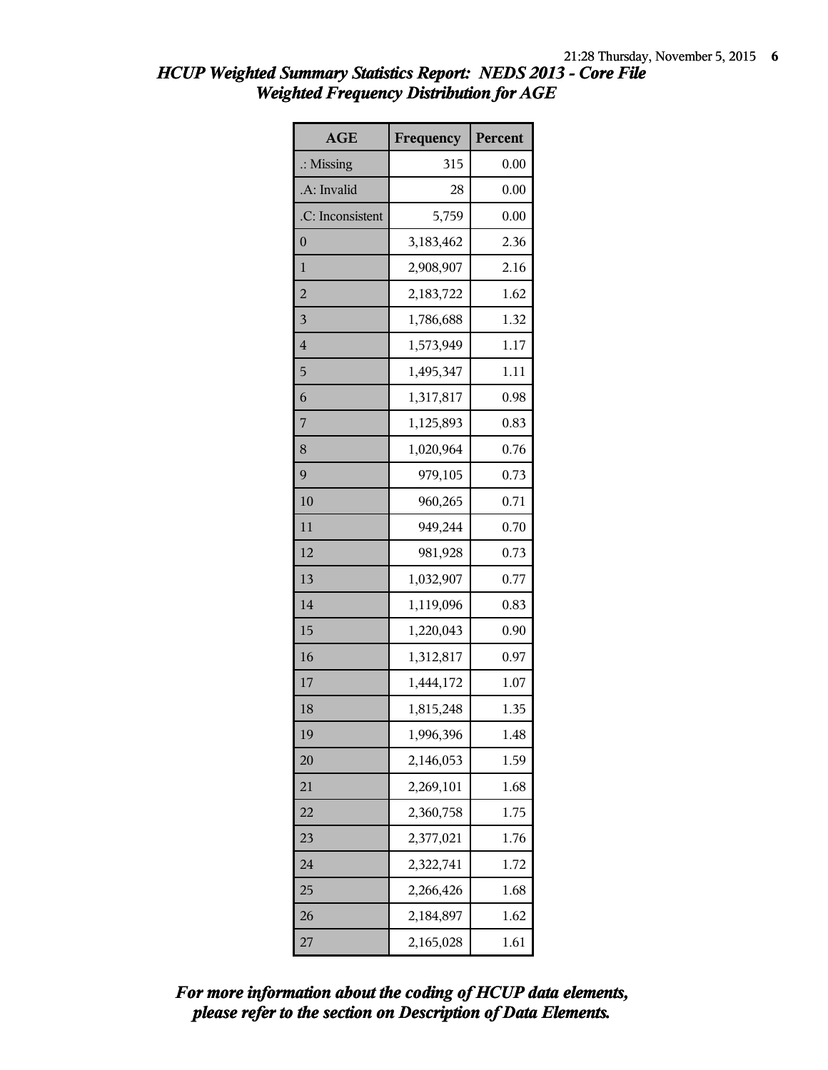## HCUP Weighted Summary Statistics Report: NEDS 2013 - Core File
## Weighted Frequency Distribution for AGE

| AGE | Frequency | Percent |
| --- | --- | --- |
| .: Missing | 315 | 0.00 |
| .A: Invalid | 28 | 0.00 |
| .C: Inconsistent | 5,759 | 0.00 |
| 0 | 3,183,462 | 2.36 |
| 1 | 2,908,907 | 2.16 |
| 2 | 2,183,722 | 1.62 |
| 3 | 1,786,688 | 1.32 |
| 4 | 1,573,949 | 1.17 |
| 5 | 1,495,347 | 1.11 |
| 6 | 1,317,817 | 0.98 |
| 7 | 1,125,893 | 0.83 |
| 8 | 1,020,964 | 0.76 |
| 9 | 979,105 | 0.73 |
| 10 | 960,265 | 0.71 |
| 11 | 949,244 | 0.70 |
| 12 | 981,928 | 0.73 |
| 13 | 1,032,907 | 0.77 |
| 14 | 1,119,096 | 0.83 |
| 15 | 1,220,043 | 0.90 |
| 16 | 1,312,817 | 0.97 |
| 17 | 1,444,172 | 1.07 |
| 18 | 1,815,248 | 1.35 |
| 19 | 1,996,396 | 1.48 |
| 20 | 2,146,053 | 1.59 |
| 21 | 2,269,101 | 1.68 |
| 22 | 2,360,758 | 1.75 |
| 23 | 2,377,021 | 1.76 |
| 24 | 2,322,741 | 1.72 |
| 25 | 2,266,426 | 1.68 |
| 26 | 2,184,897 | 1.62 |
| 27 | 2,165,028 | 1.61 |

*For more information about the coding of HCUP data elements, please refer to the section on Description of Data Elements.*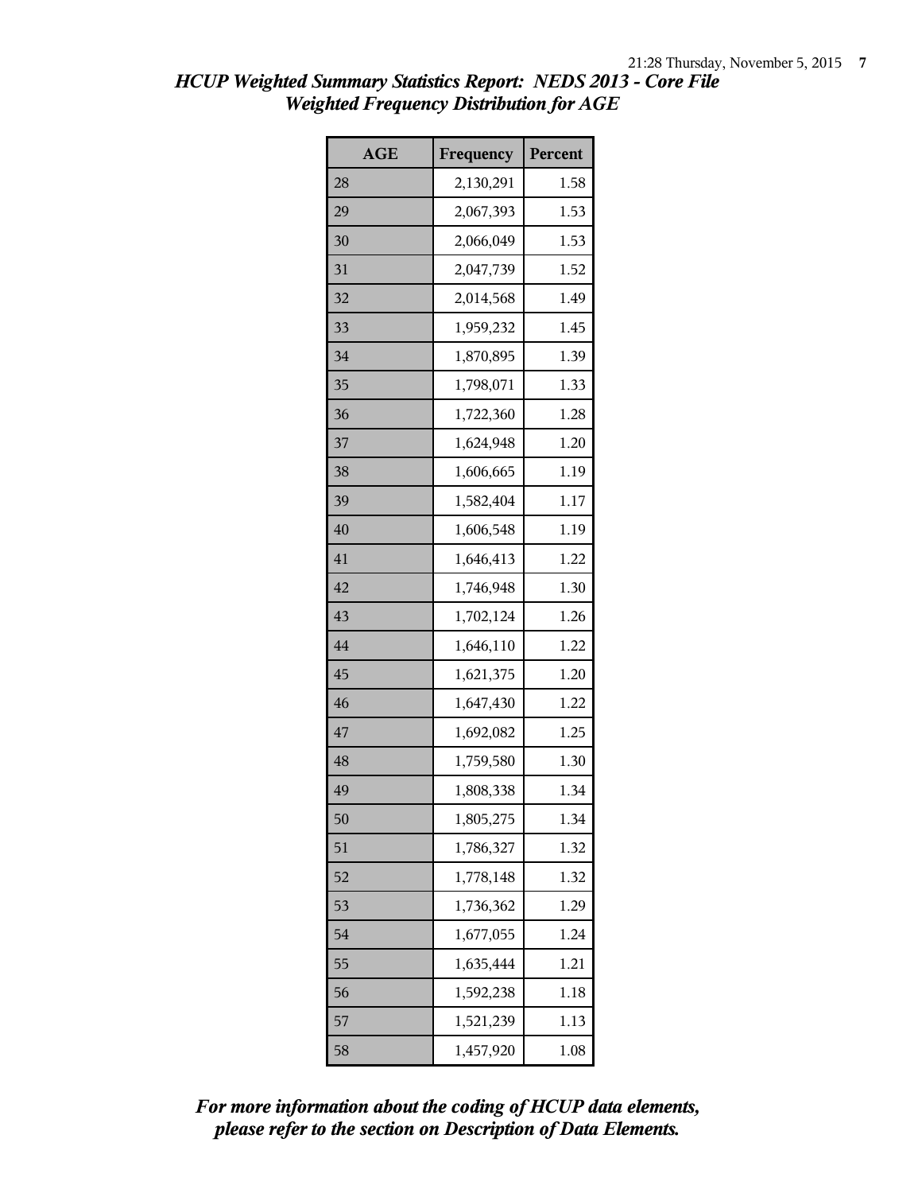# *HCUP Weighted Summary Statistics Report: NEDS 2013 - Core File*
## *Weighted Frequency Distribution for AGE*

| AGE | Frequency | Percent |
|---|---|---|
| 28 | 2,130,291 | 1.58 |
| 29 | 2,067,393 | 1.53 |
| 30 | 2,066,049 | 1.53 |
| 31 | 2,047,739 | 1.52 |
| 32 | 2,014,568 | 1.49 |
| 33 | 1,959,232 | 1.45 |
| 34 | 1,870,895 | 1.39 |
| 35 | 1,798,071 | 1.33 |
| 36 | 1,722,360 | 1.28 |
| 37 | 1,624,948 | 1.20 |
| 38 | 1,606,665 | 1.19 |
| 39 | 1,582,404 | 1.17 |
| 40 | 1,606,548 | 1.19 |
| 41 | 1,646,413 | 1.22 |
| 42 | 1,746,948 | 1.30 |
| 43 | 1,702,124 | 1.26 |
| 44 | 1,646,110 | 1.22 |
| 45 | 1,621,375 | 1.20 |
| 46 | 1,647,430 | 1.22 |
| 47 | 1,692,082 | 1.25 |
| 48 | 1,759,580 | 1.30 |
| 49 | 1,808,338 | 1.34 |
| 50 | 1,805,275 | 1.34 |
| 51 | 1,786,327 | 1.32 |
| 52 | 1,778,148 | 1.32 |
| 53 | 1,736,362 | 1.29 |
| 54 | 1,677,055 | 1.24 |
| 55 | 1,635,444 | 1.21 |
| 56 | 1,592,238 | 1.18 |
| 57 | 1,521,239 | 1.13 |
| 58 | 1,457,920 | 1.08 |

***For more information about the coding of HCUP data elements, please refer to the section on Description of Data Elements.***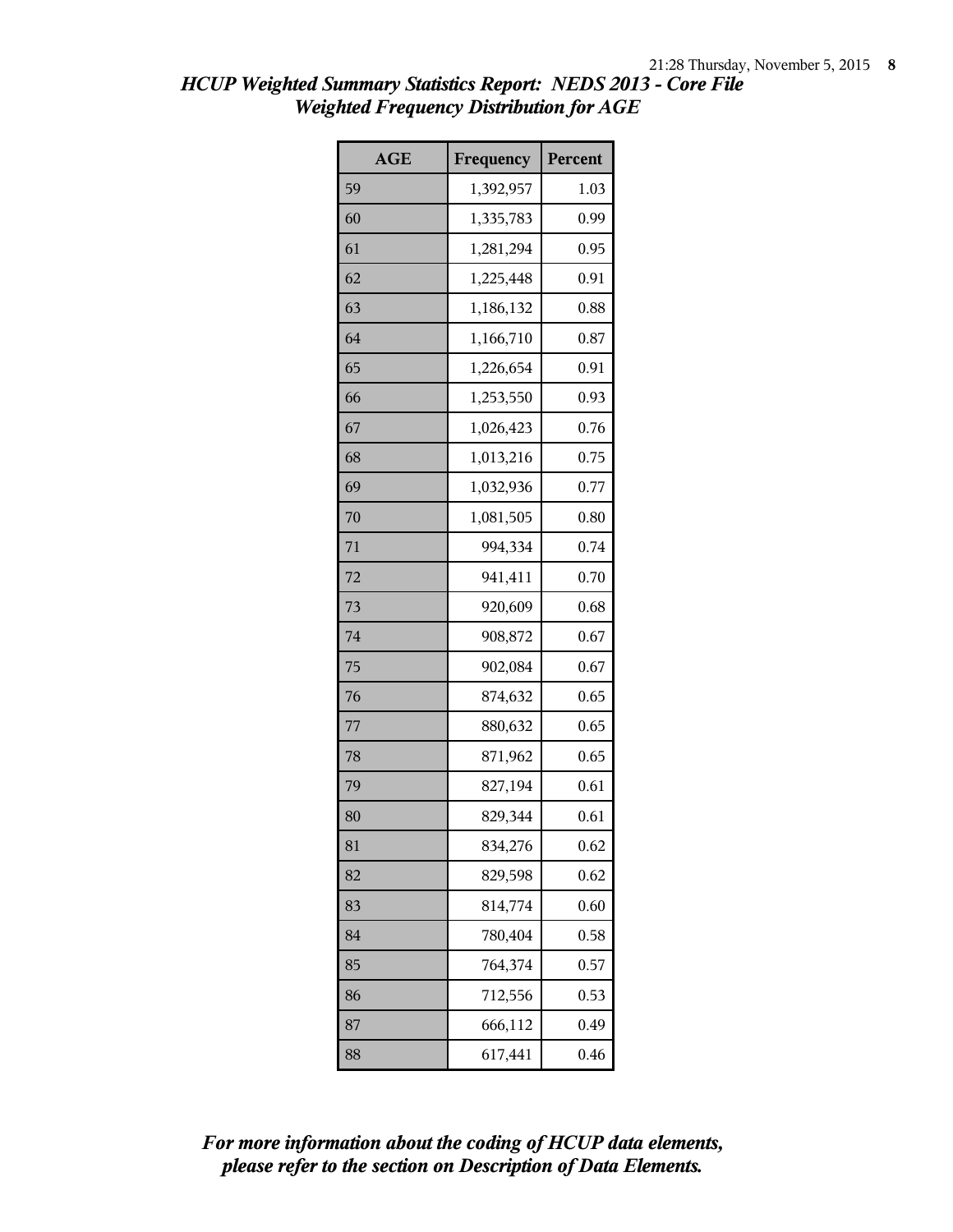# *HCUP Weighted Summary Statistics Report: NEDS 2013 - Core File*
## *Weighted Frequency Distribution for AGE*

| AGE | Frequency | Percent |
|---|---|---|
| 59 | 1,392,957 | 1.03 |
| 60 | 1,335,783 | 0.99 |
| 61 | 1,281,294 | 0.95 |
| 62 | 1,225,448 | 0.91 |
| 63 | 1,186,132 | 0.88 |
| 64 | 1,166,710 | 0.87 |
| 65 | 1,226,654 | 0.91 |
| 66 | 1,253,550 | 0.93 |
| 67 | 1,026,423 | 0.76 |
| 68 | 1,013,216 | 0.75 |
| 69 | 1,032,936 | 0.77 |
| 70 | 1,081,505 | 0.80 |
| 71 | 994,334 | 0.74 |
| 72 | 941,411 | 0.70 |
| 73 | 920,609 | 0.68 |
| 74 | 908,872 | 0.67 |
| 75 | 902,084 | 0.67 |
| 76 | 874,632 | 0.65 |
| 77 | 880,632 | 0.65 |
| 78 | 871,962 | 0.65 |
| 79 | 827,194 | 0.61 |
| 80 | 829,344 | 0.61 |
| 81 | 834,276 | 0.62 |
| 82 | 829,598 | 0.62 |
| 83 | 814,774 | 0.60 |
| 84 | 780,404 | 0.58 |
| 85 | 764,374 | 0.57 |
| 86 | 712,556 | 0.53 |
| 87 | 666,112 | 0.49 |
| 88 | 617,441 | 0.46 |

***For more information about the coding of HCUP data elements, please refer to the section on Description of Data Elements.***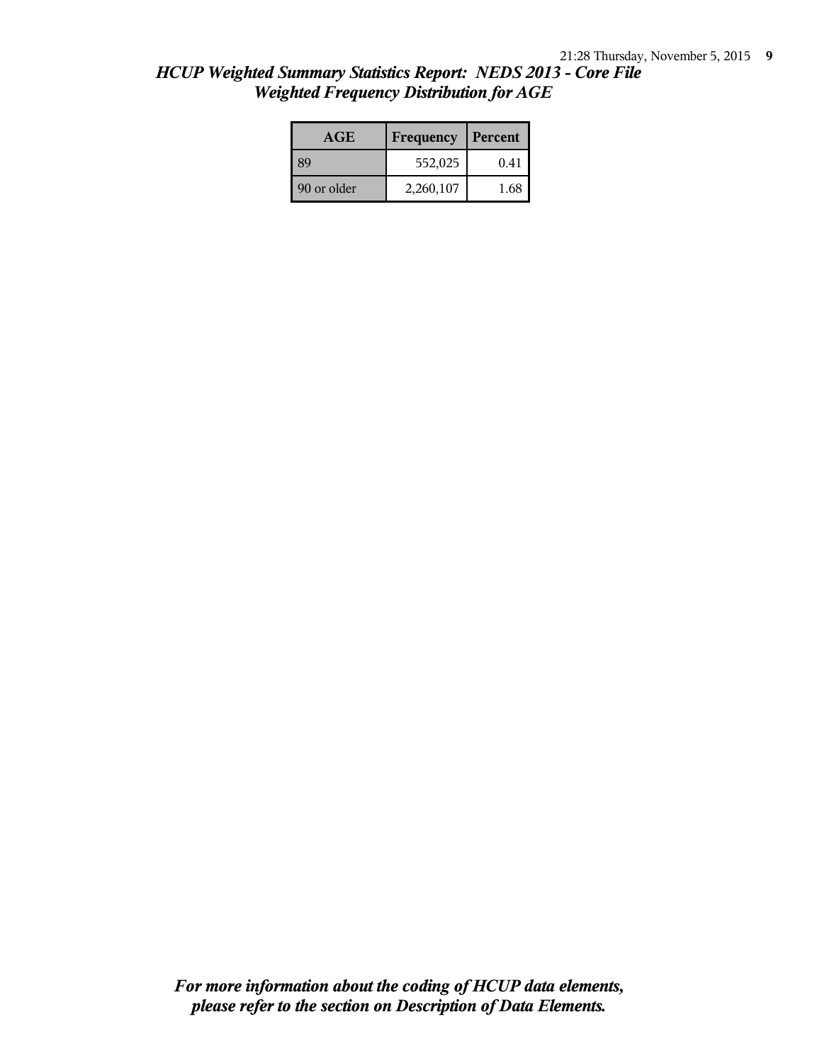## *HCUP Weighted Summary Statistics Report: NEDS 2013 - Core File*
## *Weighted Frequency Distribution for AGE*

| AGE | Frequency | Percent |
|---|---|---|
| 89 | 552,025 | 0.41 |
| 90 or older | 2,260,107 | 1.68 |

***For more information about the coding of HCUP data elements, please refer to the section on Description of Data Elements.***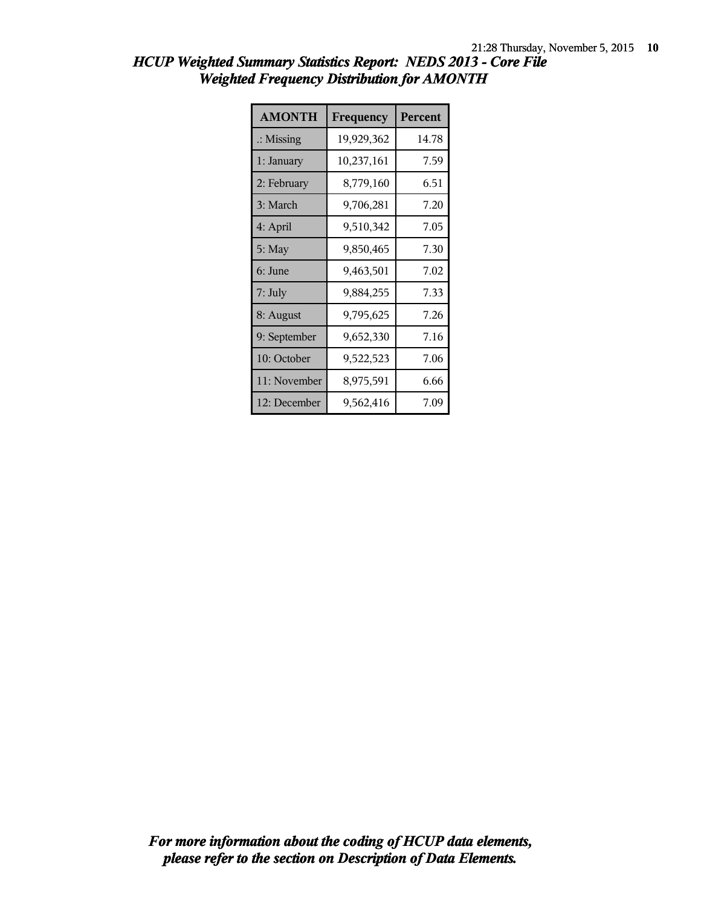*HCUP Weighted Summary Statistics Report: NEDS 2013 - Core File*
*Weighted Frequency Distribution for AMONTH*

| AMONTH | Frequency | Percent |
|---|---|---|
| .: Missing | 19,929,362 | 14.78 |
| 1: January | 10,237,161 | 7.59 |
| 2: February | 8,779,160 | 6.51 |
| 3: March | 9,706,281 | 7.20 |
| 4: April | 9,510,342 | 7.05 |
| 5: May | 9,850,465 | 7.30 |
| 6: June | 9,463,501 | 7.02 |
| 7: July | 9,884,255 | 7.33 |
| 8: August | 9,795,625 | 7.26 |
| 9: September | 9,652,330 | 7.16 |
| 10: October | 9,522,523 | 7.06 |
| 11: November | 8,975,591 | 6.66 |
| 12: December | 9,562,416 | 7.09 |

*For more information about the coding of HCUP data elements, please refer to the section on Description of Data Elements.*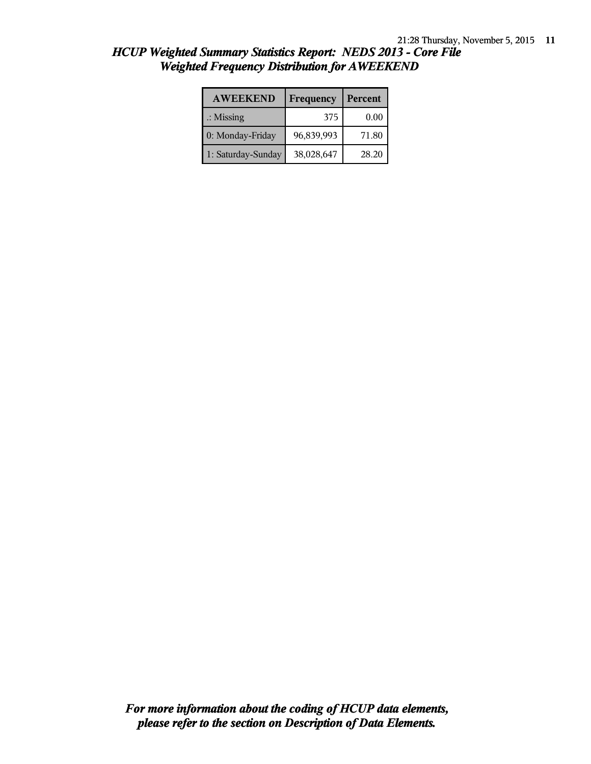*HCUP Weighted Summary Statistics Report: NEDS 2013 - Core File*
*Weighted Frequency Distribution for AWEEKEND*

| AWEEKEND | Frequency | Percent |
|---|---|---|
| .: Missing | 375 | 0.00 |
| 0: Monday-Friday | 96,839,993 | 71.80 |
| 1: Saturday-Sunday | 38,028,647 | 28.20 |

***For more information about the coding of HCUP data elements, please refer to the section on Description of Data Elements.***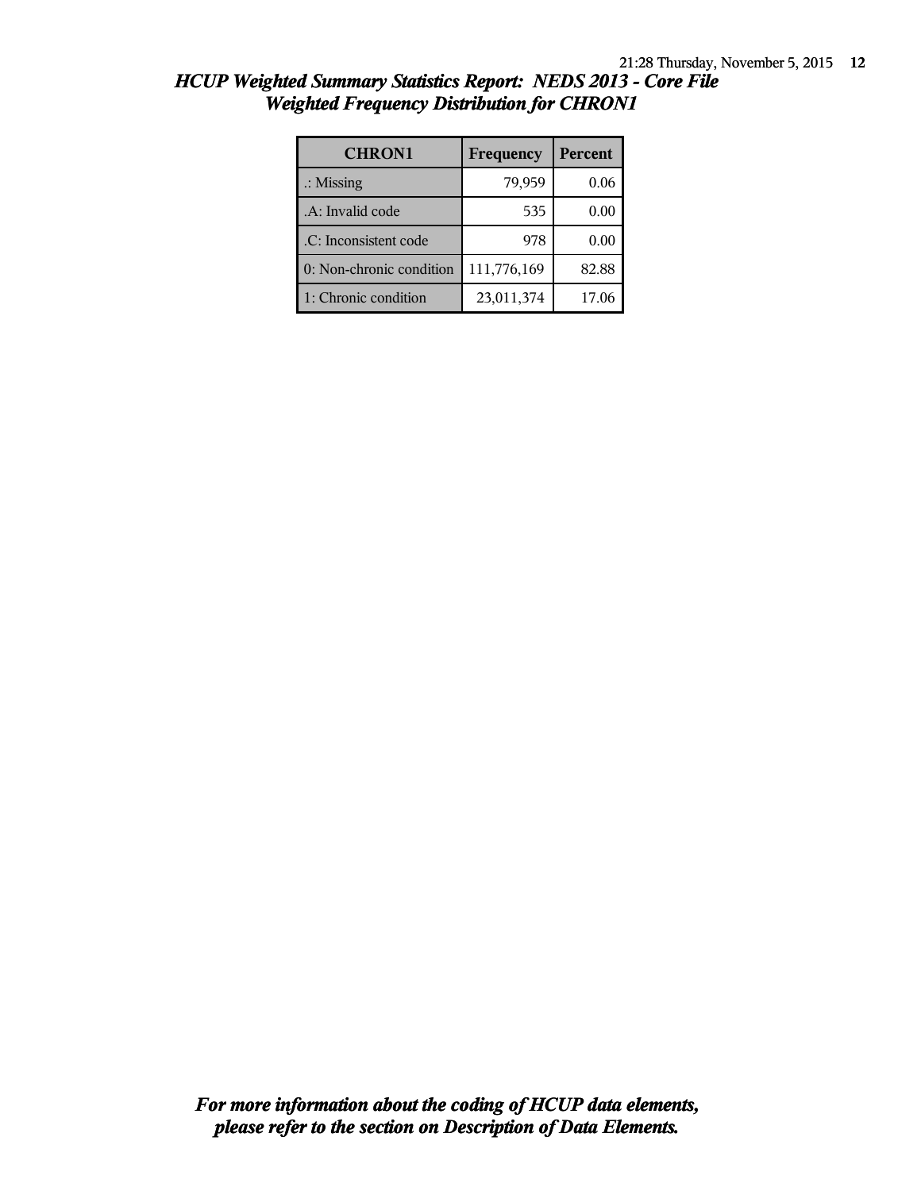# *HCUP Weighted Summary Statistics Report: NEDS 2013 - Core File*
## *Weighted Frequency Distribution for CHRON1*

| CHRON1 | Frequency | Percent |
|---|---|---|
| .: Missing | 79,959 | 0.06 |
| .A: Invalid code | 535 | 0.00 |
| .C: Inconsistent code | 978 | 0.00 |
| 0: Non-chronic condition | 111,776,169 | 82.88 |
| 1: Chronic condition | 23,011,374 | 17.06 |

***For more information about the coding of HCUP data elements, please refer to the section on Description of Data Elements.***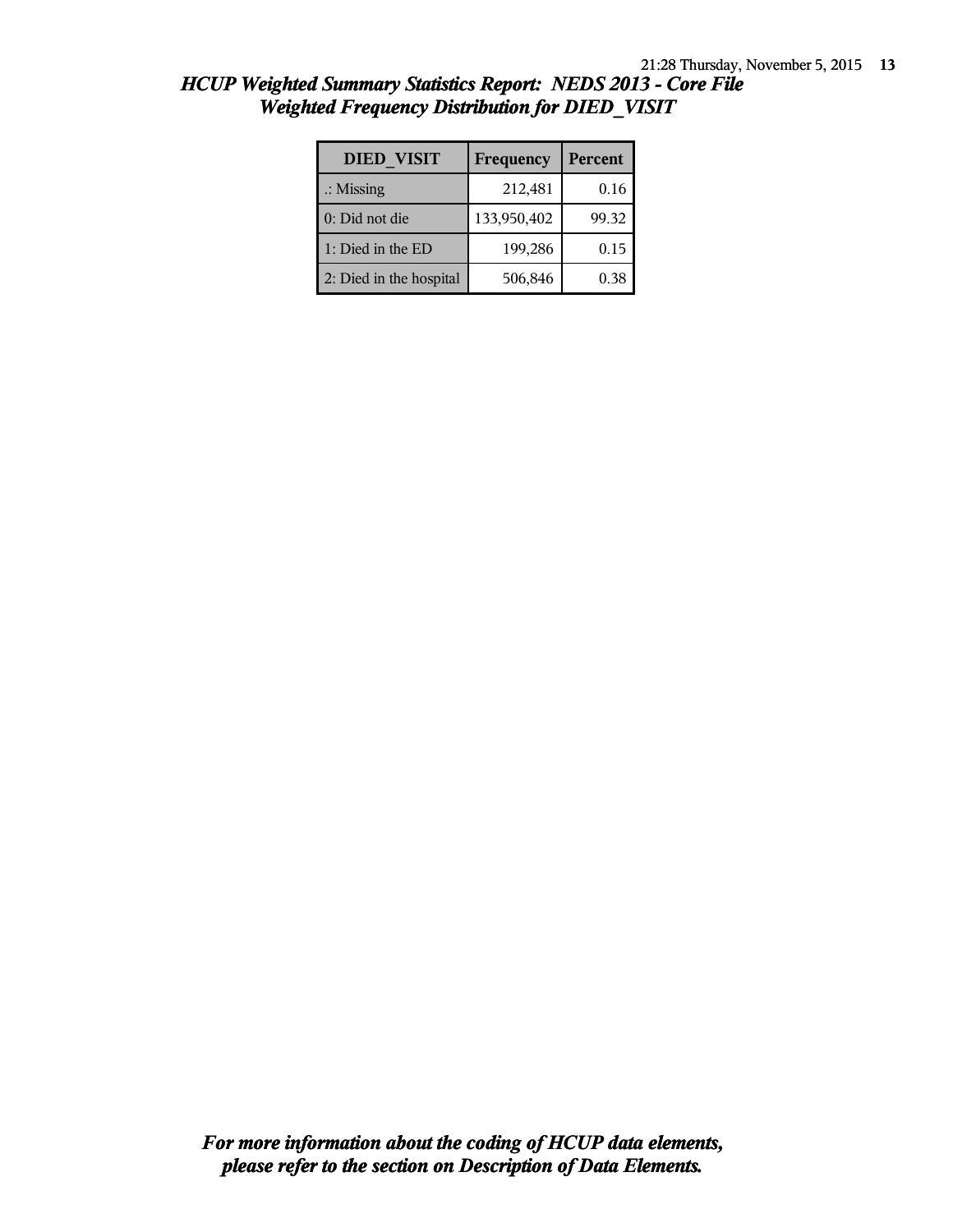# HCUP Weighted Summary Statistics Report: NEDS 2013 - Core File

## Weighted Frequency Distribution for DIED_VISIT

| DIED_VISIT | Frequency | Percent |
|---|---|---|
| .: Missing | 212,481 | 0.16 |
| 0: Did not die | 133,950,402 | 99.32 |
| 1: Died in the ED | 199,286 | 0.15 |
| 2: Died in the hospital | 506,846 | 0.38 |

*For more information about the coding of HCUP data elements, please refer to the section on Description of Data Elements.*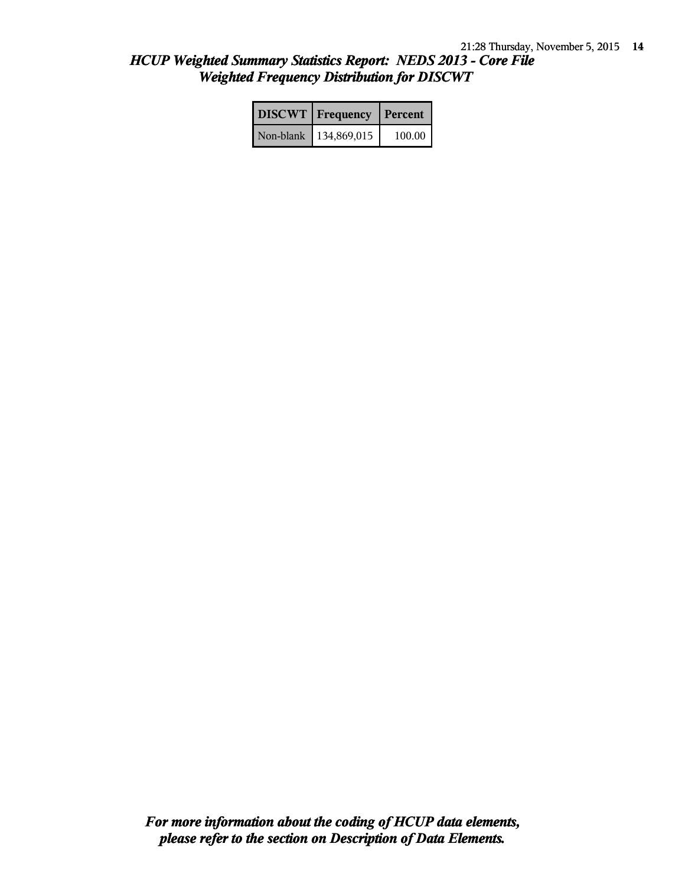## *HCUP Weighted Summary Statistics Report: NEDS 2013 - Core File*
## *Weighted Frequency Distribution for DISCWT*

| DISCWT | Frequency | Percent |
|---|---|---|
| Non-blank | 134,869,015 | 100.00 |

***For more information about the coding of HCUP data elements, please refer to the section on Description of Data Elements.***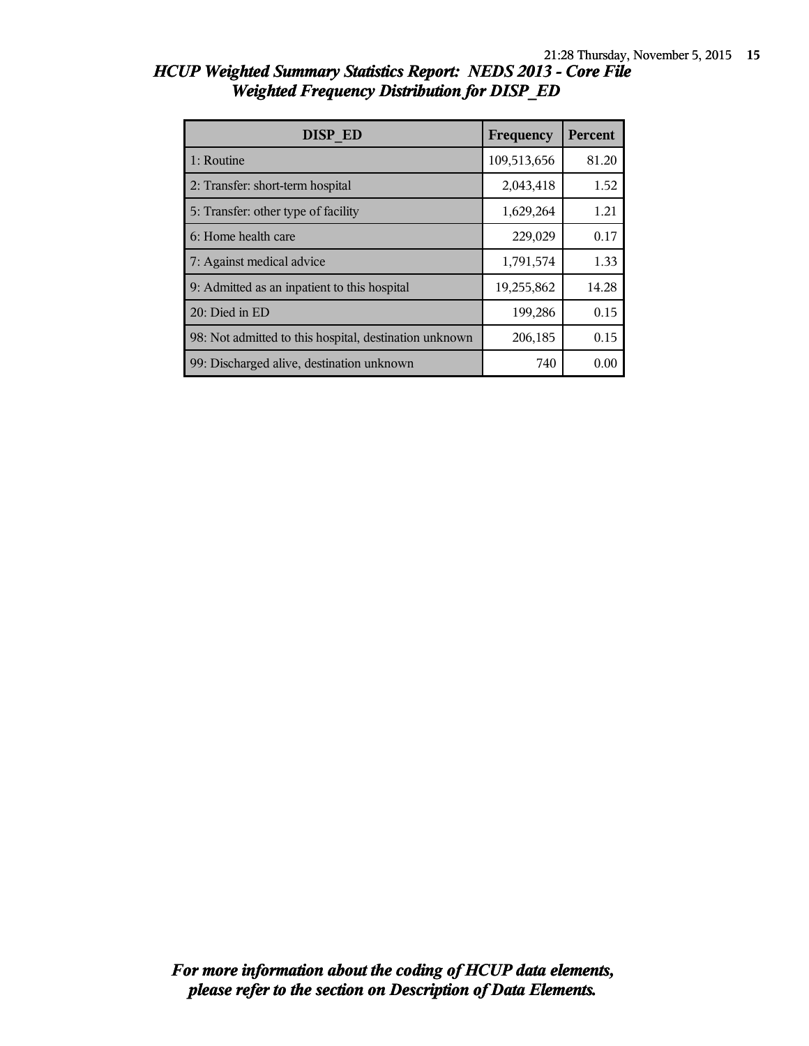# *HCUP Weighted Summary Statistics Report: NEDS 2013 - Core File*
## *Weighted Frequency Distribution for DISP_ED*

| DISP_ED | Frequency | Percent |
|---|---|---|
| 1: Routine | 109,513,656 | 81.20 |
| 2: Transfer: short-term hospital | 2,043,418 | 1.52 |
| 5: Transfer: other type of facility | 1,629,264 | 1.21 |
| 6: Home health care | 229,029 | 0.17 |
| 7: Against medical advice | 1,791,574 | 1.33 |
| 9: Admitted as an inpatient to this hospital | 19,255,862 | 14.28 |
| 20: Died in ED | 199,286 | 0.15 |
| 98: Not admitted to this hospital, destination unknown | 206,185 | 0.15 |
| 99: Discharged alive, destination unknown | 740 | 0.00 |

***For more information about the coding of HCUP data elements, please refer to the section on Description of Data Elements.***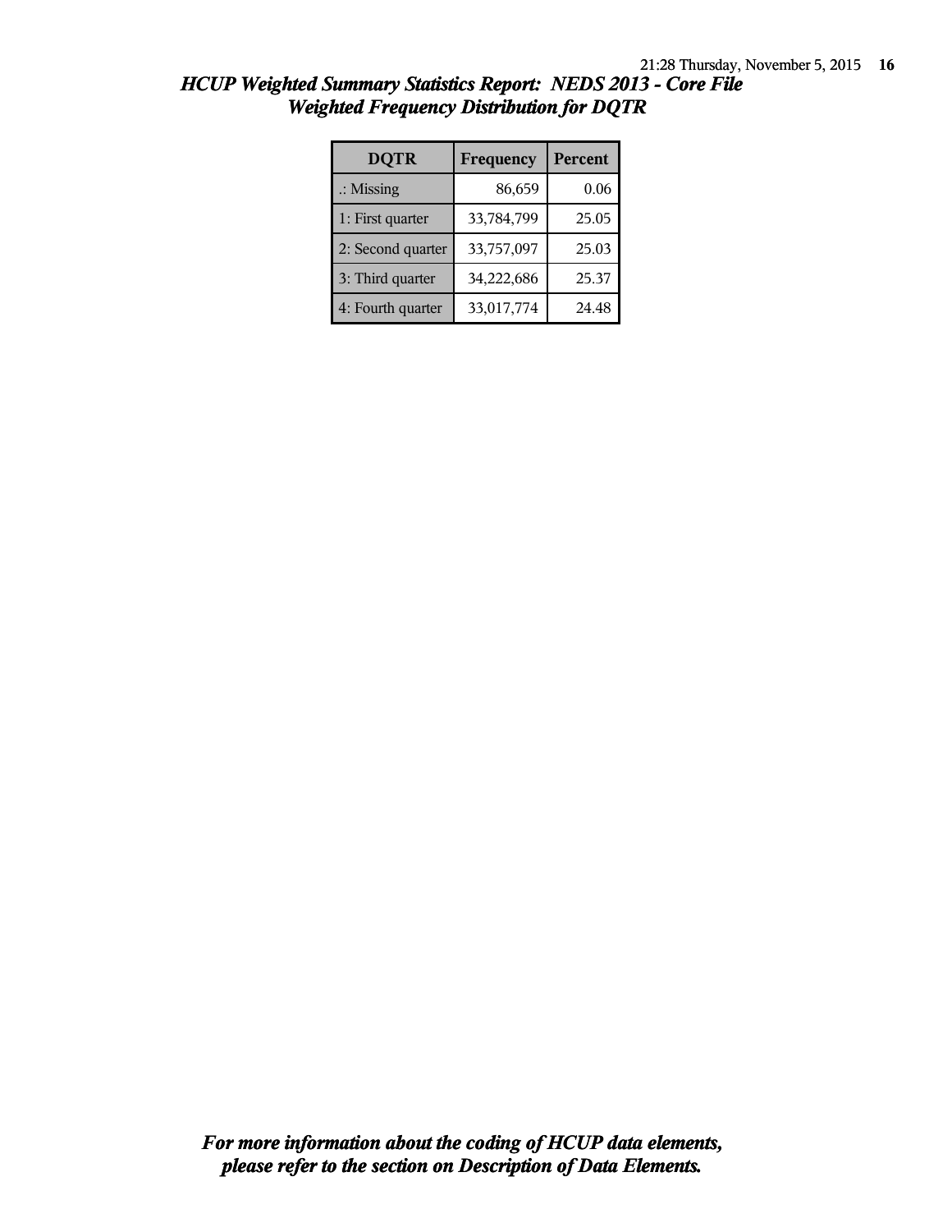## *HCUP Weighted Summary Statistics Report: NEDS 2013 - Core File*
## *Weighted Frequency Distribution for DQTR*

| DQTR | Frequency | Percent |
|---|---|---|
| .: Missing | 86,659 | 0.06 |
| 1: First quarter | 33,784,799 | 25.05 |
| 2: Second quarter | 33,757,097 | 25.03 |
| 3: Third quarter | 34,222,686 | 25.37 |
| 4: Fourth quarter | 33,017,774 | 24.48 |

***For more information about the coding of HCUP data elements, please refer to the section on Description of Data Elements.***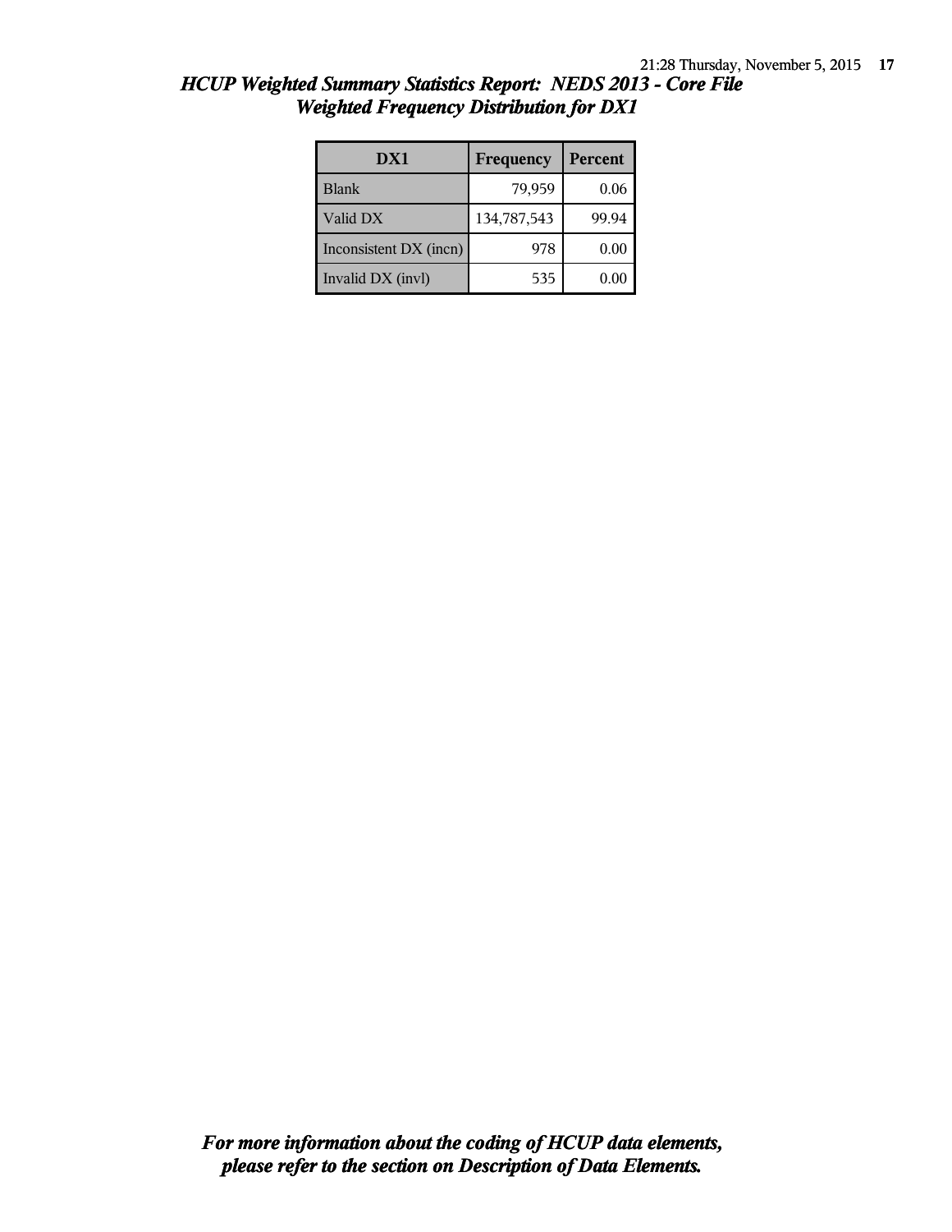## *HCUP Weighted Summary Statistics Report: NEDS 2013 - Core File*
## *Weighted Frequency Distribution for DX1*

| DX1 | Frequency | Percent |
|---|---|---|
| Blank | 79,959 | 0.06 |
| Valid DX | 134,787,543 | 99.94 |
| Inconsistent DX (incn) | 978 | 0.00 |
| Invalid DX (invl) | 535 | 0.00 |

***For more information about the coding of HCUP data elements, please refer to the section on Description of Data Elements.***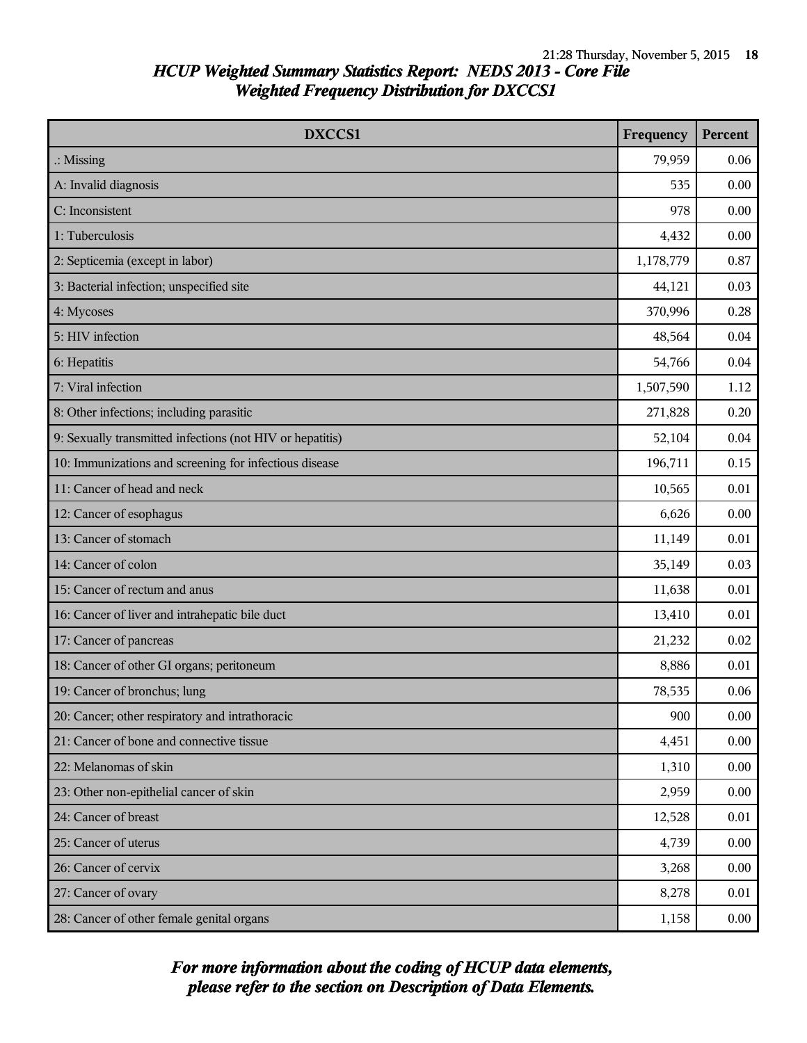## HCUP Weighted Summary Statistics Report: NEDS 2013 - Core File
## Weighted Frequency Distribution for DXCCS1

| DXCCS1 | Frequency | Percent |
|---|---|---|
| .: Missing | 79,959 | 0.06 |
| A: Invalid diagnosis | 535 | 0.00 |
| C: Inconsistent | 978 | 0.00 |
| 1: Tuberculosis | 4,432 | 0.00 |
| 2: Septicemia (except in labor) | 1,178,779 | 0.87 |
| 3: Bacterial infection; unspecified site | 44,121 | 0.03 |
| 4: Mycoses | 370,996 | 0.28 |
| 5: HIV infection | 48,564 | 0.04 |
| 6: Hepatitis | 54,766 | 0.04 |
| 7: Viral infection | 1,507,590 | 1.12 |
| 8: Other infections; including parasitic | 271,828 | 0.20 |
| 9: Sexually transmitted infections (not HIV or hepatitis) | 52,104 | 0.04 |
| 10: Immunizations and screening for infectious disease | 196,711 | 0.15 |
| 11: Cancer of head and neck | 10,565 | 0.01 |
| 12: Cancer of esophagus | 6,626 | 0.00 |
| 13: Cancer of stomach | 11,149 | 0.01 |
| 14: Cancer of colon | 35,149 | 0.03 |
| 15: Cancer of rectum and anus | 11,638 | 0.01 |
| 16: Cancer of liver and intrahepatic bile duct | 13,410 | 0.01 |
| 17: Cancer of pancreas | 21,232 | 0.02 |
| 18: Cancer of other GI organs; peritoneum | 8,886 | 0.01 |
| 19: Cancer of bronchus; lung | 78,535 | 0.06 |
| 20: Cancer; other respiratory and intrathoracic | 900 | 0.00 |
| 21: Cancer of bone and connective tissue | 4,451 | 0.00 |
| 22: Melanomas of skin | 1,310 | 0.00 |
| 23: Other non-epithelial cancer of skin | 2,959 | 0.00 |
| 24: Cancer of breast | 12,528 | 0.01 |
| 25: Cancer of uterus | 4,739 | 0.00 |
| 26: Cancer of cervix | 3,268 | 0.00 |
| 27: Cancer of ovary | 8,278 | 0.01 |
| 28: Cancer of other female genital organs | 1,158 | 0.00 |

*For more information about the coding of HCUP data elements, please refer to the section on Description of Data Elements.*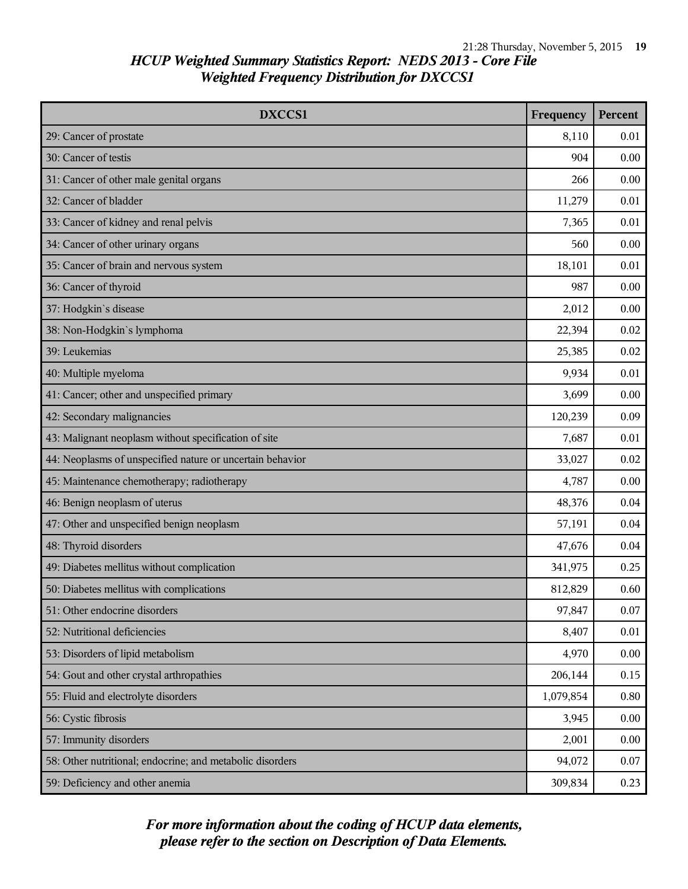## *HCUP Weighted Summary Statistics Report: NEDS 2013 - Core File*
## *Weighted Frequency Distribution for DXCCS1*

| DXCCS1 | Frequency | Percent |
|---|---|---|
| 29: Cancer of prostate | 8,110 | 0.01 |
| 30: Cancer of testis | 904 | 0.00 |
| 31: Cancer of other male genital organs | 266 | 0.00 |
| 32: Cancer of bladder | 11,279 | 0.01 |
| 33: Cancer of kidney and renal pelvis | 7,365 | 0.01 |
| 34: Cancer of other urinary organs | 560 | 0.00 |
| 35: Cancer of brain and nervous system | 18,101 | 0.01 |
| 36: Cancer of thyroid | 987 | 0.00 |
| 37: Hodgkin`s disease | 2,012 | 0.00 |
| 38: Non-Hodgkin`s lymphoma | 22,394 | 0.02 |
| 39: Leukemias | 25,385 | 0.02 |
| 40: Multiple myeloma | 9,934 | 0.01 |
| 41: Cancer; other and unspecified primary | 3,699 | 0.00 |
| 42: Secondary malignancies | 120,239 | 0.09 |
| 43: Malignant neoplasm without specification of site | 7,687 | 0.01 |
| 44: Neoplasms of unspecified nature or uncertain behavior | 33,027 | 0.02 |
| 45: Maintenance chemotherapy; radiotherapy | 4,787 | 0.00 |
| 46: Benign neoplasm of uterus | 48,376 | 0.04 |
| 47: Other and unspecified benign neoplasm | 57,191 | 0.04 |
| 48: Thyroid disorders | 47,676 | 0.04 |
| 49: Diabetes mellitus without complication | 341,975 | 0.25 |
| 50: Diabetes mellitus with complications | 812,829 | 0.60 |
| 51: Other endocrine disorders | 97,847 | 0.07 |
| 52: Nutritional deficiencies | 8,407 | 0.01 |
| 53: Disorders of lipid metabolism | 4,970 | 0.00 |
| 54: Gout and other crystal arthropathies | 206,144 | 0.15 |
| 55: Fluid and electrolyte disorders | 1,079,854 | 0.80 |
| 56: Cystic fibrosis | 3,945 | 0.00 |
| 57: Immunity disorders | 2,001 | 0.00 |
| 58: Other nutritional; endocrine; and metabolic disorders | 94,072 | 0.07 |
| 59: Deficiency and other anemia | 309,834 | 0.23 |

***For more information about the coding of HCUP data elements, please refer to the section on Description of Data Elements.***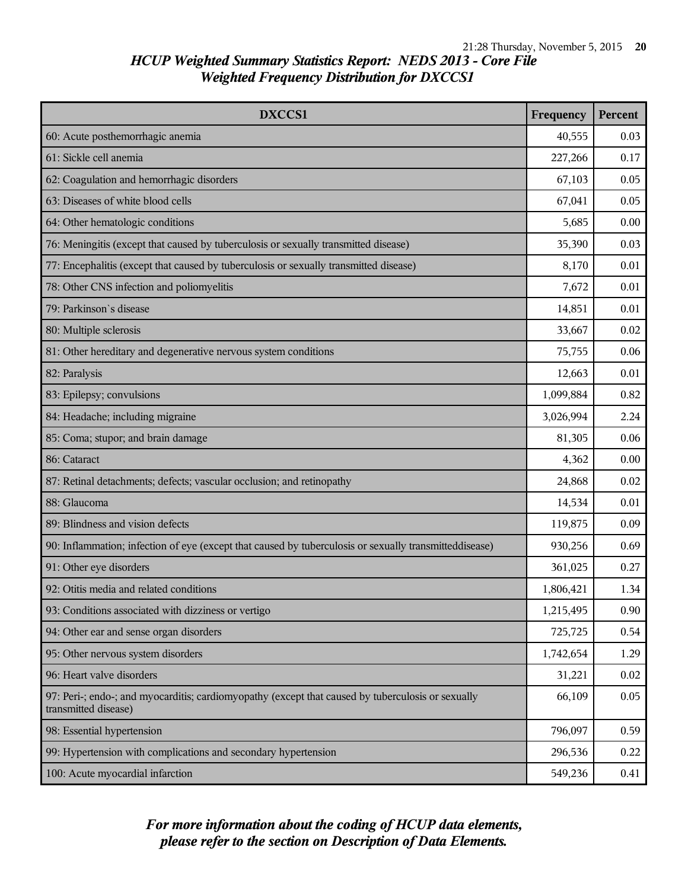## HCUP Weighted Summary Statistics Report: NEDS 2013 - Core File
## Weighted Frequency Distribution for DXCCS1

| DXCCS1 | Frequency | Percent |
|---|---|---|
| 60: Acute posthemorrhagic anemia | 40,555 | 0.03 |
| 61: Sickle cell anemia | 227,266 | 0.17 |
| 62: Coagulation and hemorrhagic disorders | 67,103 | 0.05 |
| 63: Diseases of white blood cells | 67,041 | 0.05 |
| 64: Other hematologic conditions | 5,685 | 0.00 |
| 76: Meningitis (except that caused by tuberculosis or sexually transmitted disease) | 35,390 | 0.03 |
| 77: Encephalitis (except that caused by tuberculosis or sexually transmitted disease) | 8,170 | 0.01 |
| 78: Other CNS infection and poliomyelitis | 7,672 | 0.01 |
| 79: Parkinson`s disease | 14,851 | 0.01 |
| 80: Multiple sclerosis | 33,667 | 0.02 |
| 81: Other hereditary and degenerative nervous system conditions | 75,755 | 0.06 |
| 82: Paralysis | 12,663 | 0.01 |
| 83: Epilepsy; convulsions | 1,099,884 | 0.82 |
| 84: Headache; including migraine | 3,026,994 | 2.24 |
| 85: Coma; stupor; and brain damage | 81,305 | 0.06 |
| 86: Cataract | 4,362 | 0.00 |
| 87: Retinal detachments; defects; vascular occlusion; and retinopathy | 24,868 | 0.02 |
| 88: Glaucoma | 14,534 | 0.01 |
| 89: Blindness and vision defects | 119,875 | 0.09 |
| 90: Inflammation; infection of eye (except that caused by tuberculosis or sexually transmitteddisease) | 930,256 | 0.69 |
| 91: Other eye disorders | 361,025 | 0.27 |
| 92: Otitis media and related conditions | 1,806,421 | 1.34 |
| 93: Conditions associated with dizziness or vertigo | 1,215,495 | 0.90 |
| 94: Other ear and sense organ disorders | 725,725 | 0.54 |
| 95: Other nervous system disorders | 1,742,654 | 1.29 |
| 96: Heart valve disorders | 31,221 | 0.02 |
| 97: Peri-; endo-; and myocarditis; cardiomyopathy (except that caused by tuberculosis or sexually transmitted disease) | 66,109 | 0.05 |
| 98: Essential hypertension | 796,097 | 0.59 |
| 99: Hypertension with complications and secondary hypertension | 296,536 | 0.22 |
| 100: Acute myocardial infarction | 549,236 | 0.41 |

*For more information about the coding of HCUP data elements, please refer to the section on Description of Data Elements.*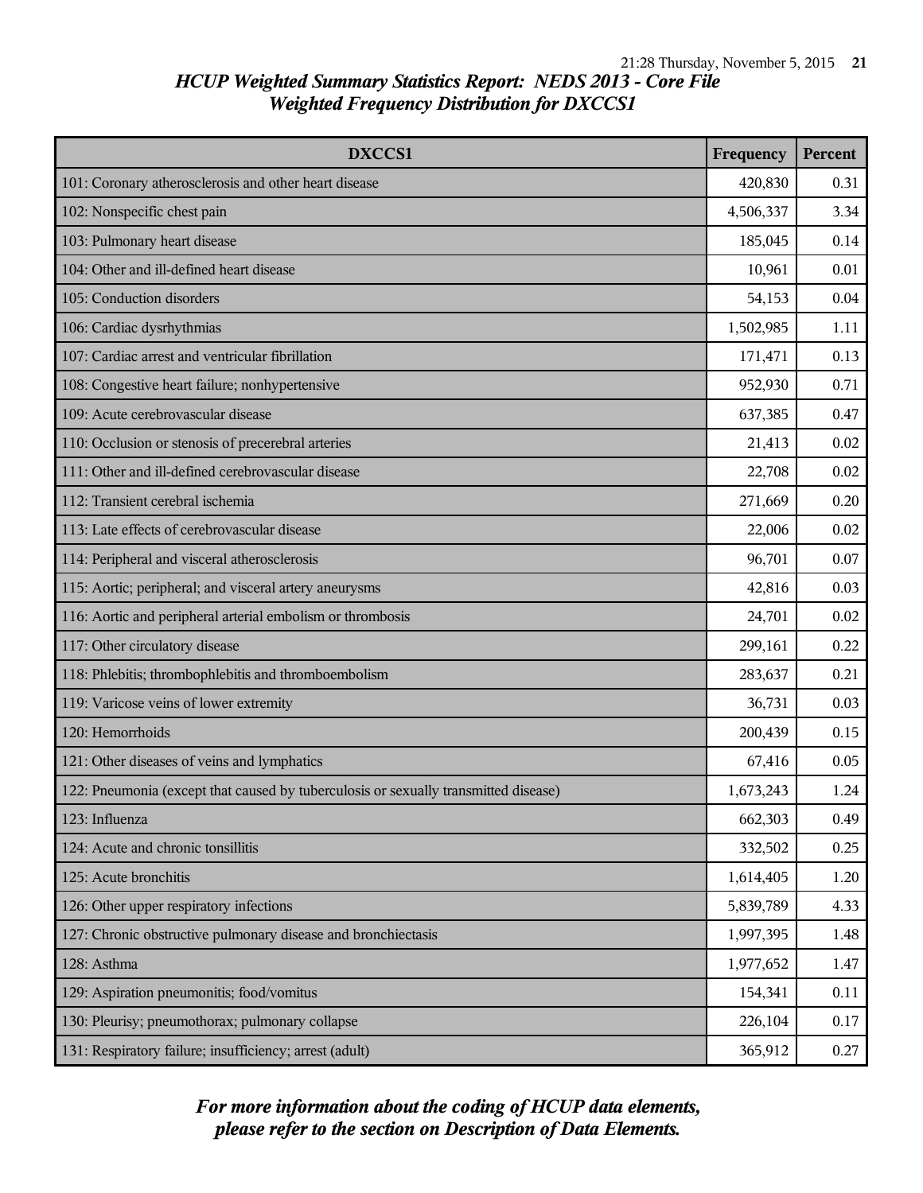## *HCUP Weighted Summary Statistics Report: NEDS 2013 - Core File*
## *Weighted Frequency Distribution for DXCCS1*

| DXCCS1 | Frequency | Percent |
|---|---|---|
| 101: Coronary atherosclerosis and other heart disease | 420,830 | 0.31 |
| 102: Nonspecific chest pain | 4,506,337 | 3.34 |
| 103: Pulmonary heart disease | 185,045 | 0.14 |
| 104: Other and ill-defined heart disease | 10,961 | 0.01 |
| 105: Conduction disorders | 54,153 | 0.04 |
| 106: Cardiac dysrhythmias | 1,502,985 | 1.11 |
| 107: Cardiac arrest and ventricular fibrillation | 171,471 | 0.13 |
| 108: Congestive heart failure; nonhypertensive | 952,930 | 0.71 |
| 109: Acute cerebrovascular disease | 637,385 | 0.47 |
| 110: Occlusion or stenosis of precerebral arteries | 21,413 | 0.02 |
| 111: Other and ill-defined cerebrovascular disease | 22,708 | 0.02 |
| 112: Transient cerebral ischemia | 271,669 | 0.20 |
| 113: Late effects of cerebrovascular disease | 22,006 | 0.02 |
| 114: Peripheral and visceral atherosclerosis | 96,701 | 0.07 |
| 115: Aortic; peripheral; and visceral artery aneurysms | 42,816 | 0.03 |
| 116: Aortic and peripheral arterial embolism or thrombosis | 24,701 | 0.02 |
| 117: Other circulatory disease | 299,161 | 0.22 |
| 118: Phlebitis; thrombophlebitis and thromboembolism | 283,637 | 0.21 |
| 119: Varicose veins of lower extremity | 36,731 | 0.03 |
| 120: Hemorrhoids | 200,439 | 0.15 |
| 121: Other diseases of veins and lymphatics | 67,416 | 0.05 |
| 122: Pneumonia (except that caused by tuberculosis or sexually transmitted disease) | 1,673,243 | 1.24 |
| 123: Influenza | 662,303 | 0.49 |
| 124: Acute and chronic tonsillitis | 332,502 | 0.25 |
| 125: Acute bronchitis | 1,614,405 | 1.20 |
| 126: Other upper respiratory infections | 5,839,789 | 4.33 |
| 127: Chronic obstructive pulmonary disease and bronchiectasis | 1,997,395 | 1.48 |
| 128: Asthma | 1,977,652 | 1.47 |
| 129: Aspiration pneumonitis; food/vomitus | 154,341 | 0.11 |
| 130: Pleurisy; pneumothorax; pulmonary collapse | 226,104 | 0.17 |
| 131: Respiratory failure; insufficiency; arrest (adult) | 365,912 | 0.27 |

***For more information about the coding of HCUP data elements, please refer to the section on Description of Data Elements.***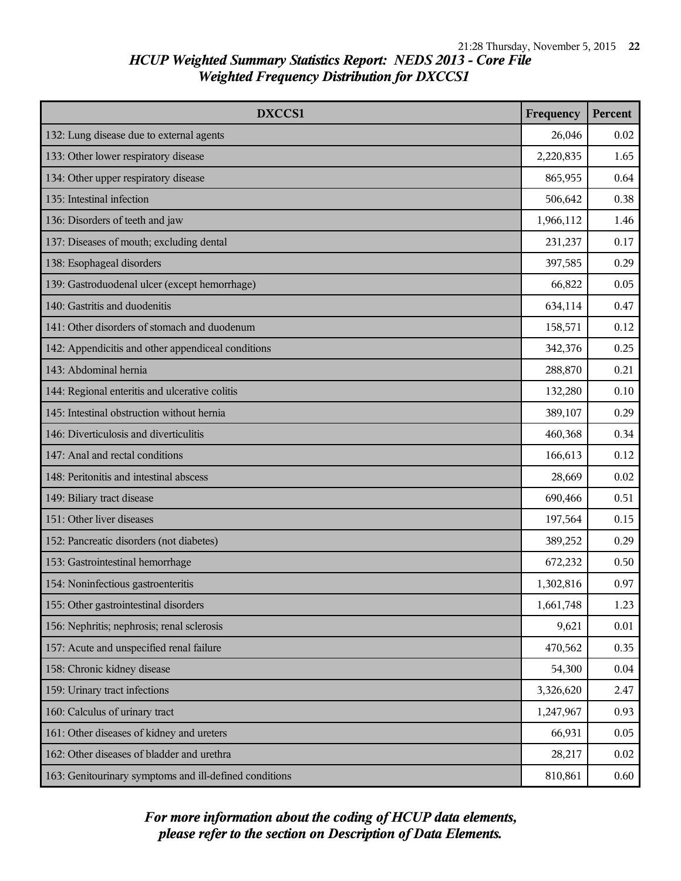*HCUP Weighted Summary Statistics Report: NEDS 2013 - Core File*
*Weighted Frequency Distribution for DXCCS1*

| DXCCS1 | Frequency | Percent |
|---|---|---|
| 132: Lung disease due to external agents | 26,046 | 0.02 |
| 133: Other lower respiratory disease | 2,220,835 | 1.65 |
| 134: Other upper respiratory disease | 865,955 | 0.64 |
| 135: Intestinal infection | 506,642 | 0.38 |
| 136: Disorders of teeth and jaw | 1,966,112 | 1.46 |
| 137: Diseases of mouth; excluding dental | 231,237 | 0.17 |
| 138: Esophageal disorders | 397,585 | 0.29 |
| 139: Gastroduodenal ulcer (except hemorrhage) | 66,822 | 0.05 |
| 140: Gastritis and duodenitis | 634,114 | 0.47 |
| 141: Other disorders of stomach and duodenum | 158,571 | 0.12 |
| 142: Appendicitis and other appendiceal conditions | 342,376 | 0.25 |
| 143: Abdominal hernia | 288,870 | 0.21 |
| 144: Regional enteritis and ulcerative colitis | 132,280 | 0.10 |
| 145: Intestinal obstruction without hernia | 389,107 | 0.29 |
| 146: Diverticulosis and diverticulitis | 460,368 | 0.34 |
| 147: Anal and rectal conditions | 166,613 | 0.12 |
| 148: Peritonitis and intestinal abscess | 28,669 | 0.02 |
| 149: Biliary tract disease | 690,466 | 0.51 |
| 151: Other liver diseases | 197,564 | 0.15 |
| 152: Pancreatic disorders (not diabetes) | 389,252 | 0.29 |
| 153: Gastrointestinal hemorrhage | 672,232 | 0.50 |
| 154: Noninfectious gastroenteritis | 1,302,816 | 0.97 |
| 155: Other gastrointestinal disorders | 1,661,748 | 1.23 |
| 156: Nephritis; nephrosis; renal sclerosis | 9,621 | 0.01 |
| 157: Acute and unspecified renal failure | 470,562 | 0.35 |
| 158: Chronic kidney disease | 54,300 | 0.04 |
| 159: Urinary tract infections | 3,326,620 | 2.47 |
| 160: Calculus of urinary tract | 1,247,967 | 0.93 |
| 161: Other diseases of kidney and ureters | 66,931 | 0.05 |
| 162: Other diseases of bladder and urethra | 28,217 | 0.02 |
| 163: Genitourinary symptoms and ill-defined conditions | 810,861 | 0.60 |

***For more information about the coding of HCUP data elements, please refer to the section on Description of Data Elements.***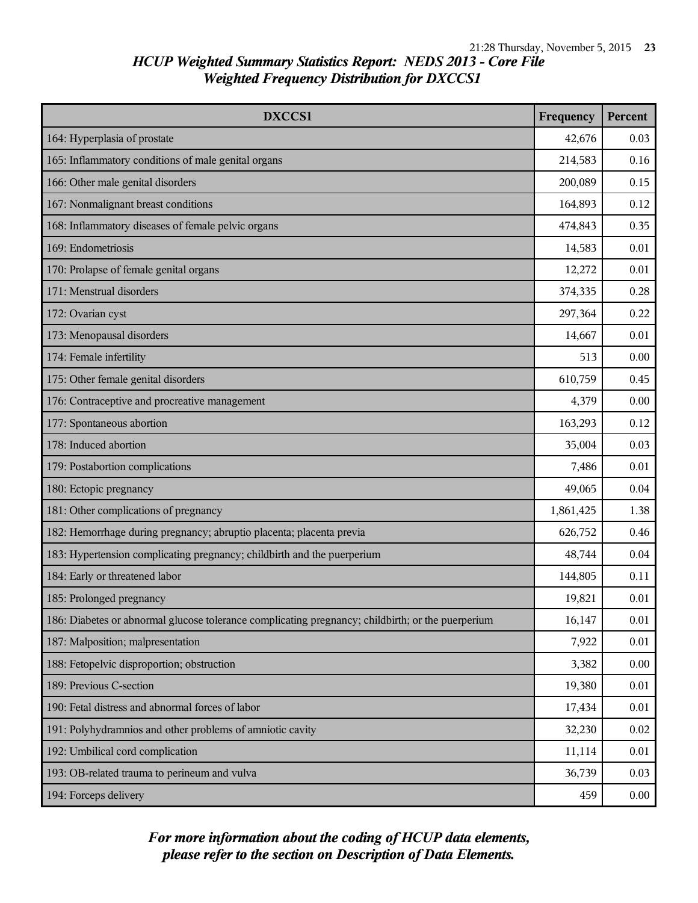## *HCUP Weighted Summary Statistics Report: NEDS 2013 - Core File*
## *Weighted Frequency Distribution for DXCCS1*

| DXCCS1 | Frequency | Percent |
|---|---|---|
| 164: Hyperplasia of prostate | 42,676 | 0.03 |
| 165: Inflammatory conditions of male genital organs | 214,583 | 0.16 |
| 166: Other male genital disorders | 200,089 | 0.15 |
| 167: Nonmalignant breast conditions | 164,893 | 0.12 |
| 168: Inflammatory diseases of female pelvic organs | 474,843 | 0.35 |
| 169: Endometriosis | 14,583 | 0.01 |
| 170: Prolapse of female genital organs | 12,272 | 0.01 |
| 171: Menstrual disorders | 374,335 | 0.28 |
| 172: Ovarian cyst | 297,364 | 0.22 |
| 173: Menopausal disorders | 14,667 | 0.01 |
| 174: Female infertility | 513 | 0.00 |
| 175: Other female genital disorders | 610,759 | 0.45 |
| 176: Contraceptive and procreative management | 4,379 | 0.00 |
| 177: Spontaneous abortion | 163,293 | 0.12 |
| 178: Induced abortion | 35,004 | 0.03 |
| 179: Postabortion complications | 7,486 | 0.01 |
| 180: Ectopic pregnancy | 49,065 | 0.04 |
| 181: Other complications of pregnancy | 1,861,425 | 1.38 |
| 182: Hemorrhage during pregnancy; abruptio placenta; placenta previa | 626,752 | 0.46 |
| 183: Hypertension complicating pregnancy; childbirth and the puerperium | 48,744 | 0.04 |
| 184: Early or threatened labor | 144,805 | 0.11 |
| 185: Prolonged pregnancy | 19,821 | 0.01 |
| 186: Diabetes or abnormal glucose tolerance complicating pregnancy; childbirth; or the puerperium | 16,147 | 0.01 |
| 187: Malposition; malpresentation | 7,922 | 0.01 |
| 188: Fetopelvic disproportion; obstruction | 3,382 | 0.00 |
| 189: Previous C-section | 19,380 | 0.01 |
| 190: Fetal distress and abnormal forces of labor | 17,434 | 0.01 |
| 191: Polyhydramnios and other problems of amniotic cavity | 32,230 | 0.02 |
| 192: Umbilical cord complication | 11,114 | 0.01 |
| 193: OB-related trauma to perineum and vulva | 36,739 | 0.03 |
| 194: Forceps delivery | 459 | 0.00 |

***For more information about the coding of HCUP data elements, please refer to the section on Description of Data Elements.***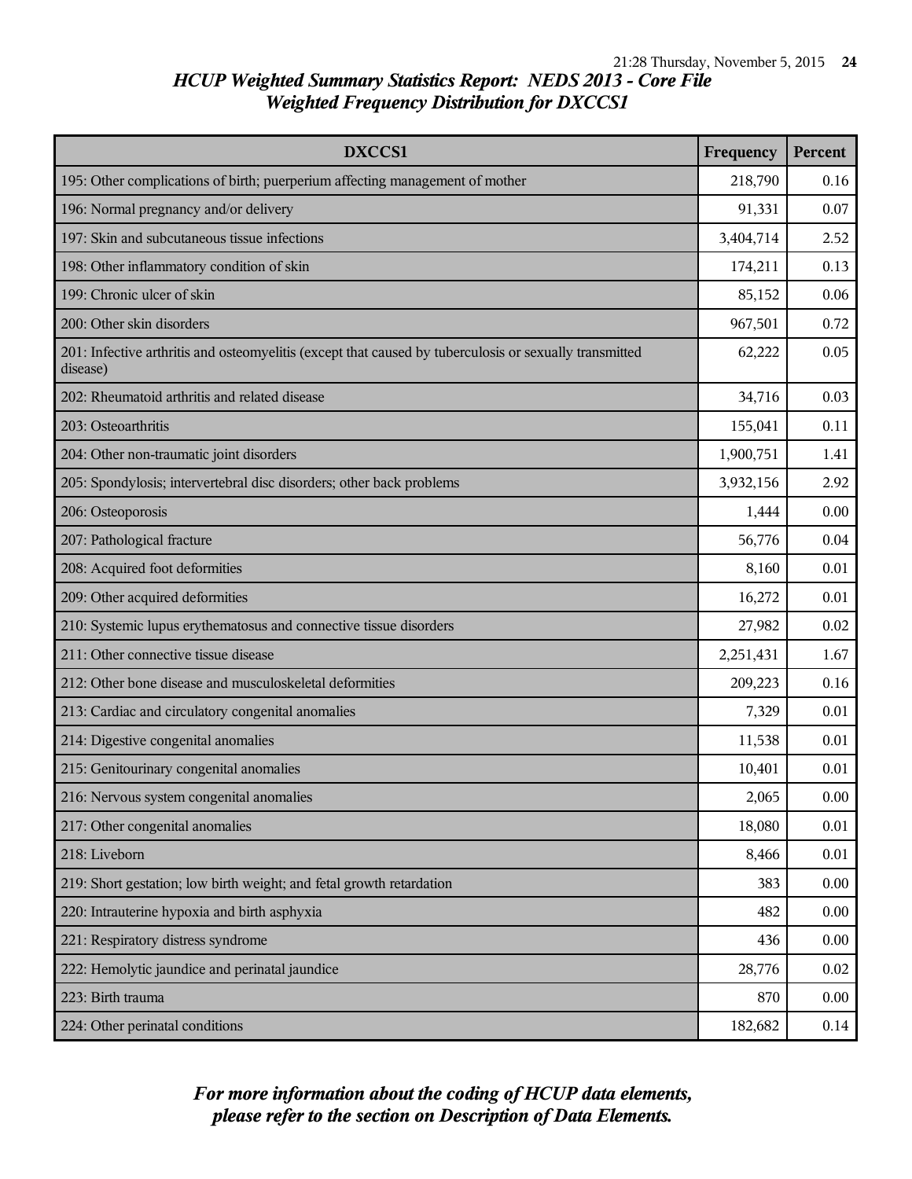*HCUP Weighted Summary Statistics Report: NEDS 2013 - Core File*
*Weighted Frequency Distribution for DXCCS1*

| DXCCS1 | Frequency | Percent |
|---|---|---|
| 195: Other complications of birth; puerperium affecting management of mother | 218,790 | 0.16 |
| 196: Normal pregnancy and/or delivery | 91,331 | 0.07 |
| 197: Skin and subcutaneous tissue infections | 3,404,714 | 2.52 |
| 198: Other inflammatory condition of skin | 174,211 | 0.13 |
| 199: Chronic ulcer of skin | 85,152 | 0.06 |
| 200: Other skin disorders | 967,501 | 0.72 |
| 201: Infective arthritis and osteomyelitis (except that caused by tuberculosis or sexually transmitted disease) | 62,222 | 0.05 |
| 202: Rheumatoid arthritis and related disease | 34,716 | 0.03 |
| 203: Osteoarthritis | 155,041 | 0.11 |
| 204: Other non-traumatic joint disorders | 1,900,751 | 1.41 |
| 205: Spondylosis; intervertebral disc disorders; other back problems | 3,932,156 | 2.92 |
| 206: Osteoporosis | 1,444 | 0.00 |
| 207: Pathological fracture | 56,776 | 0.04 |
| 208: Acquired foot deformities | 8,160 | 0.01 |
| 209: Other acquired deformities | 16,272 | 0.01 |
| 210: Systemic lupus erythematosus and connective tissue disorders | 27,982 | 0.02 |
| 211: Other connective tissue disease | 2,251,431 | 1.67 |
| 212: Other bone disease and musculoskeletal deformities | 209,223 | 0.16 |
| 213: Cardiac and circulatory congenital anomalies | 7,329 | 0.01 |
| 214: Digestive congenital anomalies | 11,538 | 0.01 |
| 215: Genitourinary congenital anomalies | 10,401 | 0.01 |
| 216: Nervous system congenital anomalies | 2,065 | 0.00 |
| 217: Other congenital anomalies | 18,080 | 0.01 |
| 218: Liveborn | 8,466 | 0.01 |
| 219: Short gestation; low birth weight; and fetal growth retardation | 383 | 0.00 |
| 220: Intrauterine hypoxia and birth asphyxia | 482 | 0.00 |
| 221: Respiratory distress syndrome | 436 | 0.00 |
| 222: Hemolytic jaundice and perinatal jaundice | 28,776 | 0.02 |
| 223: Birth trauma | 870 | 0.00 |
| 224: Other perinatal conditions | 182,682 | 0.14 |

***For more information about the coding of HCUP data elements, please refer to the section on Description of Data Elements.***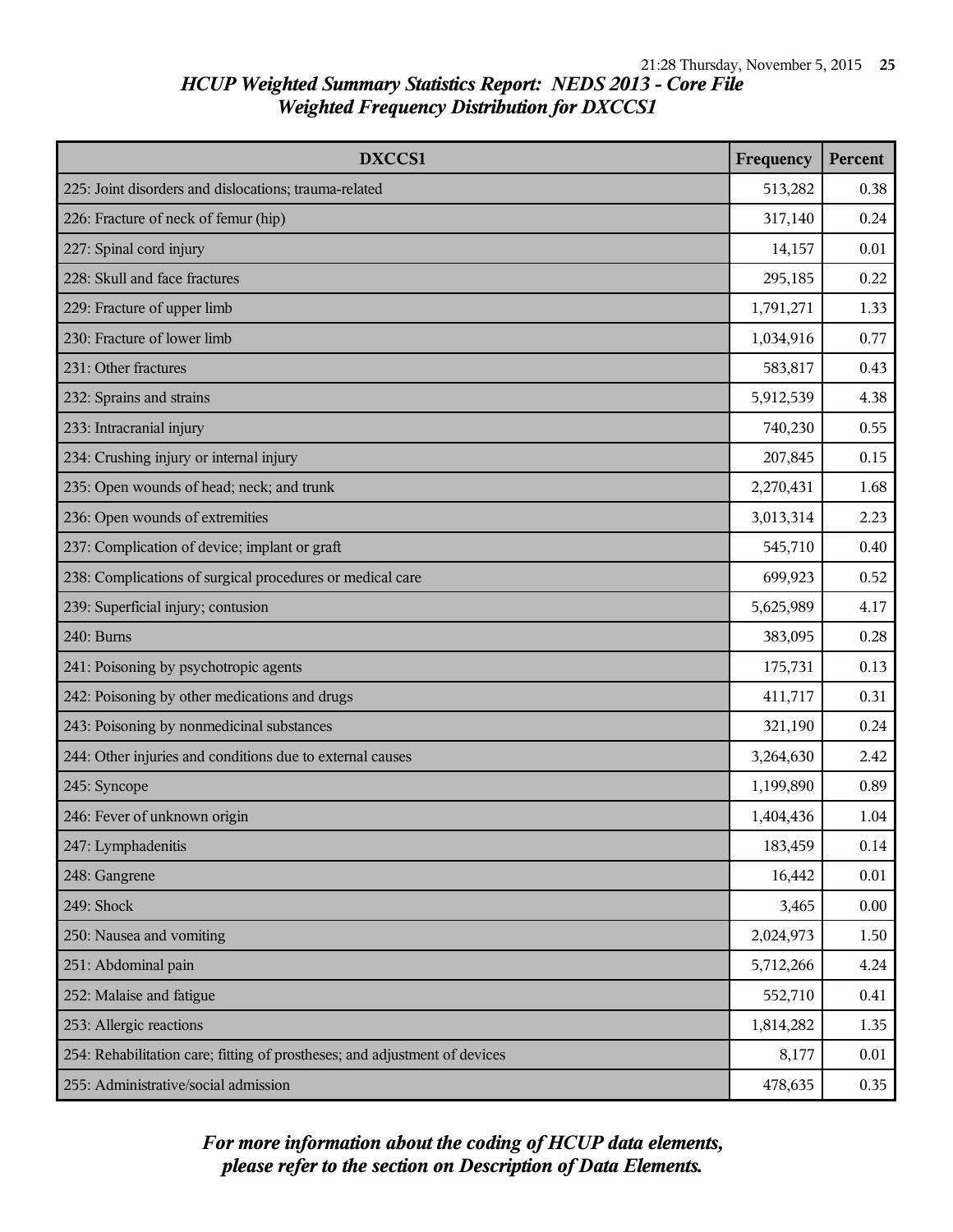## HCUP Weighted Summary Statistics Report: NEDS 2013 - Core File
## Weighted Frequency Distribution for DXCCS1

| DXCCS1 | Frequency | Percent |
|---|---|---|
| 225: Joint disorders and dislocations; trauma-related | 513,282 | 0.38 |
| 226: Fracture of neck of femur (hip) | 317,140 | 0.24 |
| 227: Spinal cord injury | 14,157 | 0.01 |
| 228: Skull and face fractures | 295,185 | 0.22 |
| 229: Fracture of upper limb | 1,791,271 | 1.33 |
| 230: Fracture of lower limb | 1,034,916 | 0.77 |
| 231: Other fractures | 583,817 | 0.43 |
| 232: Sprains and strains | 5,912,539 | 4.38 |
| 233: Intracranial injury | 740,230 | 0.55 |
| 234: Crushing injury or internal injury | 207,845 | 0.15 |
| 235: Open wounds of head; neck; and trunk | 2,270,431 | 1.68 |
| 236: Open wounds of extremities | 3,013,314 | 2.23 |
| 237: Complication of device; implant or graft | 545,710 | 0.40 |
| 238: Complications of surgical procedures or medical care | 699,923 | 0.52 |
| 239: Superficial injury; contusion | 5,625,989 | 4.17 |
| 240: Burns | 383,095 | 0.28 |
| 241: Poisoning by psychotropic agents | 175,731 | 0.13 |
| 242: Poisoning by other medications and drugs | 411,717 | 0.31 |
| 243: Poisoning by nonmedicinal substances | 321,190 | 0.24 |
| 244: Other injuries and conditions due to external causes | 3,264,630 | 2.42 |
| 245: Syncope | 1,199,890 | 0.89 |
| 246: Fever of unknown origin | 1,404,436 | 1.04 |
| 247: Lymphadenitis | 183,459 | 0.14 |
| 248: Gangrene | 16,442 | 0.01 |
| 249: Shock | 3,465 | 0.00 |
| 250: Nausea and vomiting | 2,024,973 | 1.50 |
| 251: Abdominal pain | 5,712,266 | 4.24 |
| 252: Malaise and fatigue | 552,710 | 0.41 |
| 253: Allergic reactions | 1,814,282 | 1.35 |
| 254: Rehabilitation care; fitting of prostheses; and adjustment of devices | 8,177 | 0.01 |
| 255: Administrative/social admission | 478,635 | 0.35 |

*For more information about the coding of HCUP data elements, please refer to the section on Description of Data Elements.*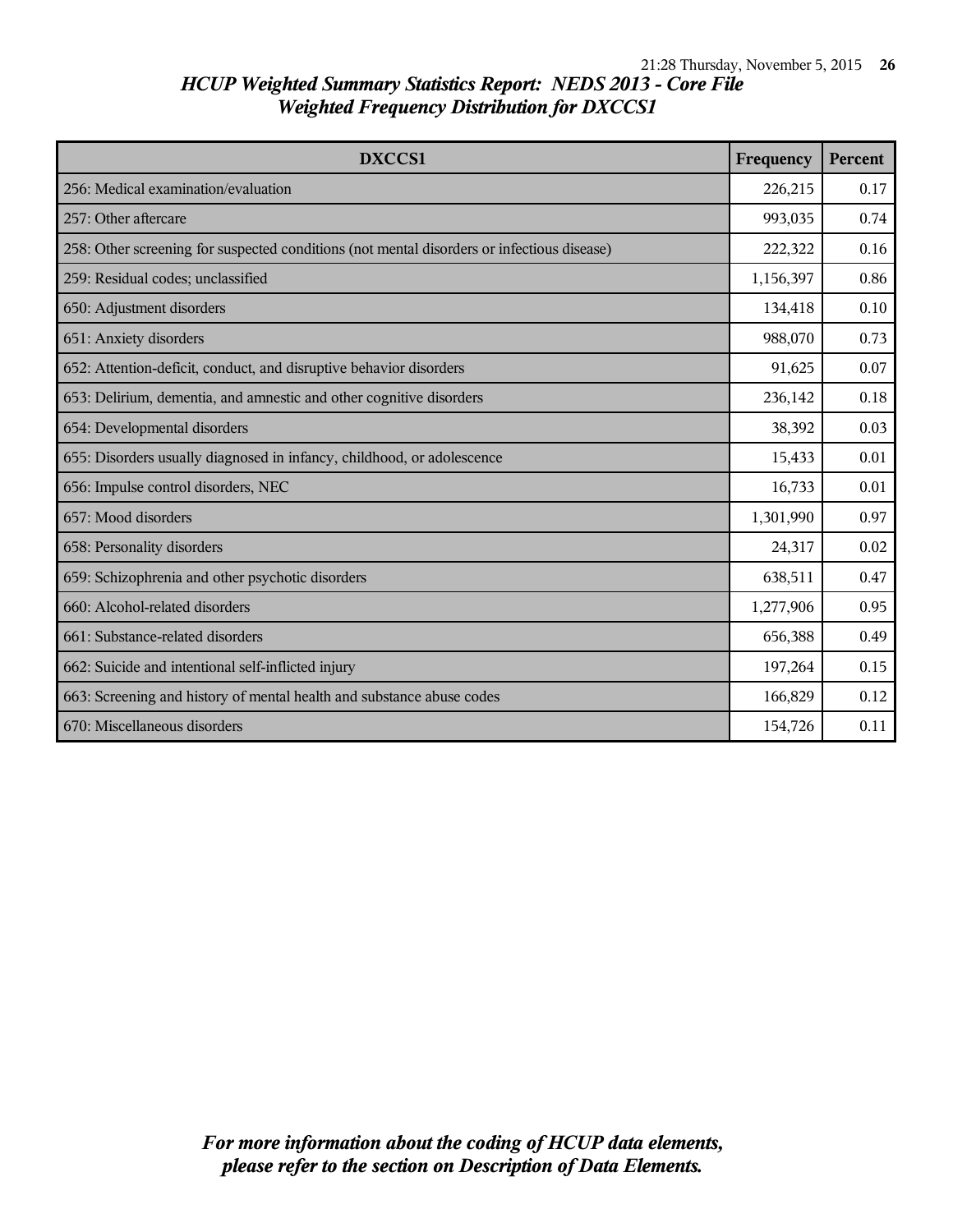## HCUP Weighted Summary Statistics Report: NEDS 2013 - Core File
## Weighted Frequency Distribution for DXCCS1

| DXCCS1 | Frequency | Percent |
|---|---|---|
| 256: Medical examination/evaluation | 226,215 | 0.17 |
| 257: Other aftercare | 993,035 | 0.74 |
| 258: Other screening for suspected conditions (not mental disorders or infectious disease) | 222,322 | 0.16 |
| 259: Residual codes; unclassified | 1,156,397 | 0.86 |
| 650: Adjustment disorders | 134,418 | 0.10 |
| 651: Anxiety disorders | 988,070 | 0.73 |
| 652: Attention-deficit, conduct, and disruptive behavior disorders | 91,625 | 0.07 |
| 653: Delirium, dementia, and amnestic and other cognitive disorders | 236,142 | 0.18 |
| 654: Developmental disorders | 38,392 | 0.03 |
| 655: Disorders usually diagnosed in infancy, childhood, or adolescence | 15,433 | 0.01 |
| 656: Impulse control disorders, NEC | 16,733 | 0.01 |
| 657: Mood disorders | 1,301,990 | 0.97 |
| 658: Personality disorders | 24,317 | 0.02 |
| 659: Schizophrenia and other psychotic disorders | 638,511 | 0.47 |
| 660: Alcohol-related disorders | 1,277,906 | 0.95 |
| 661: Substance-related disorders | 656,388 | 0.49 |
| 662: Suicide and intentional self-inflicted injury | 197,264 | 0.15 |
| 663: Screening and history of mental health and substance abuse codes | 166,829 | 0.12 |
| 670: Miscellaneous disorders | 154,726 | 0.11 |

*For more information about the coding of HCUP data elements, please refer to the section on Description of Data Elements.*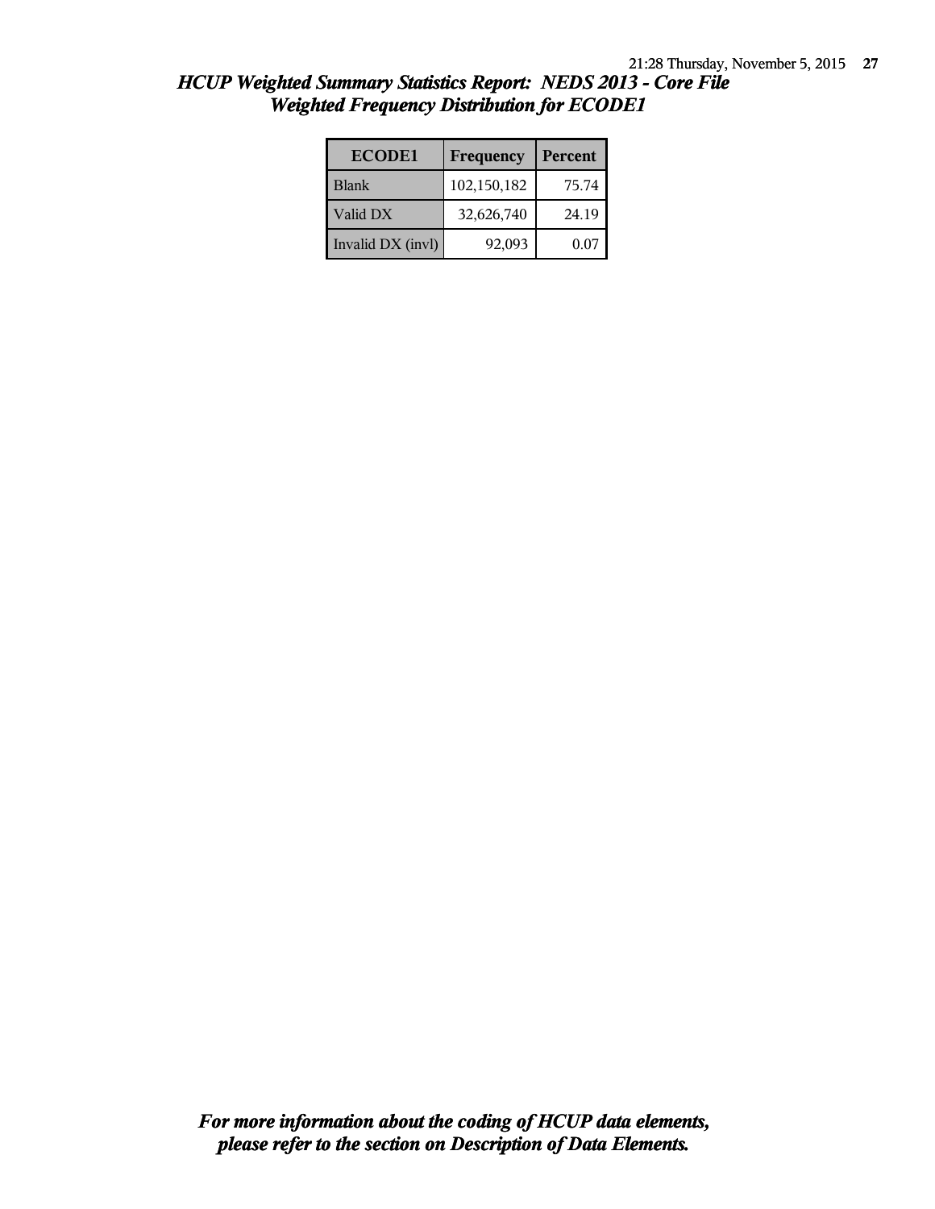## *HCUP Weighted Summary Statistics Report: NEDS 2013 - Core File*
## *Weighted Frequency Distribution for ECODE1*

| ECODE1 | Frequency | Percent |
|---|---|---|
| Blank | 102,150,182 | 75.74 |
| Valid DX | 32,626,740 | 24.19 |
| Invalid DX (invl) | 92,093 | 0.07 |

***For more information about the coding of HCUP data elements, please refer to the section on Description of Data Elements.***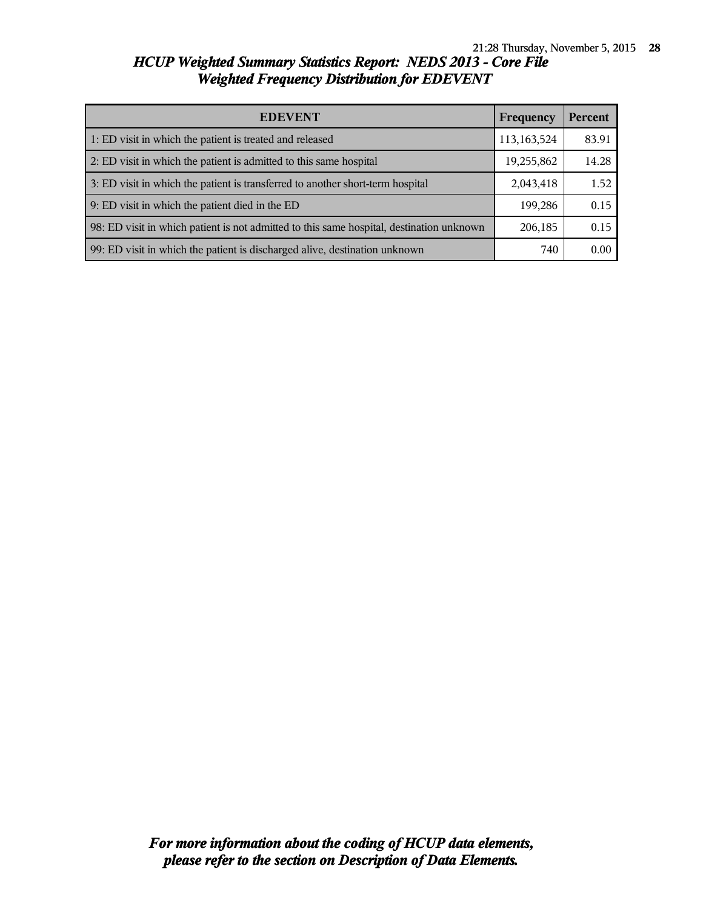# HCUP Weighted Summary Statistics Report: NEDS 2013 - Core File

## Weighted Frequency Distribution for EDEVENT

| EDEVENT | Frequency | Percent |
|---|---|---|
| 1: ED visit in which the patient is treated and released | 113,163,524 | 83.91 |
| 2: ED visit in which the patient is admitted to this same hospital | 19,255,862 | 14.28 |
| 3: ED visit in which the patient is transferred to another short-term hospital | 2,043,418 | 1.52 |
| 9: ED visit in which the patient died in the ED | 199,286 | 0.15 |
| 98: ED visit in which patient is not admitted to this same hospital, destination unknown | 206,185 | 0.15 |
| 99: ED visit in which the patient is discharged alive, destination unknown | 740 | 0.00 |

*For more information about the coding of HCUP data elements, please refer to the section on Description of Data Elements.*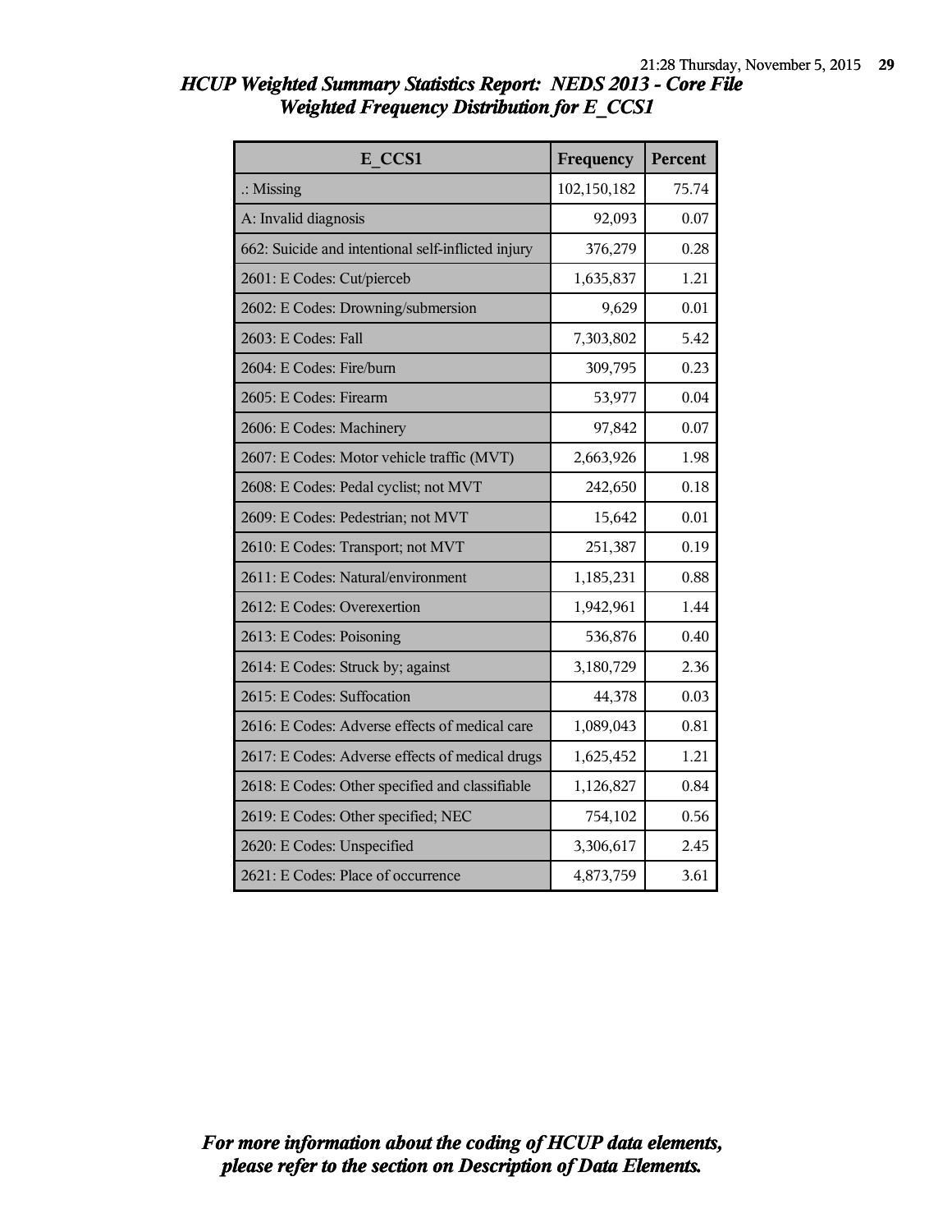# HCUP Weighted Summary Statistics Report: NEDS 2013 - Core File
## Weighted Frequency Distribution for E_CCS1

| E_CCS1 | Frequency | Percent |
|---|---|---|
| .: Missing | 102,150,182 | 75.74 |
| A: Invalid diagnosis | 92,093 | 0.07 |
| 662: Suicide and intentional self-inflicted injury | 376,279 | 0.28 |
| 2601: E Codes: Cut/pierceb | 1,635,837 | 1.21 |
| 2602: E Codes: Drowning/submersion | 9,629 | 0.01 |
| 2603: E Codes: Fall | 7,303,802 | 5.42 |
| 2604: E Codes: Fire/burn | 309,795 | 0.23 |
| 2605: E Codes: Firearm | 53,977 | 0.04 |
| 2606: E Codes: Machinery | 97,842 | 0.07 |
| 2607: E Codes: Motor vehicle traffic (MVT) | 2,663,926 | 1.98 |
| 2608: E Codes: Pedal cyclist; not MVT | 242,650 | 0.18 |
| 2609: E Codes: Pedestrian; not MVT | 15,642 | 0.01 |
| 2610: E Codes: Transport; not MVT | 251,387 | 0.19 |
| 2611: E Codes: Natural/environment | 1,185,231 | 0.88 |
| 2612: E Codes: Overexertion | 1,942,961 | 1.44 |
| 2613: E Codes: Poisoning | 536,876 | 0.40 |
| 2614: E Codes: Struck by; against | 3,180,729 | 2.36 |
| 2615: E Codes: Suffocation | 44,378 | 0.03 |
| 2616: E Codes: Adverse effects of medical care | 1,089,043 | 0.81 |
| 2617: E Codes: Adverse effects of medical drugs | 1,625,452 | 1.21 |
| 2618: E Codes: Other specified and classifiable | 1,126,827 | 0.84 |
| 2619: E Codes: Other specified; NEC | 754,102 | 0.56 |
| 2620: E Codes: Unspecified | 3,306,617 | 2.45 |
| 2621: E Codes: Place of occurrence | 4,873,759 | 3.61 |

*For more information about the coding of HCUP data elements, please refer to the section on Description of Data Elements.*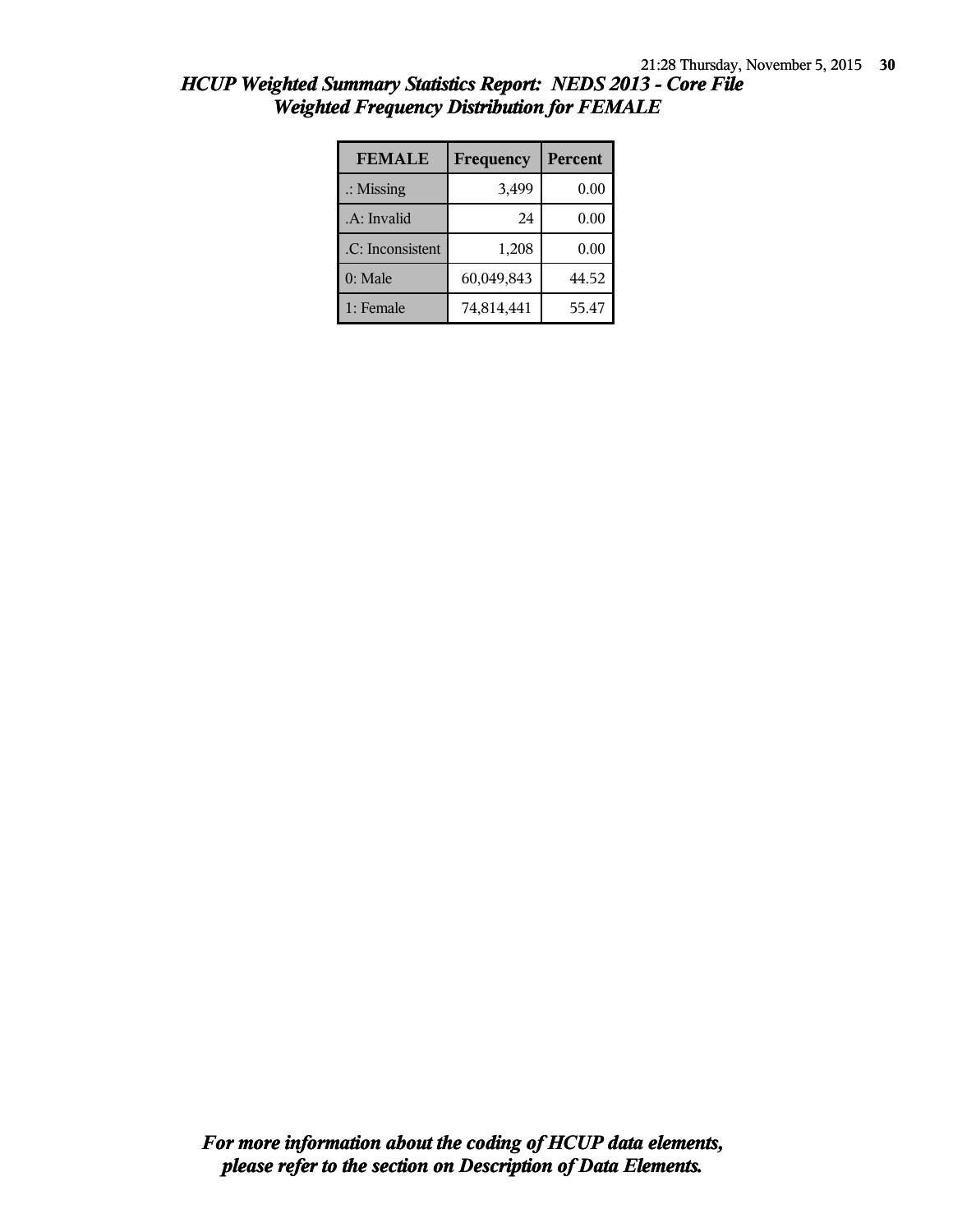## *HCUP Weighted Summary Statistics Report: NEDS 2013 - Core File*
## *Weighted Frequency Distribution for FEMALE*

| FEMALE | Frequency | Percent |
|---|---|---|
| .: Missing | 3,499 | 0.00 |
| .A: Invalid | 24 | 0.00 |
| .C: Inconsistent | 1,208 | 0.00 |
| 0: Male | 60,049,843 | 44.52 |
| 1: Female | 74,814,441 | 55.47 |

***For more information about the coding of HCUP data elements, please refer to the section on Description of Data Elements.***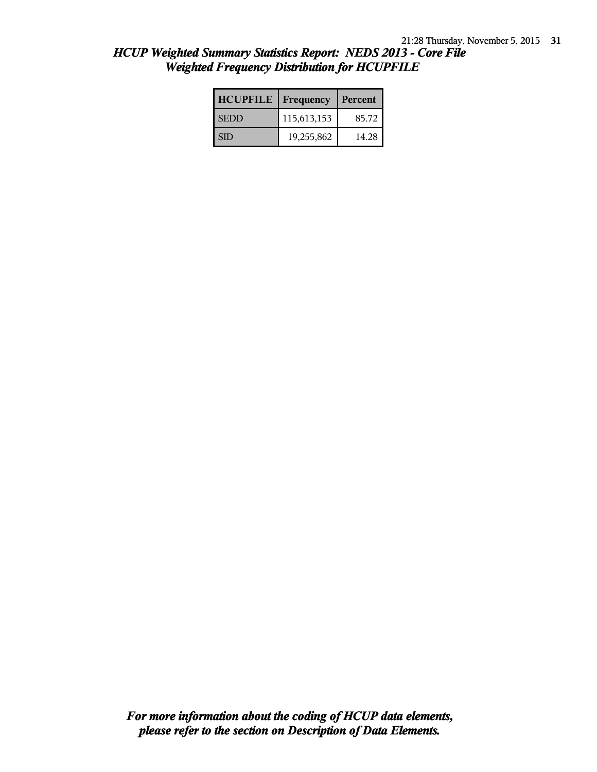## *HCUP Weighted Summary Statistics Report: NEDS 2013 - Core File*
## *Weighted Frequency Distribution for HCUPFILE*

| HCUPFILE | Frequency | Percent |
|---|---|---|
| SEDD | 115,613,153 | 85.72 |
| SID | 19,255,862 | 14.28 |

***For more information about the coding of HCUP data elements, please refer to the section on Description of Data Elements.***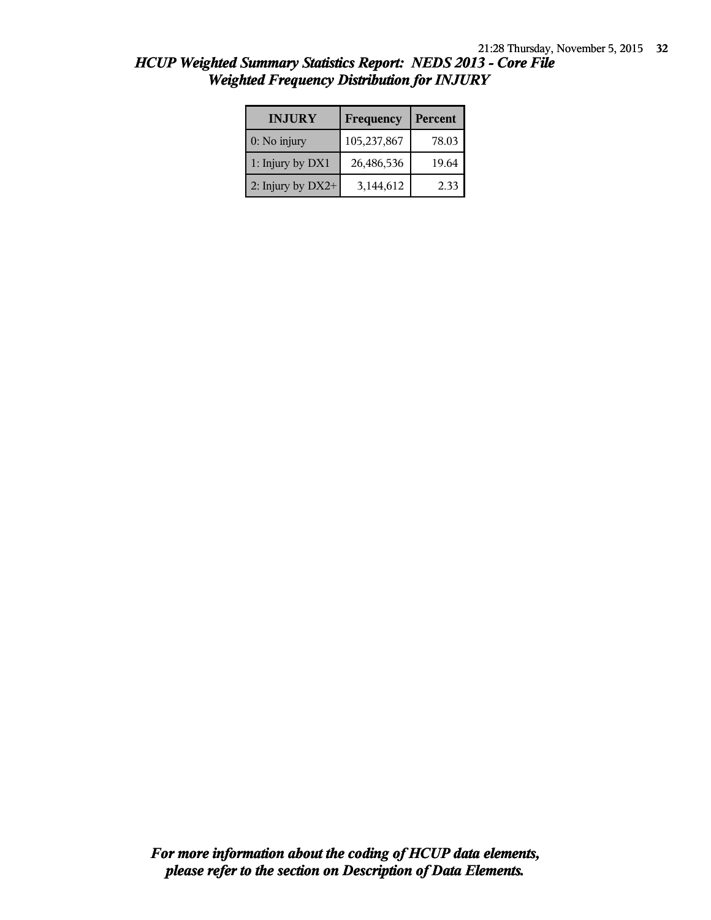## *HCUP Weighted Summary Statistics Report: NEDS 2013 - Core File*
## *Weighted Frequency Distribution for INJURY*

| INJURY | Frequency | Percent |
|---|---|---|
| 0: No injury | 105,237,867 | 78.03 |
| 1: Injury by DX1 | 26,486,536 | 19.64 |
| 2: Injury by DX2+ | 3,144,612 | 2.33 |

***For more information about the coding of HCUP data elements, please refer to the section on Description of Data Elements.***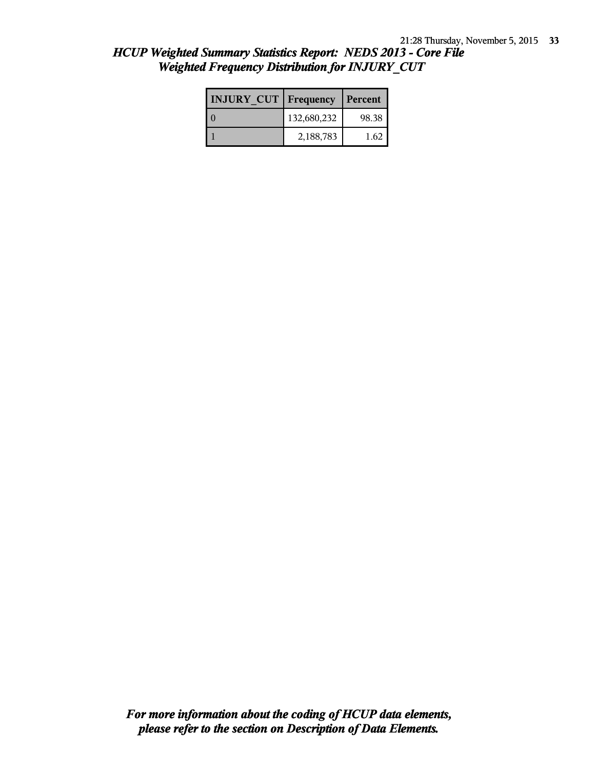# *HCUP Weighted Summary Statistics Report: NEDS 2013 - Core File*
## *Weighted Frequency Distribution for INJURY_CUT*

| INJURY_CUT | Frequency | Percent |
|---|---|---|
| 0 | 132,680,232 | 98.38 |
| 1 | 2,188,783 | 1.62 |

***For more information about the coding of HCUP data elements, please refer to the section on Description of Data Elements.***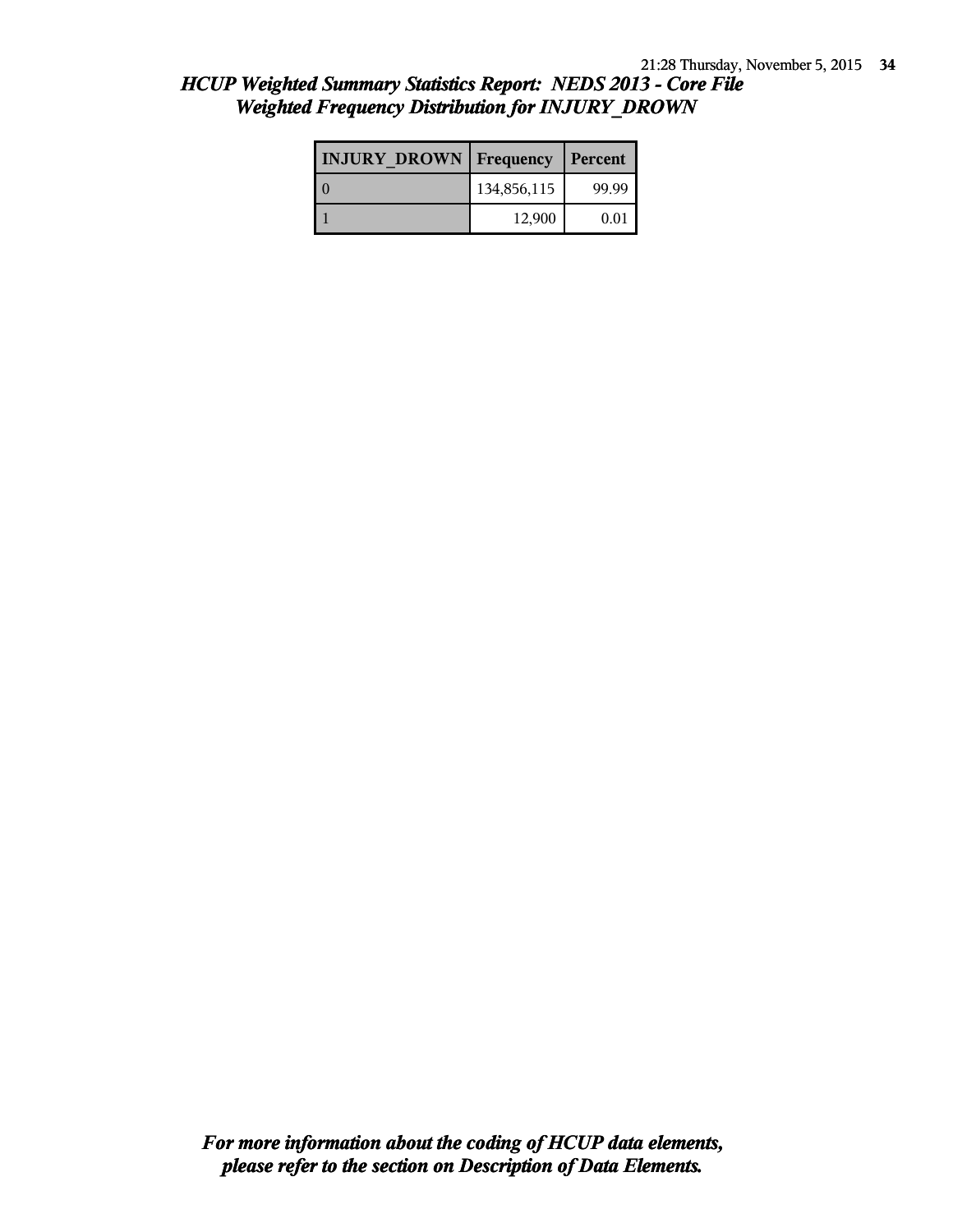## *HCUP Weighted Summary Statistics Report: NEDS 2013 - Core File*
## *Weighted Frequency Distribution for INJURY_DROWN*

| INJURY_DROWN | Frequency | Percent |
|---|---|---|
| 0 | 134,856,115 | 99.99 |
| 1 | 12,900 | 0.01 |

***For more information about the coding of HCUP data elements, please refer to the section on Description of Data Elements.***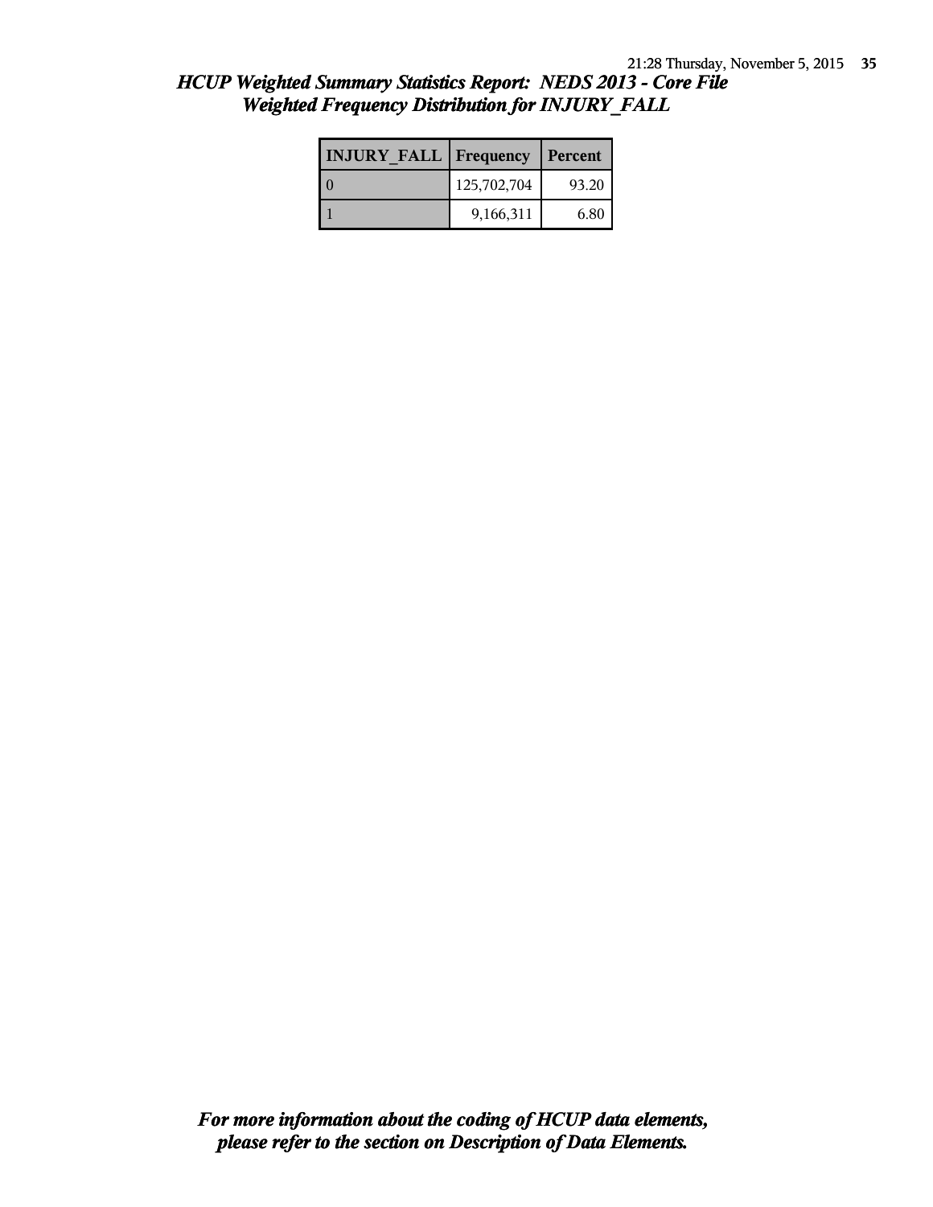## *HCUP Weighted Summary Statistics Report: NEDS 2013 - Core File*
## *Weighted Frequency Distribution for INJURY_FALL*

| INJURY_FALL | Frequency | Percent |
|---|---|---|
| 0 | 125,702,704 | 93.20 |
| 1 | 9,166,311 | 6.80 |

***For more information about the coding of HCUP data elements, please refer to the section on Description of Data Elements.***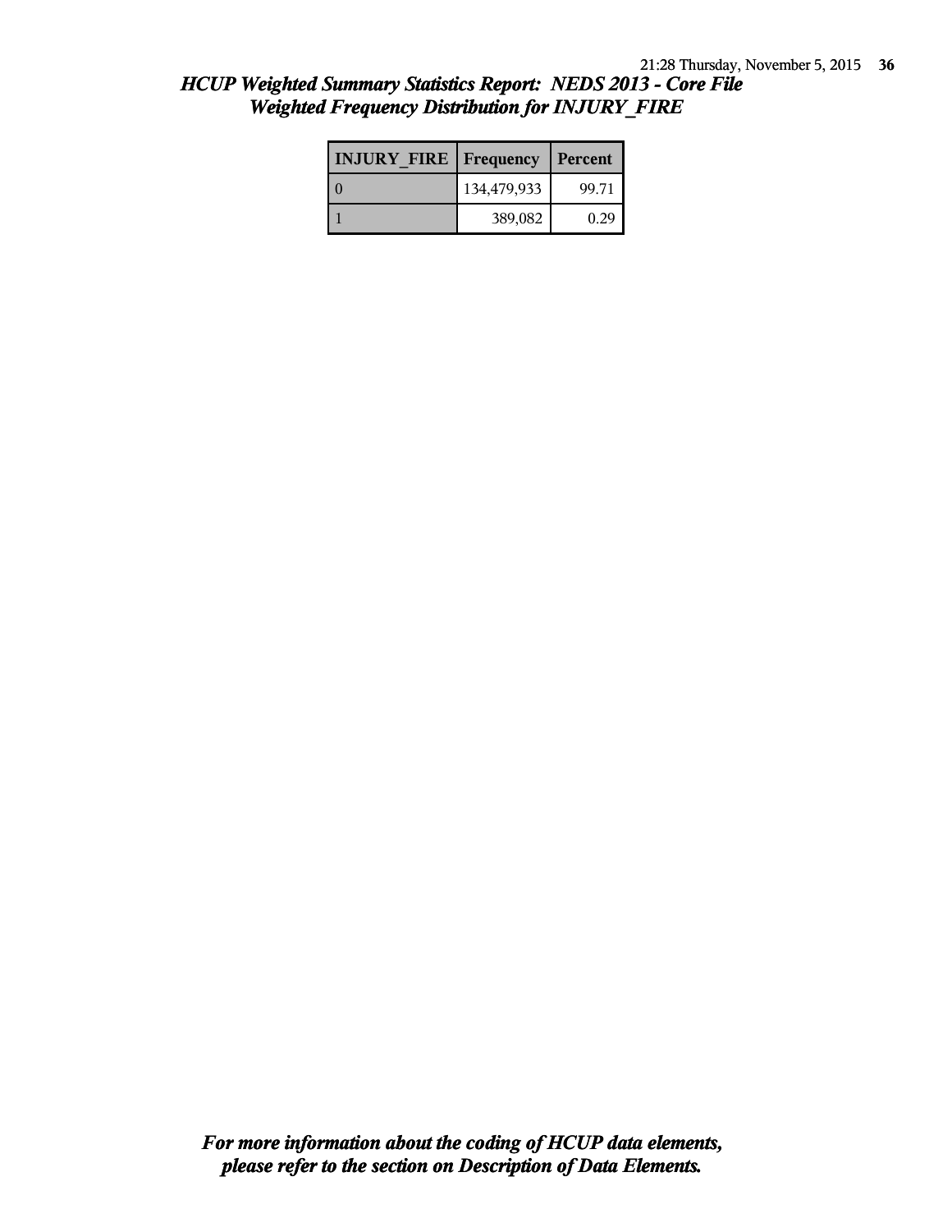## *HCUP Weighted Summary Statistics Report: NEDS 2013 - Core File*
## *Weighted Frequency Distribution for INJURY_FIRE*

| INJURY_FIRE | Frequency | Percent |
|---|---|---|
| 0 | 134,479,933 | 99.71 |
| 1 | 389,082 | 0.29 |

***For more information about the coding of HCUP data elements, please refer to the section on Description of Data Elements.***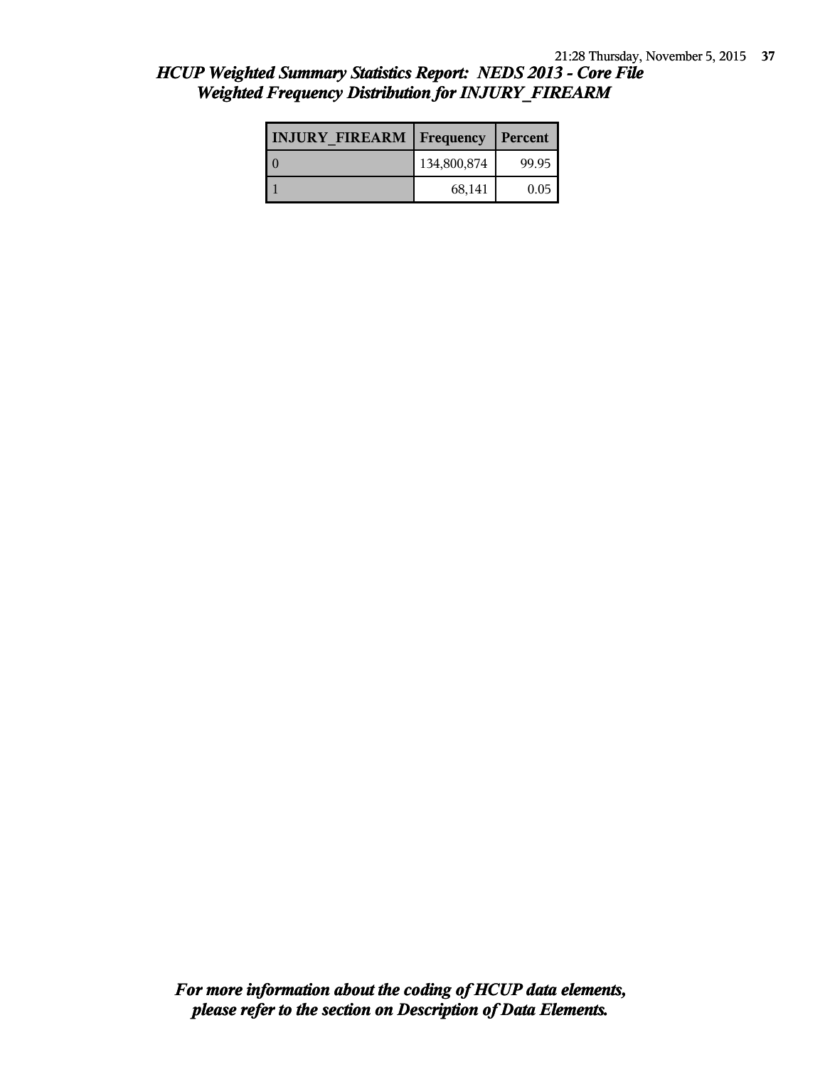### *HCUP Weighted Summary Statistics Report: NEDS 2013 - Core File*
### *Weighted Frequency Distribution for INJURY_FIREARM*

| INJURY_FIREARM | Frequency | Percent |
|---|---|---|
| 0 | 134,800,874 | 99.95 |
| 1 | 68,141 | 0.05 |

***For more information about the coding of HCUP data elements, please refer to the section on Description of Data Elements.***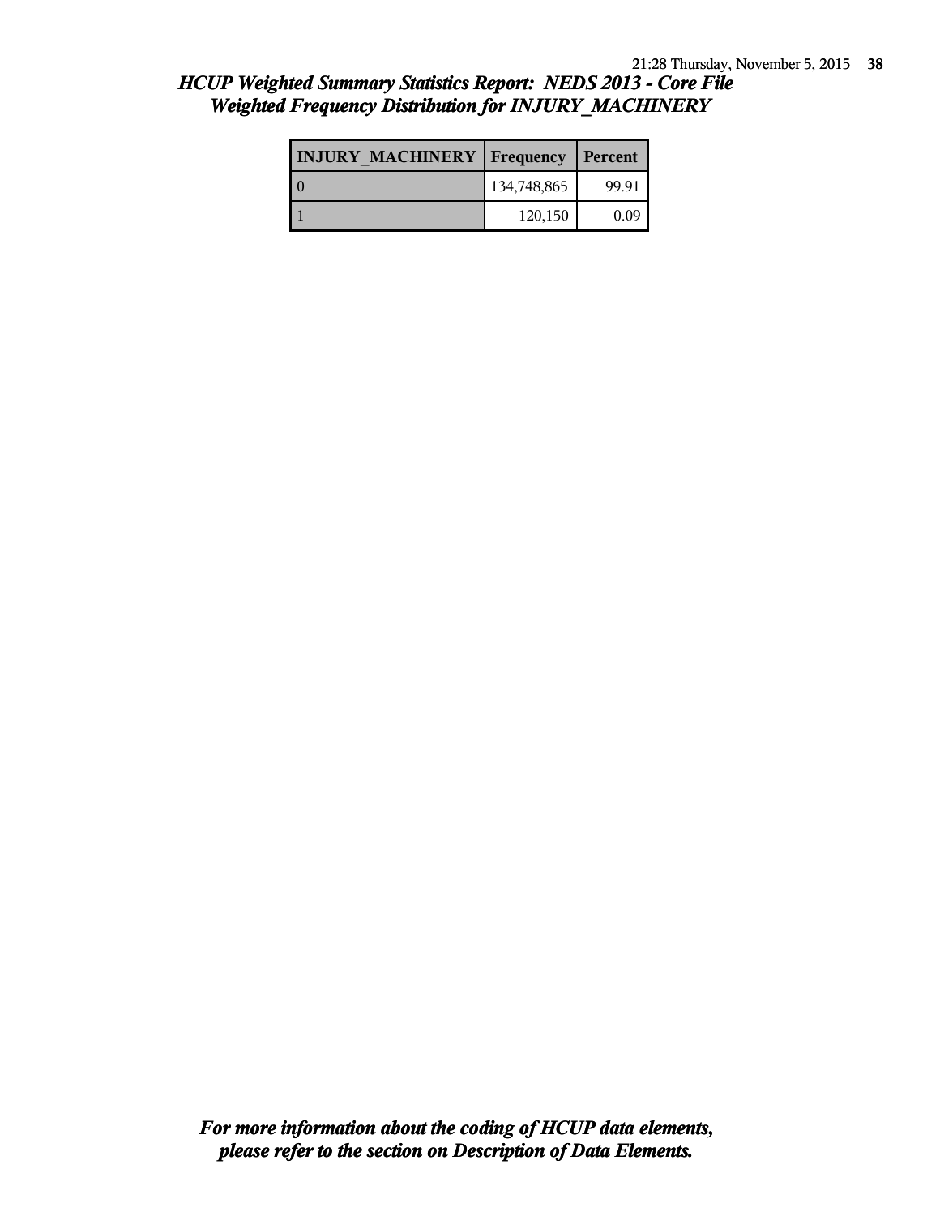## *HCUP Weighted Summary Statistics Report: NEDS 2013 - Core File*
## *Weighted Frequency Distribution for INJURY_MACHINERY*

| INJURY_MACHINERY | Frequency | Percent |
|---|---|---|
| 0 | 134,748,865 | 99.91 |
| 1 | 120,150 | 0.09 |

***For more information about the coding of HCUP data elements, please refer to the section on Description of Data Elements.***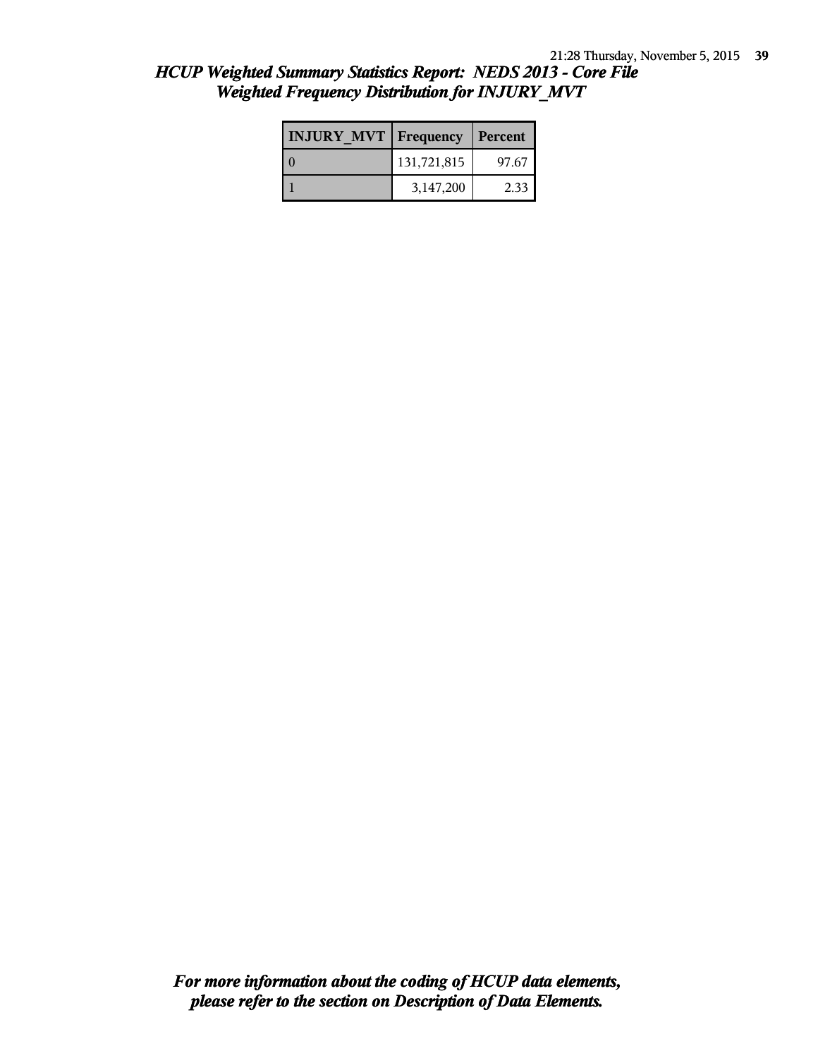## *HCUP Weighted Summary Statistics Report: NEDS 2013 - Core File*
## *Weighted Frequency Distribution for INJURY_MVT*

| INJURY_MVT | Frequency | Percent |
|---|---|---|
| 0 | 131,721,815 | 97.67 |
| 1 | 3,147,200 | 2.33 |

***For more information about the coding of HCUP data elements, please refer to the section on Description of Data Elements.***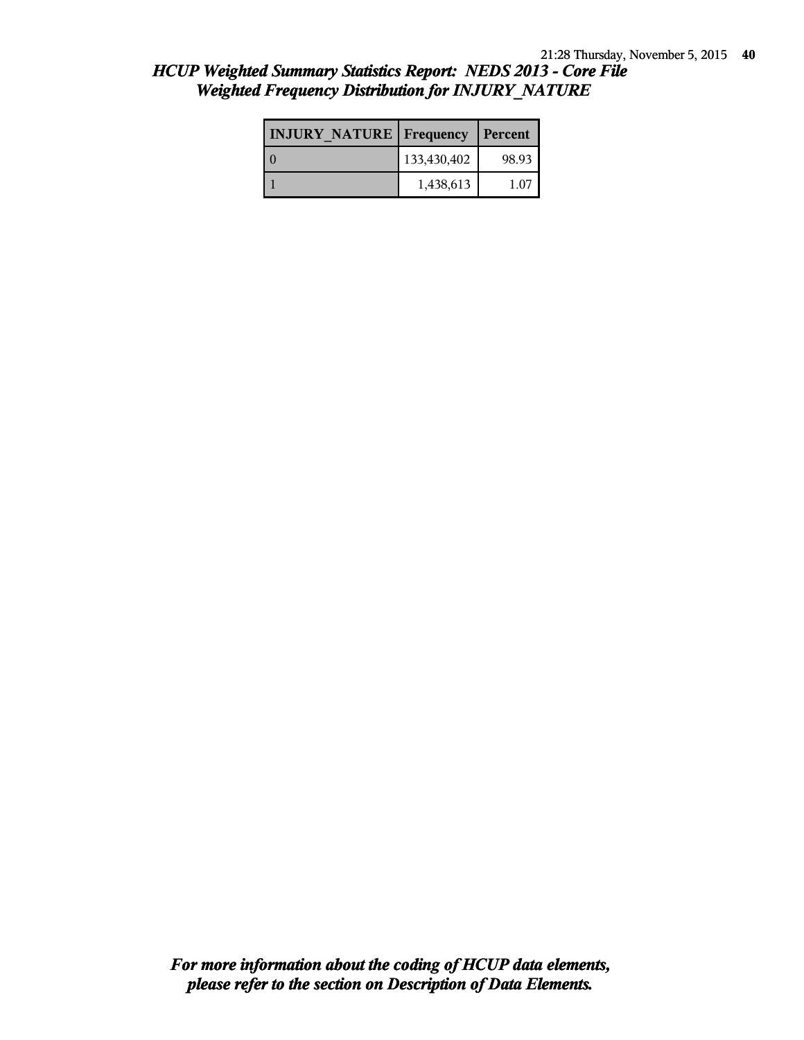## *HCUP Weighted Summary Statistics Report: NEDS 2013 - Core File*
## *Weighted Frequency Distribution for INJURY_NATURE*

| INJURY_NATURE | Frequency | Percent |
|---|---|---|
| 0 | 133,430,402 | 98.93 |
| 1 | 1,438,613 | 1.07 |

***For more information about the coding of HCUP data elements, please refer to the section on Description of Data Elements.***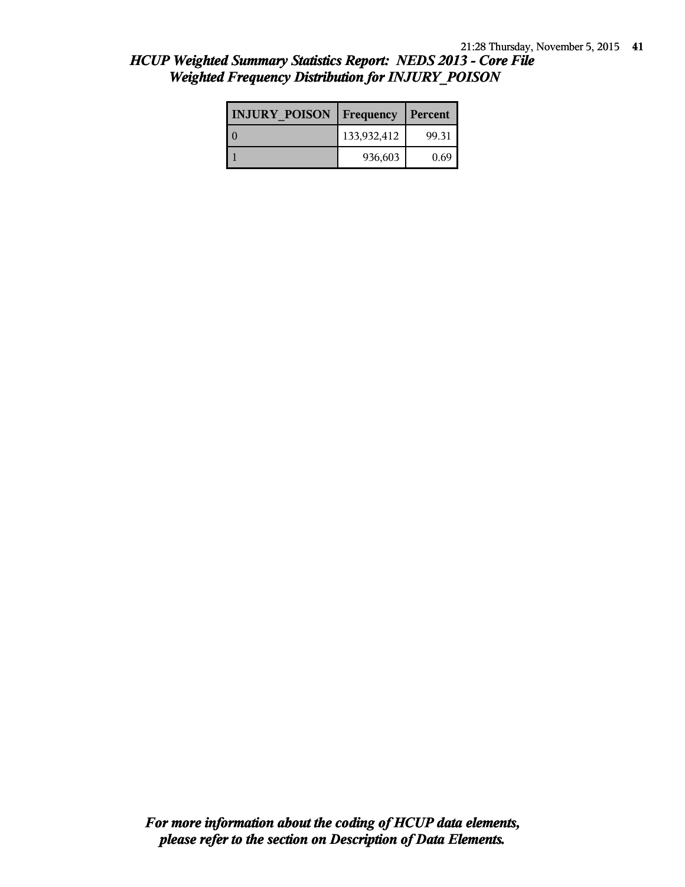## *HCUP Weighted Summary Statistics Report: NEDS 2013 - Core File*
## *Weighted Frequency Distribution for INJURY_POISON*

| INJURY_POISON | Frequency | Percent |
|---|---|---|
| 0 | 133,932,412 | 99.31 |
| 1 | 936,603 | 0.69 |

***For more information about the coding of HCUP data elements, please refer to the section on Description of Data Elements.***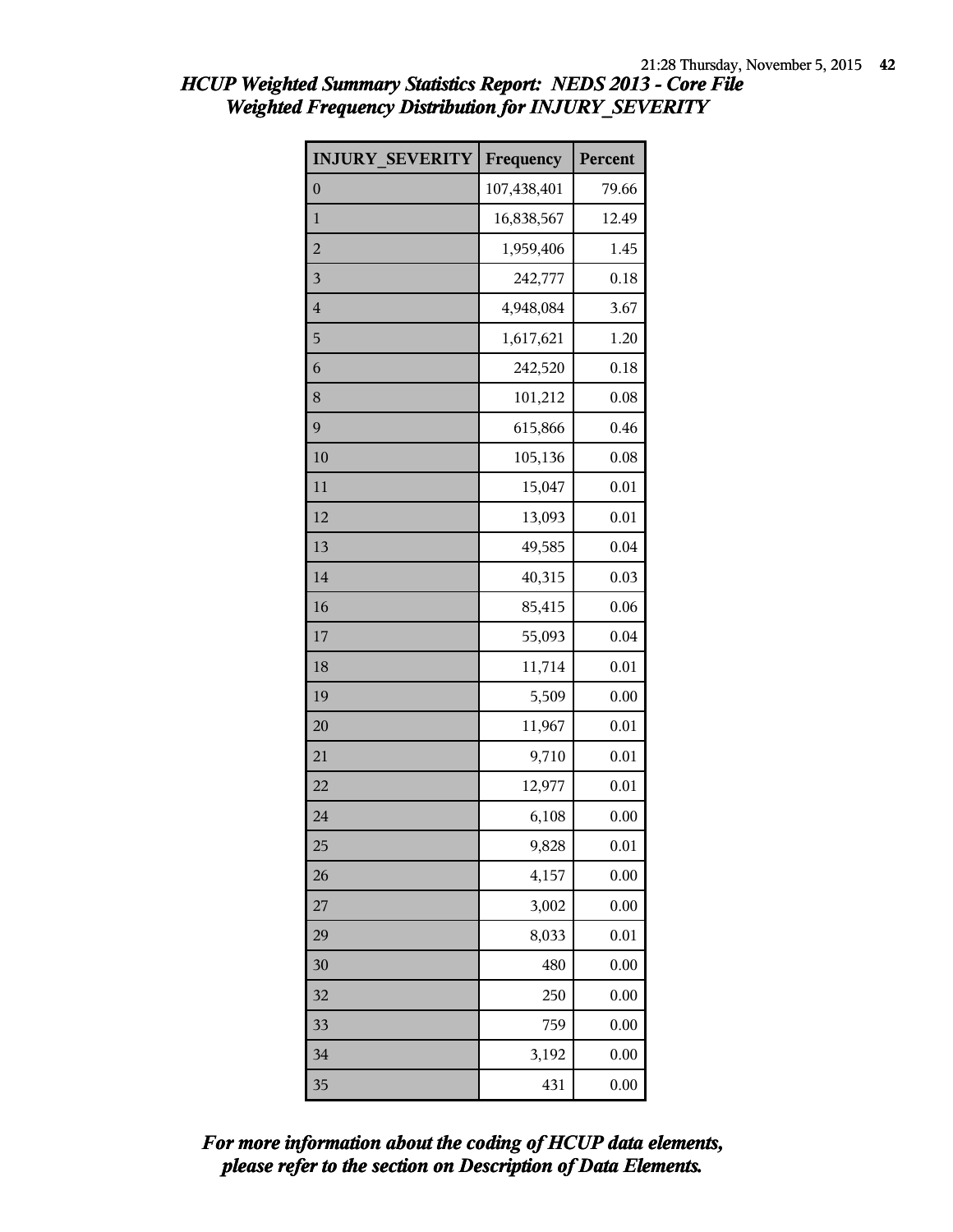## *HCUP Weighted Summary Statistics Report: NEDS 2013 - Core File*
## *Weighted Frequency Distribution for INJURY_SEVERITY*

| INJURY_SEVERITY | Frequency | Percent |
|---|---|---|
| 0 | 107,438,401 | 79.66 |
| 1 | 16,838,567 | 12.49 |
| 2 | 1,959,406 | 1.45 |
| 3 | 242,777 | 0.18 |
| 4 | 4,948,084 | 3.67 |
| 5 | 1,617,621 | 1.20 |
| 6 | 242,520 | 0.18 |
| 8 | 101,212 | 0.08 |
| 9 | 615,866 | 0.46 |
| 10 | 105,136 | 0.08 |
| 11 | 15,047 | 0.01 |
| 12 | 13,093 | 0.01 |
| 13 | 49,585 | 0.04 |
| 14 | 40,315 | 0.03 |
| 16 | 85,415 | 0.06 |
| 17 | 55,093 | 0.04 |
| 18 | 11,714 | 0.01 |
| 19 | 5,509 | 0.00 |
| 20 | 11,967 | 0.01 |
| 21 | 9,710 | 0.01 |
| 22 | 12,977 | 0.01 |
| 24 | 6,108 | 0.00 |
| 25 | 9,828 | 0.01 |
| 26 | 4,157 | 0.00 |
| 27 | 3,002 | 0.00 |
| 29 | 8,033 | 0.01 |
| 30 | 480 | 0.00 |
| 32 | 250 | 0.00 |
| 33 | 759 | 0.00 |
| 34 | 3,192 | 0.00 |
| 35 | 431 | 0.00 |

***For more information about the coding of HCUP data elements, please refer to the section on Description of Data Elements.***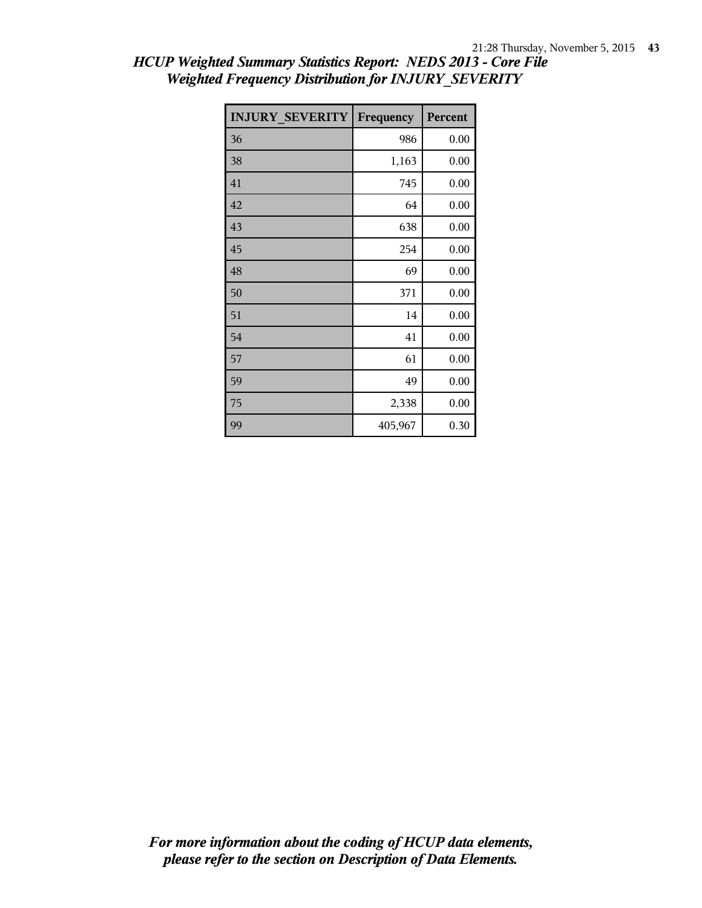# *HCUP Weighted Summary Statistics Report: NEDS 2013 - Core File*
## *Weighted Frequency Distribution for INJURY_SEVERITY*

| INJURY_SEVERITY | Frequency | Percent |
|---|---|---|
| 36 | 986 | 0.00 |
| 38 | 1,163 | 0.00 |
| 41 | 745 | 0.00 |
| 42 | 64 | 0.00 |
| 43 | 638 | 0.00 |
| 45 | 254 | 0.00 |
| 48 | 69 | 0.00 |
| 50 | 371 | 0.00 |
| 51 | 14 | 0.00 |
| 54 | 41 | 0.00 |
| 57 | 61 | 0.00 |
| 59 | 49 | 0.00 |
| 75 | 2,338 | 0.00 |
| 99 | 405,967 | 0.30 |

*For more information about the coding of HCUP data elements, please refer to the section on Description of Data Elements.*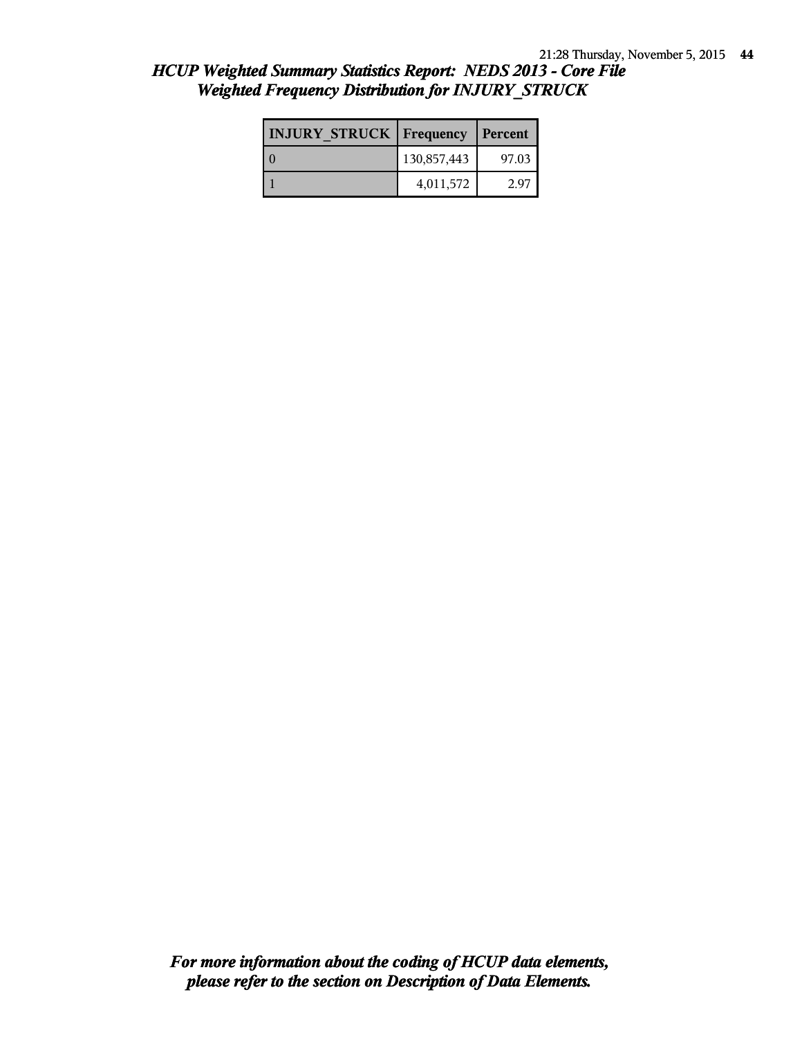## *HCUP Weighted Summary Statistics Report: NEDS 2013 - Core File*
## *Weighted Frequency Distribution for INJURY_STRUCK*

| INJURY_STRUCK | Frequency | Percent |
|---|---|---|
| 0 | 130,857,443 | 97.03 |
| 1 | 4,011,572 | 2.97 |

***For more information about the coding of HCUP data elements, please refer to the section on Description of Data Elements.***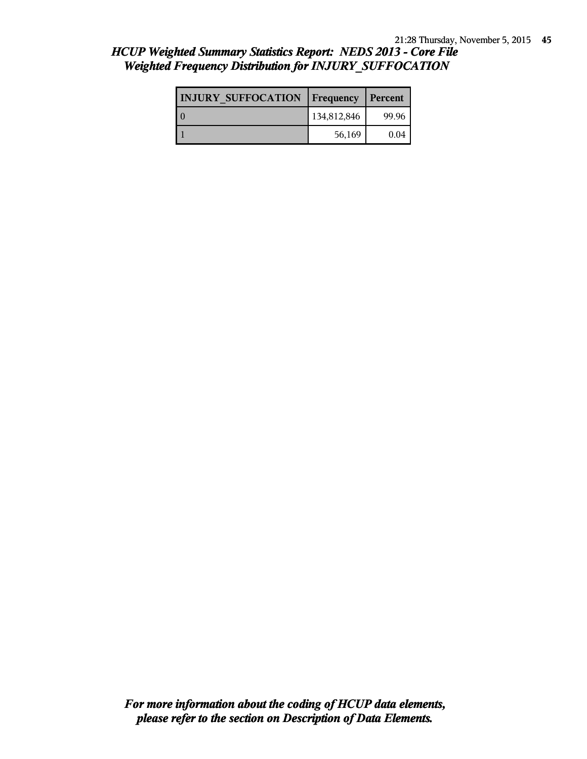## *HCUP Weighted Summary Statistics Report: NEDS 2013 - Core File*
## *Weighted Frequency Distribution for INJURY_SUFFOCATION*

| INJURY_SUFFOCATION | Frequency | Percent |
|---|---|---|
| 0 | 134,812,846 | 99.96 |
| 1 | 56,169 | 0.04 |

***For more information about the coding of HCUP data elements, please refer to the section on Description of Data Elements.***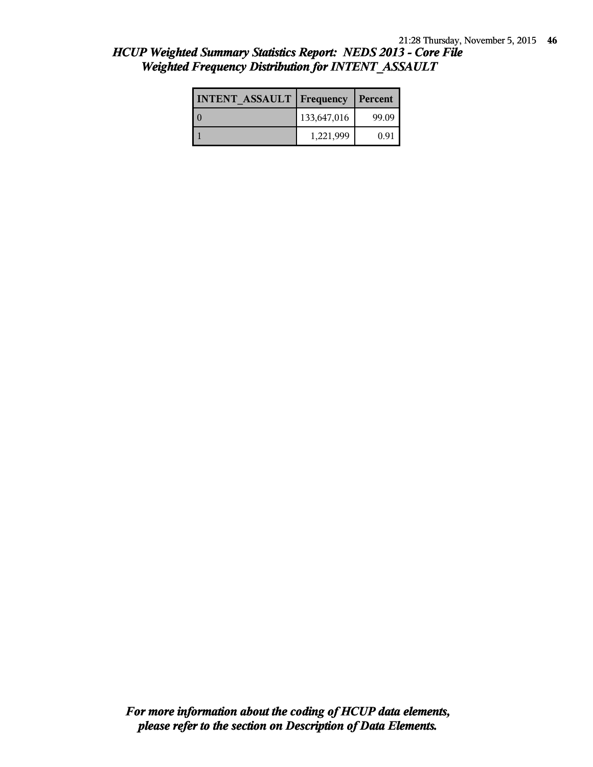## *HCUP Weighted Summary Statistics Report: NEDS 2013 - Core File*
## *Weighted Frequency Distribution for INTENT_ASSAULT*

| INTENT_ASSAULT | Frequency | Percent |
|---|---|---|
| 0 | 133,647,016 | 99.09 |
| 1 | 1,221,999 | 0.91 |

***For more information about the coding of HCUP data elements, please refer to the section on Description of Data Elements.***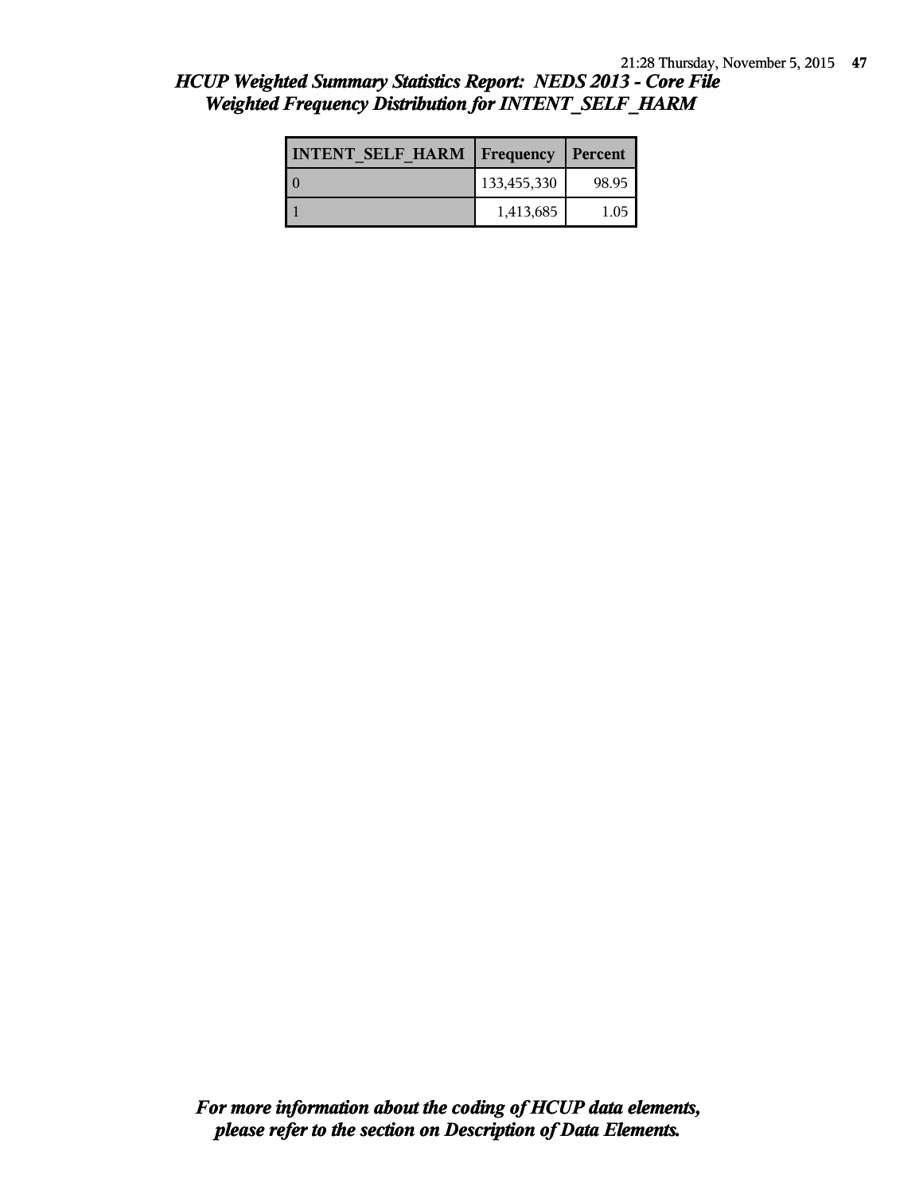## HCUP Weighted Summary Statistics Report: NEDS 2013 - Core File
## Weighted Frequency Distribution for INTENT_SELF_HARM

| INTENT_SELF_HARM | Frequency | Percent |
|---|---|---|
| 0 | 133,455,330 | 98.95 |
| 1 | 1,413,685 | 1.05 |

***For more information about the coding of HCUP data elements, please refer to the section on Description of Data Elements.***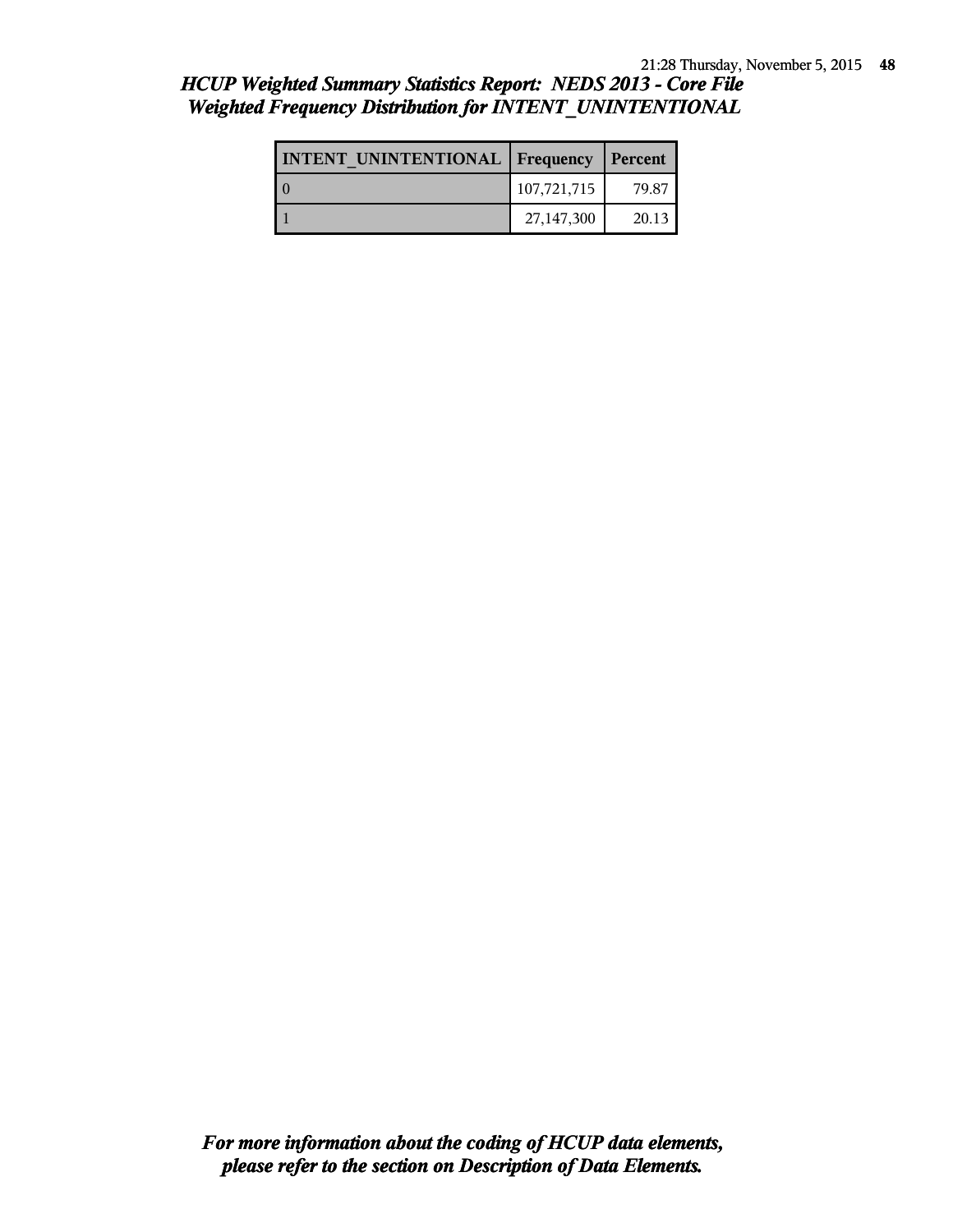## *HCUP Weighted Summary Statistics Report: NEDS 2013 - Core File*
## *Weighted Frequency Distribution for INTENT_UNINTENTIONAL*

| INTENT_UNINTENTIONAL | Frequency | Percent |
|---|---|---|
| 0 | 107,721,715 | 79.87 |
| 1 | 27,147,300 | 20.13 |

***For more information about the coding of HCUP data elements, please refer to the section on Description of Data Elements.***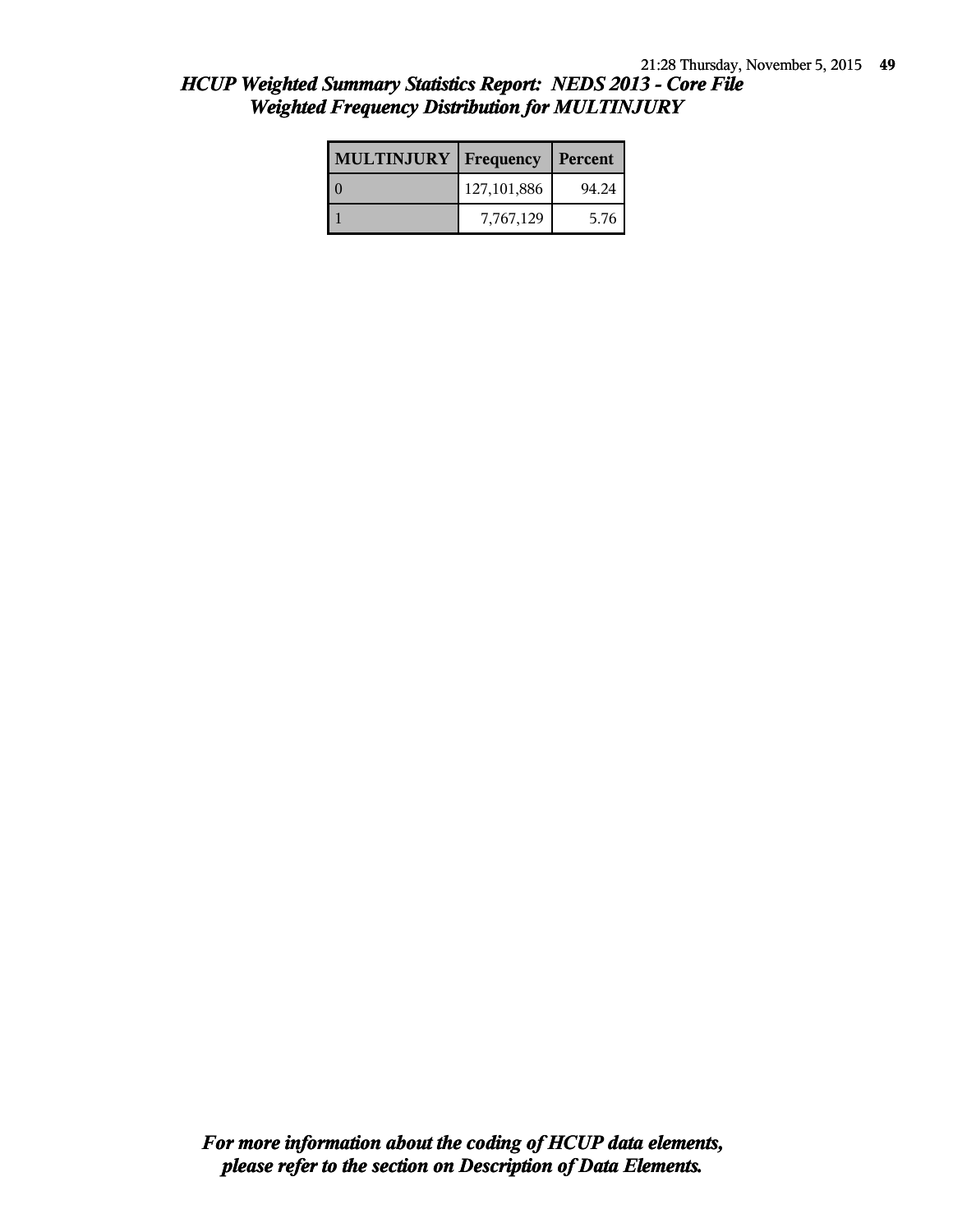*HCUP Weighted Summary Statistics Report: NEDS 2013 - Core File*
*Weighted Frequency Distribution for MULTINJURY*

| MULTINJURY | Frequency | Percent |
|---|---|---|
| 0 | 127,101,886 | 94.24 |
| 1 | 7,767,129 | 5.76 |

***For more information about the coding of HCUP data elements, please refer to the section on Description of Data Elements.***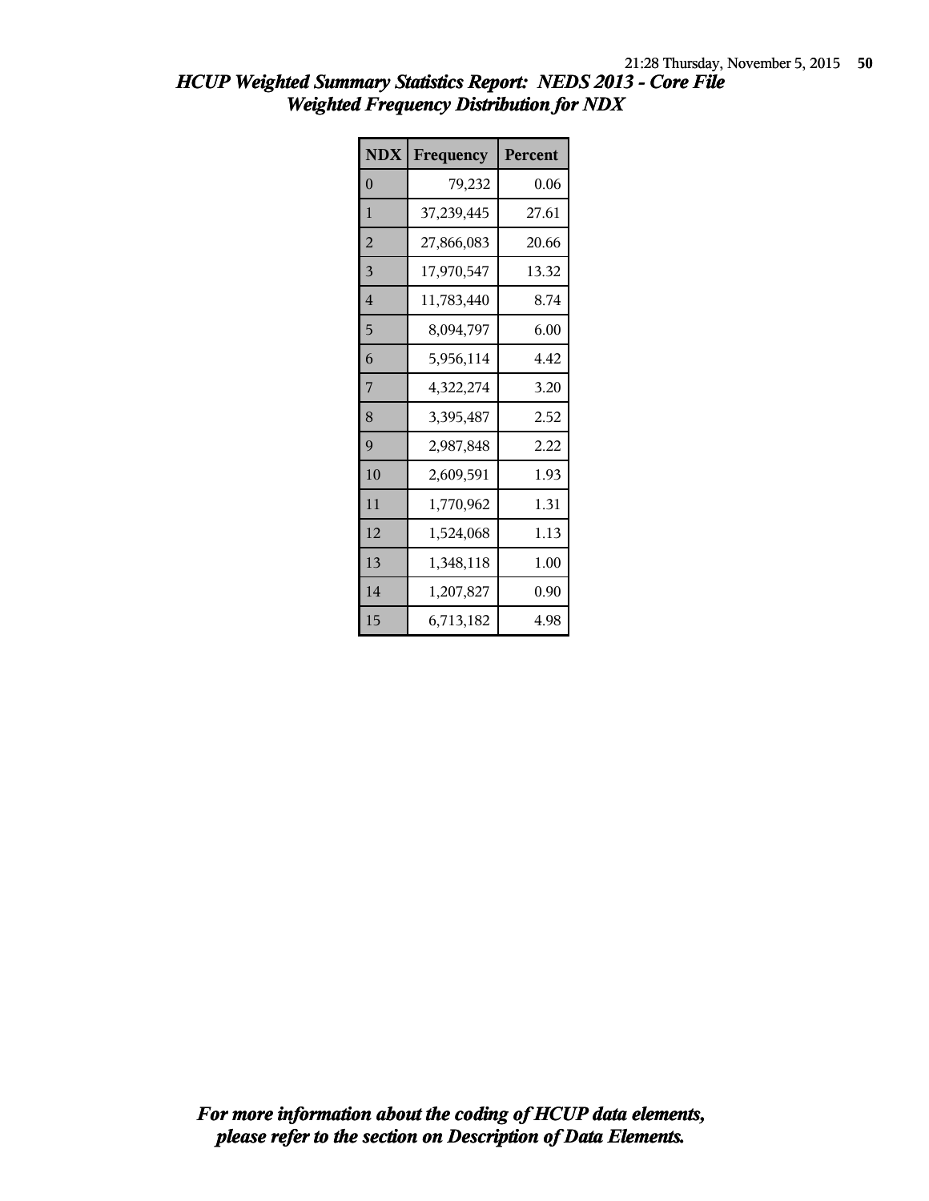# *HCUP Weighted Summary Statistics Report: NEDS 2013 - Core File*
## *Weighted Frequency Distribution for NDX*

| NDX | Frequency | Percent |
|---|---|---|
| 0 | 79,232 | 0.06 |
| 1 | 37,239,445 | 27.61 |
| 2 | 27,866,083 | 20.66 |
| 3 | 17,970,547 | 13.32 |
| 4 | 11,783,440 | 8.74 |
| 5 | 8,094,797 | 6.00 |
| 6 | 5,956,114 | 4.42 |
| 7 | 4,322,274 | 3.20 |
| 8 | 3,395,487 | 2.52 |
| 9 | 2,987,848 | 2.22 |
| 10 | 2,609,591 | 1.93 |
| 11 | 1,770,962 | 1.31 |
| 12 | 1,524,068 | 1.13 |
| 13 | 1,348,118 | 1.00 |
| 14 | 1,207,827 | 0.90 |
| 15 | 6,713,182 | 4.98 |

***For more information about the coding of HCUP data elements, please refer to the section on Description of Data Elements.***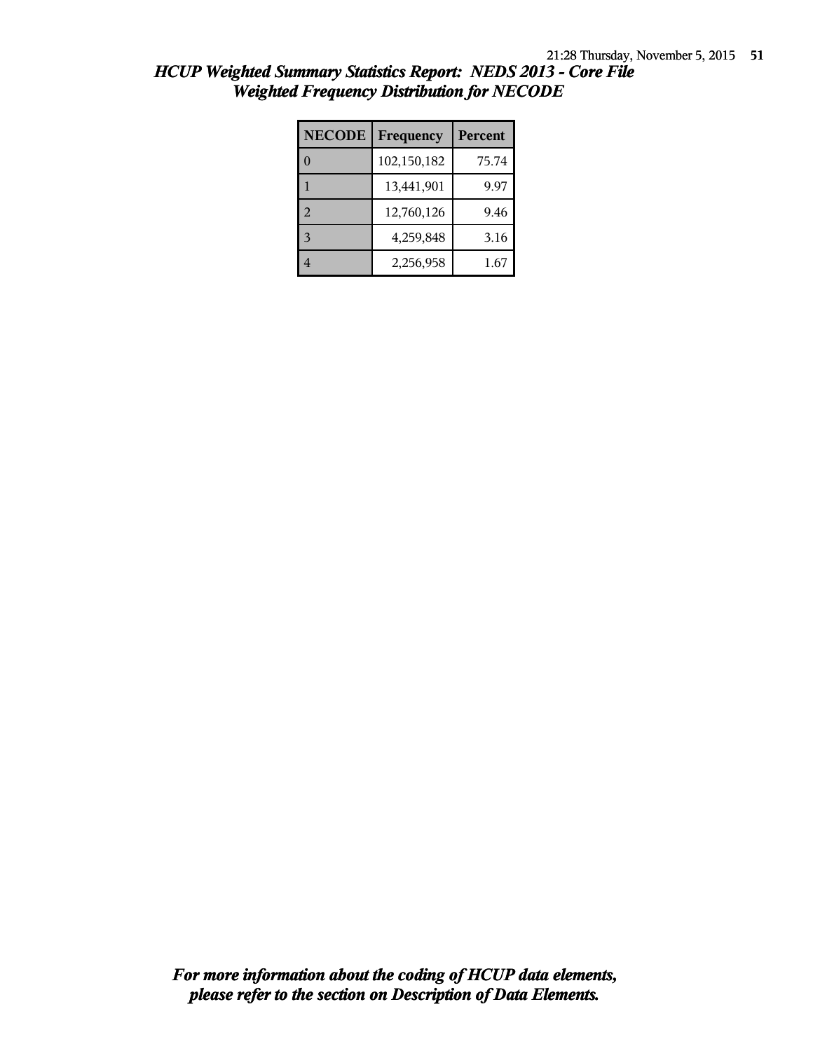## *HCUP Weighted Summary Statistics Report: NEDS 2013 - Core File*
## *Weighted Frequency Distribution for NECODE*

| NECODE | Frequency | Percent |
|---|---|---|
| 0 | 102,150,182 | 75.74 |
| 1 | 13,441,901 | 9.97 |
| 2 | 12,760,126 | 9.46 |
| 3 | 4,259,848 | 3.16 |
| 4 | 2,256,958 | 1.67 |

***For more information about the coding of HCUP data elements, please refer to the section on Description of Data Elements.***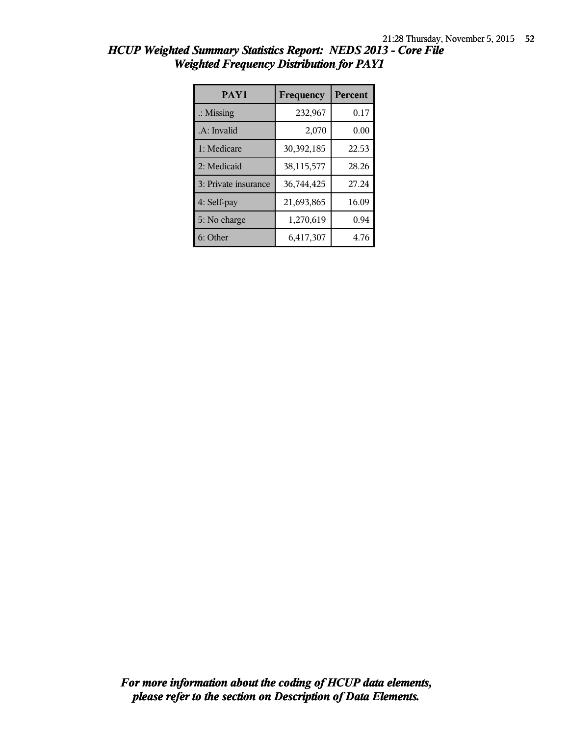# HCUP Weighted Summary Statistics Report: NEDS 2013 - Core File
## Weighted Frequency Distribution for PAY1

| PAY1 | Frequency | Percent |
|---|---|---|
| .: Missing | 232,967 | 0.17 |
| .A: Invalid | 2,070 | 0.00 |
| 1: Medicare | 30,392,185 | 22.53 |
| 2: Medicaid | 38,115,577 | 28.26 |
| 3: Private insurance | 36,744,425 | 27.24 |
| 4: Self-pay | 21,693,865 | 16.09 |
| 5: No charge | 1,270,619 | 0.94 |
| 6: Other | 6,417,307 | 4.76 |

***For more information about the coding of HCUP data elements, please refer to the section on Description of Data Elements.***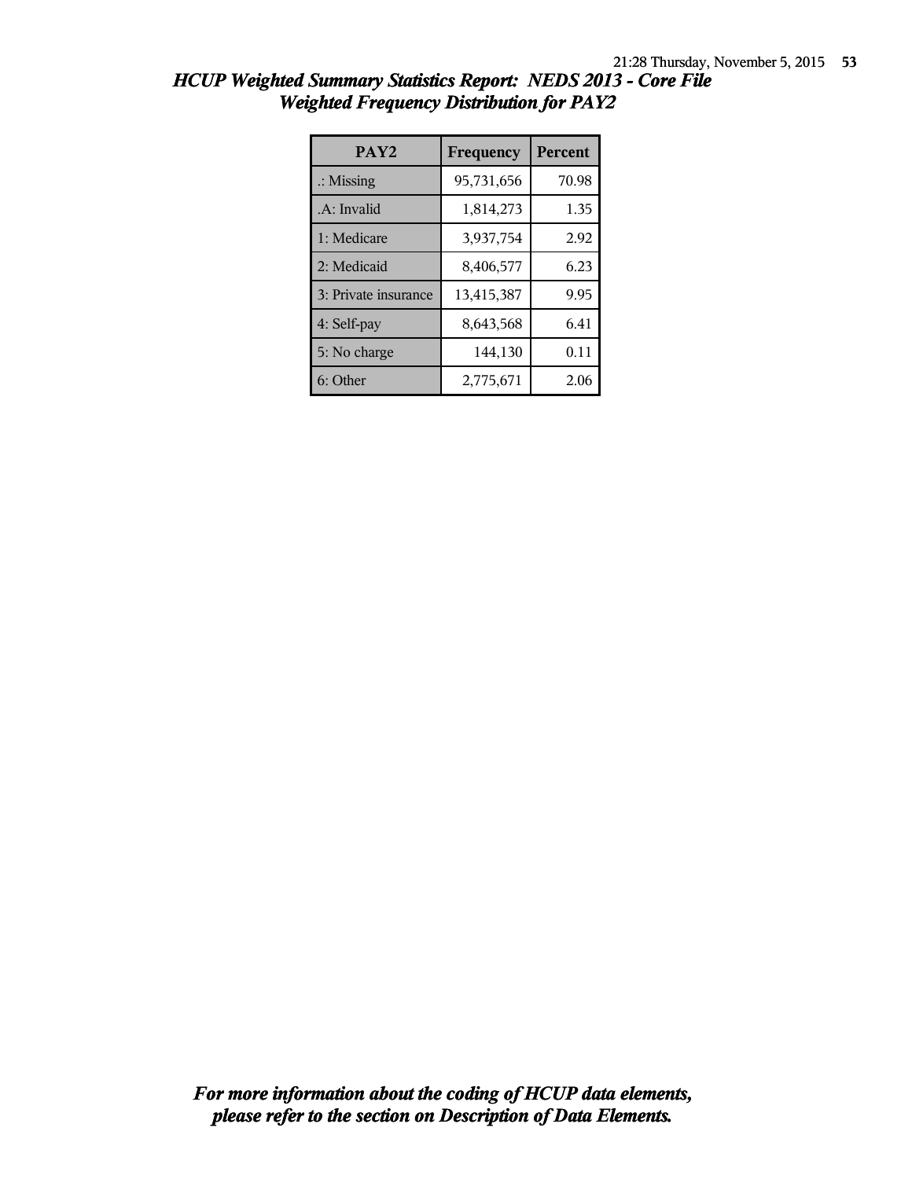# HCUP Weighted Summary Statistics Report: NEDS 2013 - Core File
## Weighted Frequency Distribution for PAY2

| PAY2 | Frequency | Percent |
|---|---|---|
| .: Missing | 95,731,656 | 70.98 |
| .A: Invalid | 1,814,273 | 1.35 |
| 1: Medicare | 3,937,754 | 2.92 |
| 2: Medicaid | 8,406,577 | 6.23 |
| 3: Private insurance | 13,415,387 | 9.95 |
| 4: Self-pay | 8,643,568 | 6.41 |
| 5: No charge | 144,130 | 0.11 |
| 6: Other | 2,775,671 | 2.06 |

***For more information about the coding of HCUP data elements, please refer to the section on Description of Data Elements.***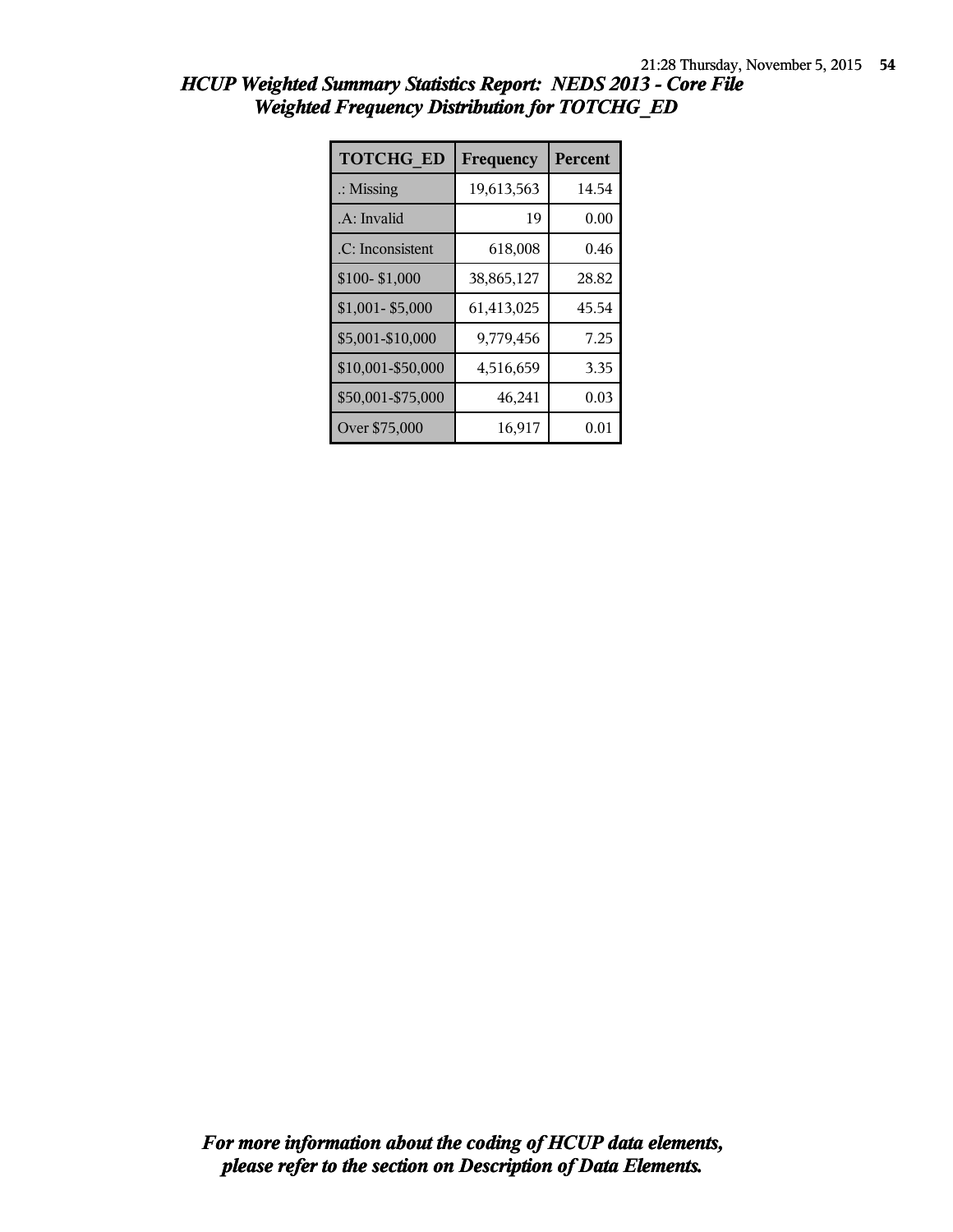# *HCUP Weighted Summary Statistics Report: NEDS 2013 - Core File*
## *Weighted Frequency Distribution for TOTCHG_ED*

| TOTCHG_ED | Frequency | Percent |
|---|---|---|
| .: Missing | 19,613,563 | 14.54 |
| .A: Invalid | 19 | 0.00 |
| .C: Inconsistent | 618,008 | 0.46 |
| $100- $1,000 | 38,865,127 | 28.82 |
| $1,001- $5,000 | 61,413,025 | 45.54 |
| $5,001-$10,000 | 9,779,456 | 7.25 |
| $10,001-$50,000 | 4,516,659 | 3.35 |
| $50,001-$75,000 | 46,241 | 0.03 |
| Over $75,000 | 16,917 | 0.01 |

***For more information about the coding of HCUP data elements, please refer to the section on Description of Data Elements.***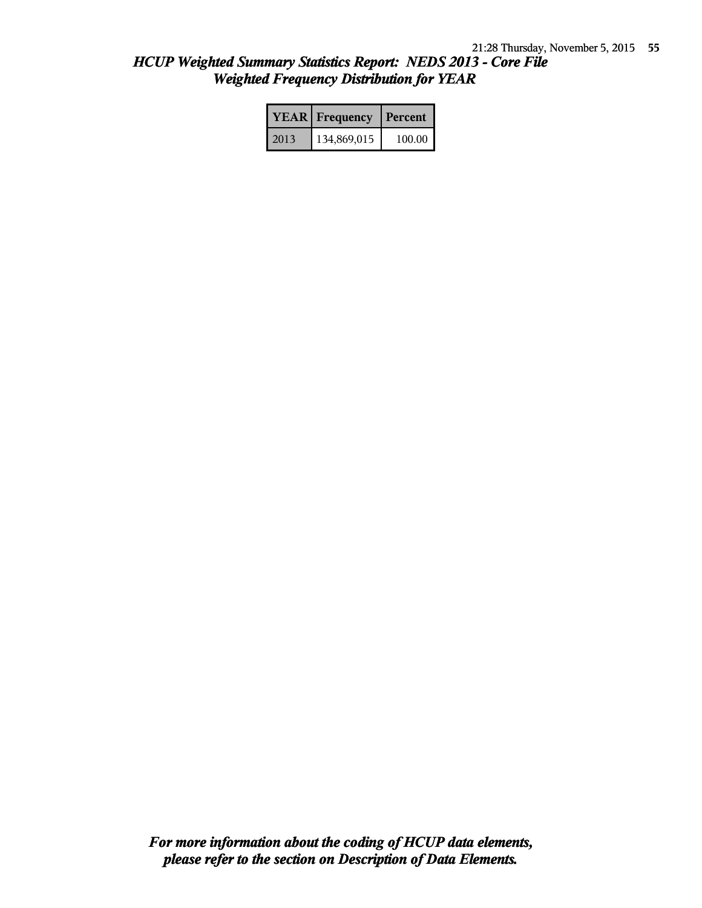## *HCUP Weighted Summary Statistics Report: NEDS 2013 - Core File*
## *Weighted Frequency Distribution for YEAR*

| YEAR | Frequency | Percent |
|---|---|---|
| 2013 | 134,869,015 | 100.00 |

***For more information about the coding of HCUP data elements, please refer to the section on Description of Data Elements.***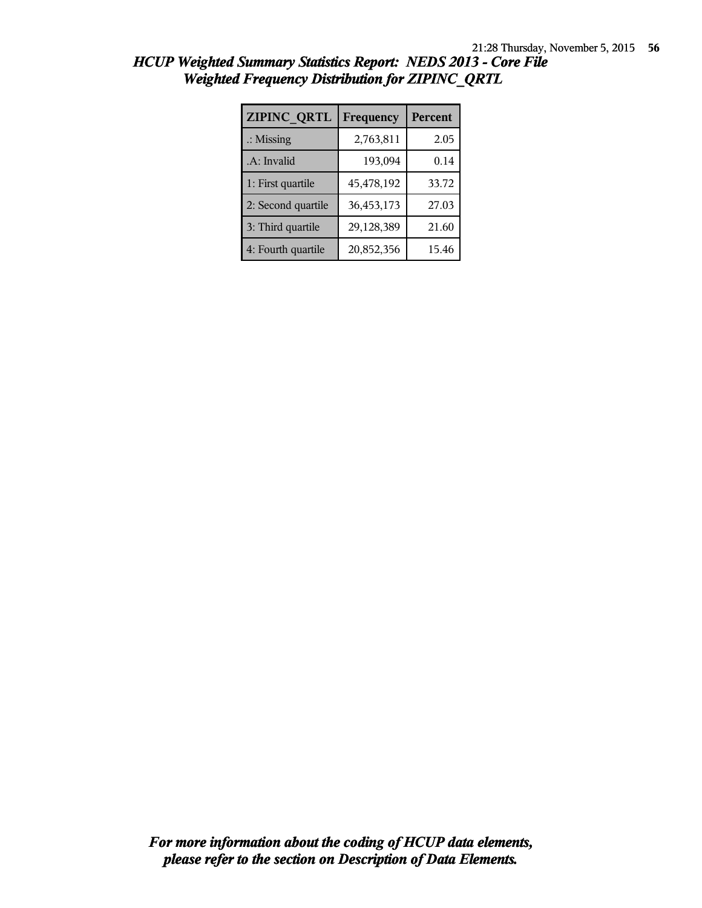# *HCUP Weighted Summary Statistics Report: NEDS 2013 - Core File*
## *Weighted Frequency Distribution for ZIPINC_QRTL*

| ZIPINC_QRTL | Frequency | Percent |
|---|---|---|
| .: Missing | 2,763,811 | 2.05 |
| .A: Invalid | 193,094 | 0.14 |
| 1: First quartile | 45,478,192 | 33.72 |
| 2: Second quartile | 36,453,173 | 27.03 |
| 3: Third quartile | 29,128,389 | 21.60 |
| 4: Fourth quartile | 20,852,356 | 15.46 |

***For more information about the coding of HCUP data elements, please refer to the section on Description of Data Elements.***